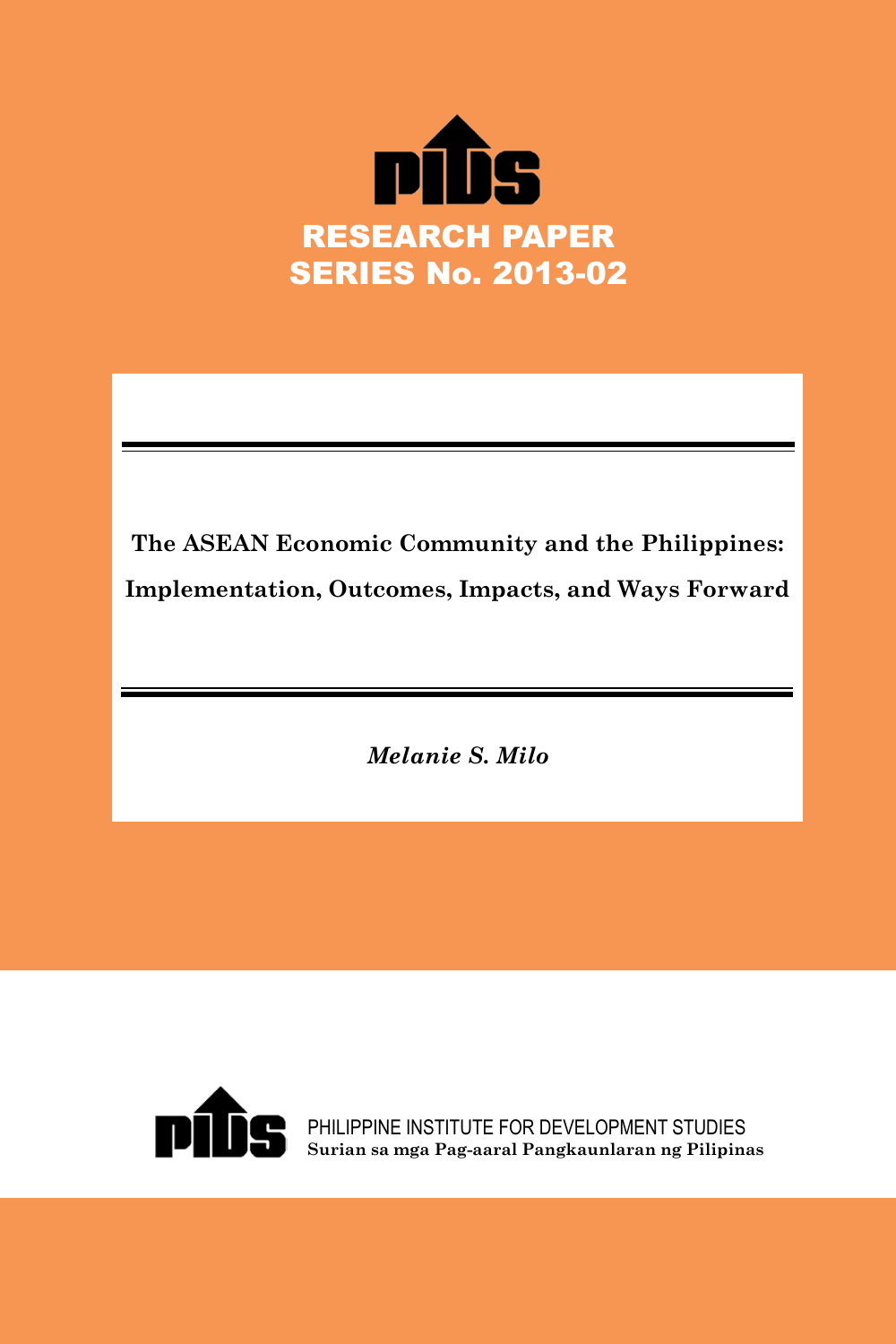PIDS

RESEARCH PAPER SERIES No. 2013-02

# The ASEAN Economic Community and the Philippines: Implementation, Outcomes, Impacts, and Ways Forward

*Melanie S. Milo*

PHILIPPINE INSTITUTE FOR DEVELOPMENT STUDIES

**Surian sa mga Pag-aaral Pangkaunlaran ng Pilipinas**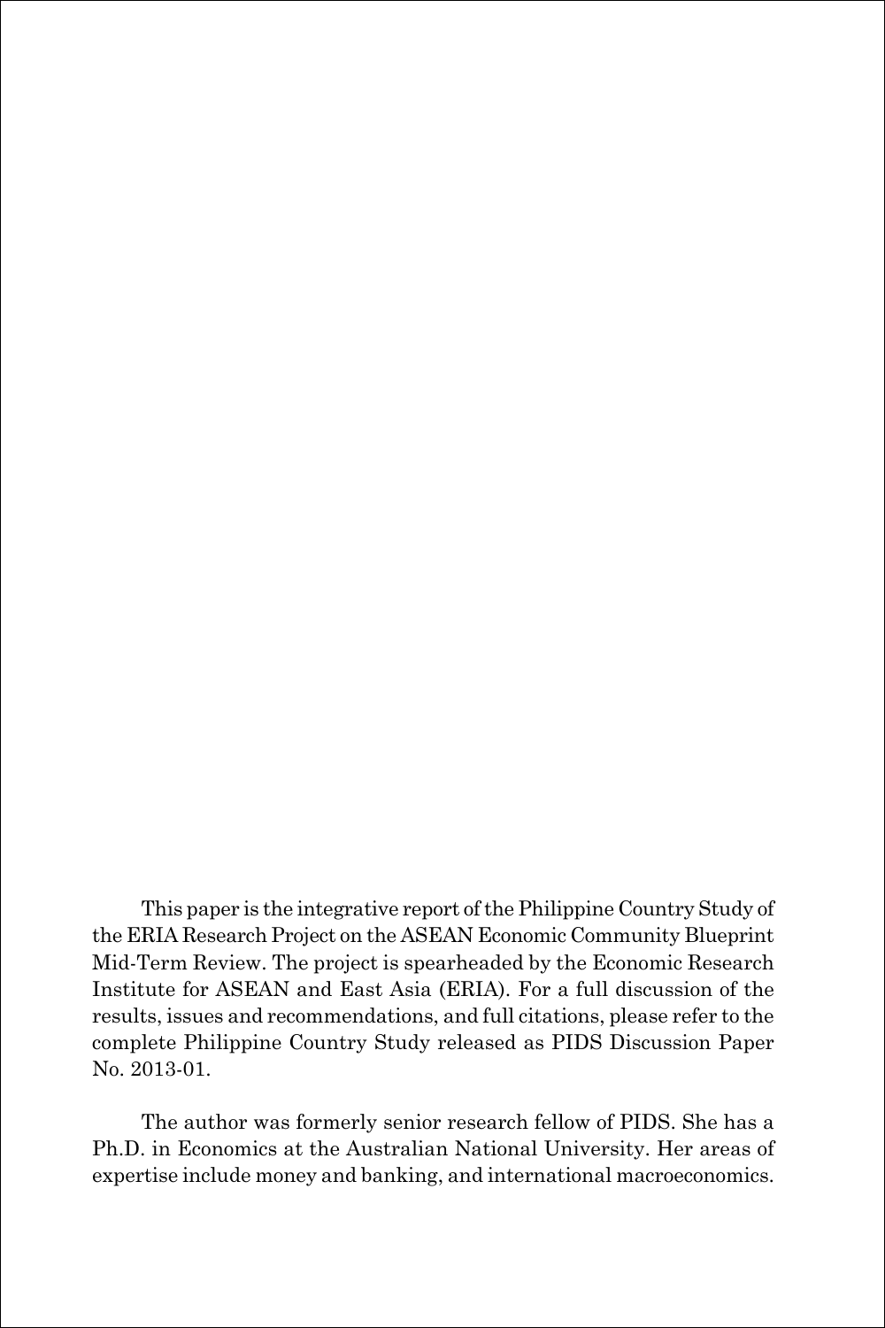This paper is the integrative report of the Philippine Country Study of the ERIA Research Project on the ASEAN Economic Community Blueprint Mid-Term Review. The project is spearheaded by the Economic Research Institute for ASEAN and East Asia (ERIA). For a full discussion of the results, issues and recommendations, and full citations, please refer to the complete Philippine Country Study released as PIDS Discussion Paper No. 2013-01.

The author was formerly senior research fellow of PIDS. She has a Ph.D. in Economics at the Australian National University. Her areas of expertise include money and banking, and international macroeconomics.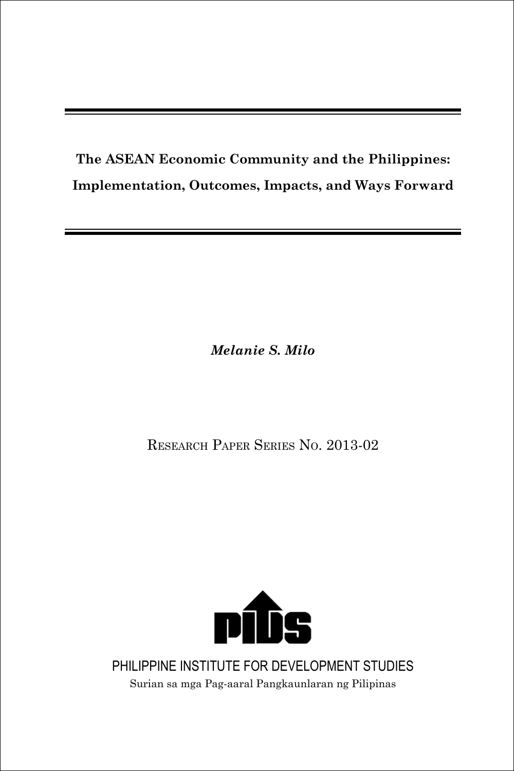# The ASEAN Economic Community and the Philippines: Implementation, Outcomes, Impacts, and Ways Forward

***Melanie S. Milo***

RESEARCH PAPER SERIES NO. 2013-02

PHILIPPINE INSTITUTE FOR DEVELOPMENT STUDIES

Surian sa mga Pag-aaral Pangkaunlaran ng Pilipinas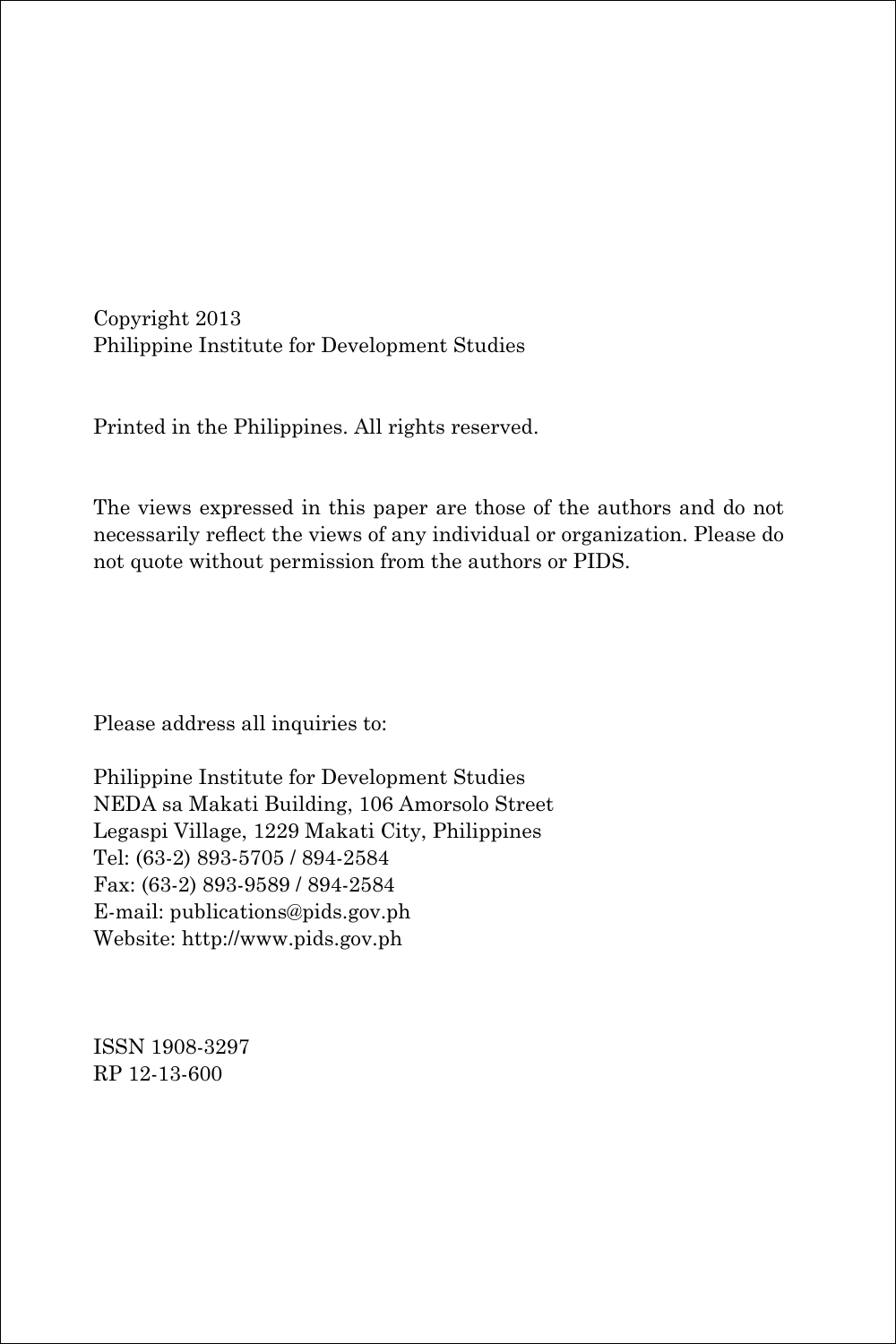Copyright 2013
Philippine Institute for Development Studies

Printed in the Philippines. All rights reserved.

The views expressed in this paper are those of the authors and do not necessarily reflect the views of any individual or organization. Please do not quote without permission from the authors or PIDS.

Please address all inquiries to:

Philippine Institute for Development Studies
NEDA sa Makati Building, 106 Amorsolo Street
Legaspi Village, 1229 Makati City, Philippines
Tel: (63-2) 893-5705 / 894-2584
Fax: (63-2) 893-9589 / 894-2584
E-mail: publications@pids.gov.ph
Website: http://www.pids.gov.ph

ISSN 1908-3297
RP 12-13-600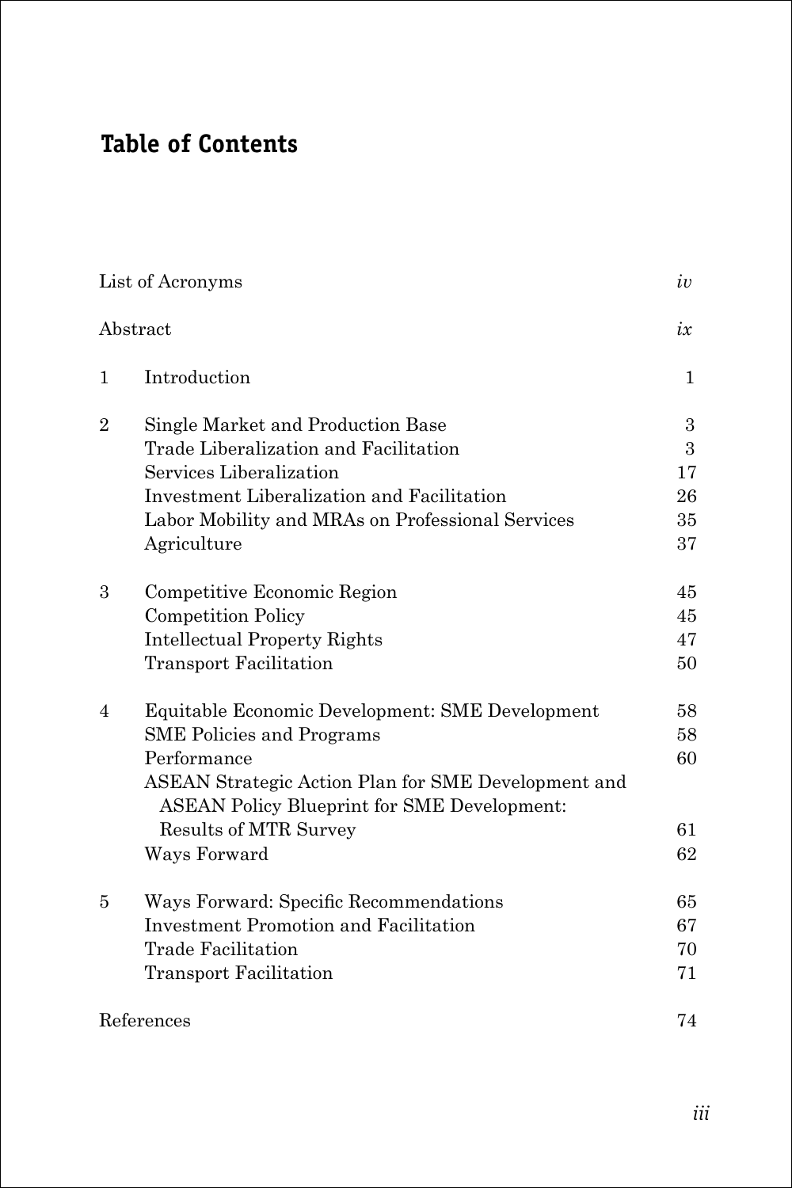# Table of Contents

| | | |
|---|---|---|
| List of Acronyms | | *iv* |
| Abstract | | *ix* |
| 1 | Introduction | 1 |
| 2 | Single Market and Production Base | 3 |
| | Trade Liberalization and Facilitation | 3 |
| | Services Liberalization | 17 |
| | Investment Liberalization and Facilitation | 26 |
| | Labor Mobility and MRAs on Professional Services | 35 |
| | Agriculture | 37 |
| 3 | Competitive Economic Region | 45 |
| | Competition Policy | 45 |
| | Intellectual Property Rights | 47 |
| | Transport Facilitation | 50 |
| 4 | Equitable Economic Development: SME Development | 58 |
| | SME Policies and Programs | 58 |
| | Performance | 60 |
| | ASEAN Strategic Action Plan for SME Development and ASEAN Policy Blueprint for SME Development: Results of MTR Survey | 61 |
| | Ways Forward | 62 |
| 5 | Ways Forward: Specific Recommendations | 65 |
| | Investment Promotion and Facilitation | 67 |
| | Trade Facilitation | 70 |
| | Transport Facilitation | 71 |
| References | | 74 |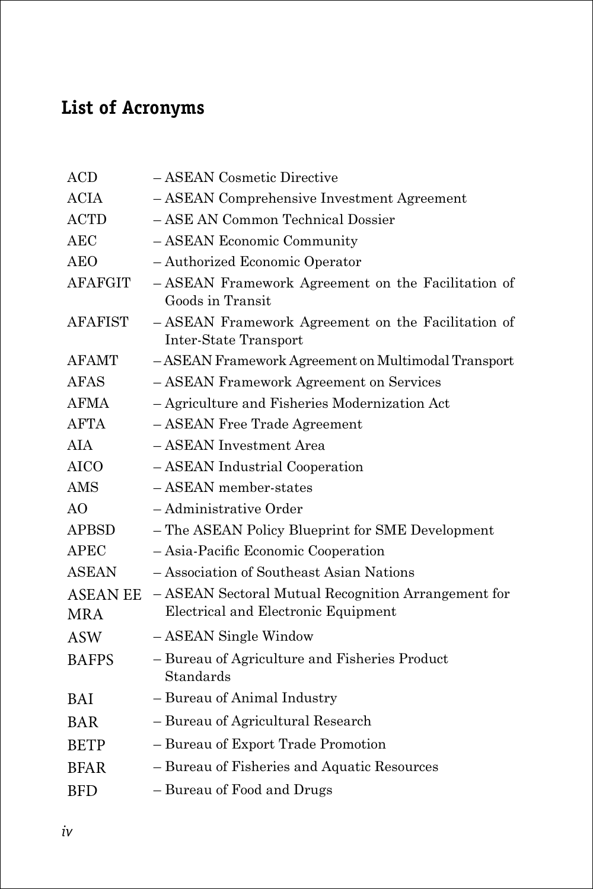## List of Acronyms

| | |
|---|---|
| ACD | – ASEAN Cosmetic Directive |
| ACIA | – ASEAN Comprehensive Investment Agreement |
| ACTD | – ASE AN Common Technical Dossier |
| AEC | – ASEAN Economic Community |
| AEO | – Authorized Economic Operator |
| AFAFGIT | – ASEAN Framework Agreement on the Facilitation of Goods in Transit |
| AFAFIST | – ASEAN Framework Agreement on the Facilitation of Inter-State Transport |
| AFAMT | – ASEAN Framework Agreement on Multimodal Transport |
| AFAS | – ASEAN Framework Agreement on Services |
| AFMA | – Agriculture and Fisheries Modernization Act |
| AFTA | – ASEAN Free Trade Agreement |
| AIA | – ASEAN Investment Area |
| AICO | – ASEAN Industrial Cooperation |
| AMS | – ASEAN member-states |
| AO | – Administrative Order |
| APBSD | – The ASEAN Policy Blueprint for SME Development |
| APEC | – Asia-Pacific Economic Cooperation |
| ASEAN | – Association of Southeast Asian Nations |
| ASEAN EE MRA | – ASEAN Sectoral Mutual Recognition Arrangement for Electrical and Electronic Equipment |
| ASW | – ASEAN Single Window |
| BAFPS | – Bureau of Agriculture and Fisheries Product Standards |
| BAI | – Bureau of Animal Industry |
| BAR | – Bureau of Agricultural Research |
| BETP | – Bureau of Export Trade Promotion |
| BFAR | – Bureau of Fisheries and Aquatic Resources |
| BFD | – Bureau of Food and Drugs |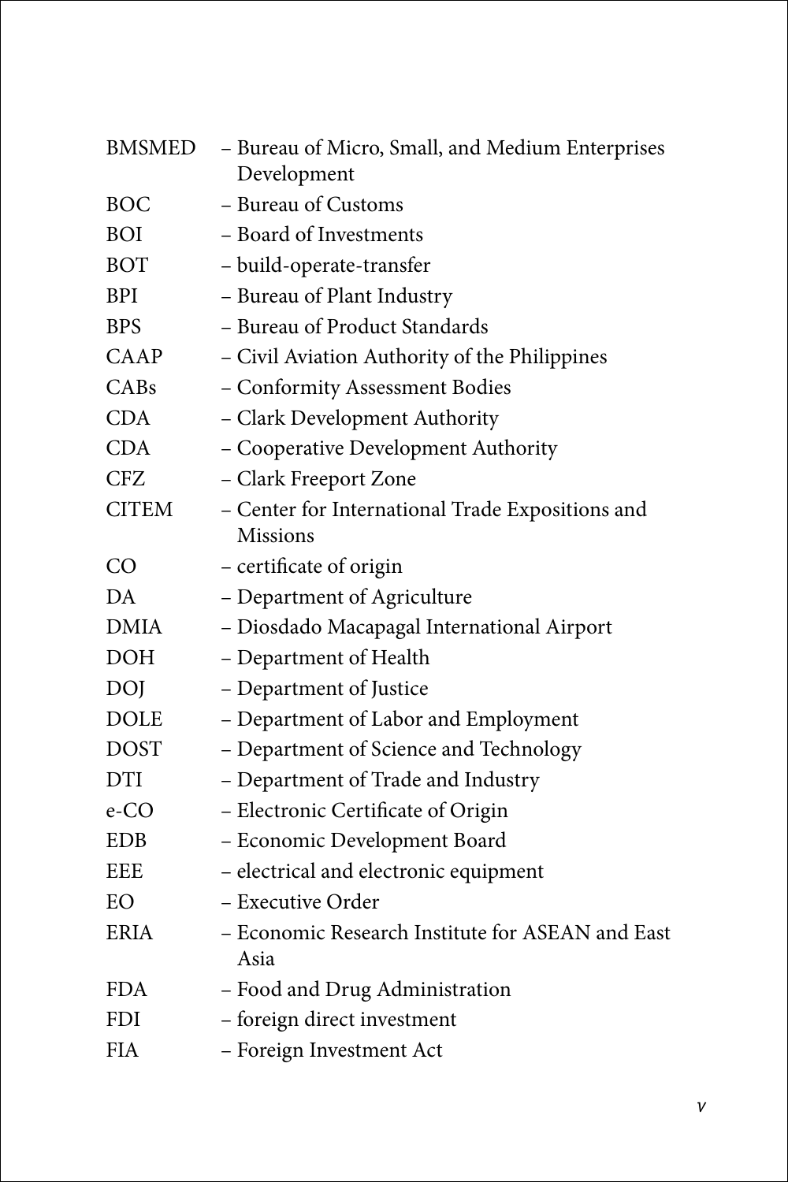| | |
|---|---|
| BMSMED | – Bureau of Micro, Small, and Medium Enterprises Development |
| BOC | – Bureau of Customs |
| BOI | – Board of Investments |
| BOT | – build-operate-transfer |
| BPI | – Bureau of Plant Industry |
| BPS | – Bureau of Product Standards |
| CAAP | – Civil Aviation Authority of the Philippines |
| CABs | – Conformity Assessment Bodies |
| CDA | – Clark Development Authority |
| CDA | – Cooperative Development Authority |
| CFZ | – Clark Freeport Zone |
| CITEM | – Center for International Trade Expositions and Missions |
| CO | – certificate of origin |
| DA | – Department of Agriculture |
| DMIA | – Diosdado Macapagal International Airport |
| DOH | – Department of Health |
| DOJ | – Department of Justice |
| DOLE | – Department of Labor and Employment |
| DOST | – Department of Science and Technology |
| DTI | – Department of Trade and Industry |
| e-CO | – Electronic Certificate of Origin |
| EDB | – Economic Development Board |
| EEE | – electrical and electronic equipment |
| EO | – Executive Order |
| ERIA | – Economic Research Institute for ASEAN and East Asia |
| FDA | – Food and Drug Administration |
| FDI | – foreign direct investment |
| FIA | – Foreign Investment Act |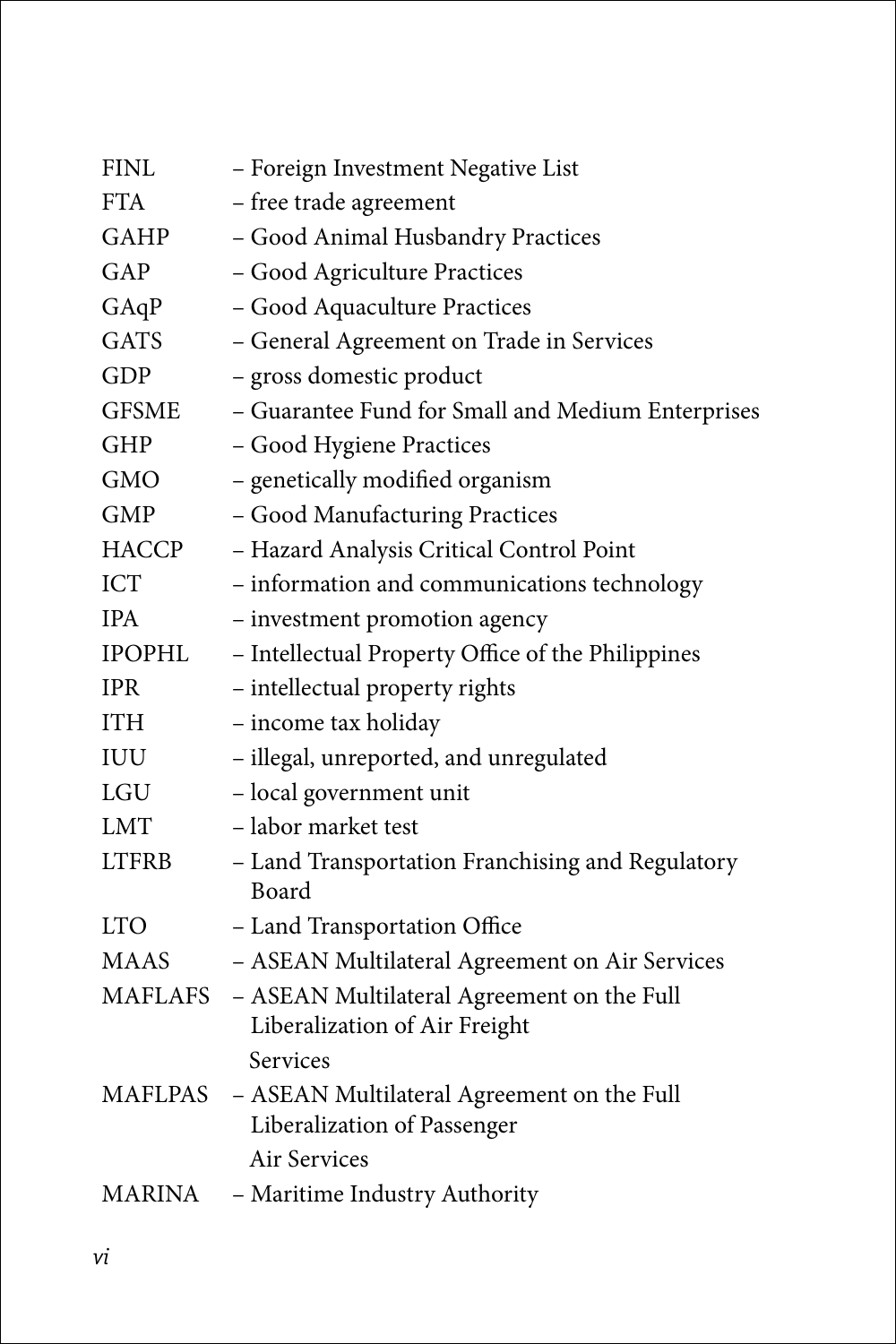FINL – Foreign Investment Negative List
FTA – free trade agreement
GAHP – Good Animal Husbandry Practices
GAP – Good Agriculture Practices
GAqP – Good Aquaculture Practices
GATS – General Agreement on Trade in Services
GDP – gross domestic product
GFSME – Guarantee Fund for Small and Medium Enterprises
GHP – Good Hygiene Practices
GMO – genetically modified organism
GMP – Good Manufacturing Practices
HACCP – Hazard Analysis Critical Control Point
ICT – information and communications technology
IPA – investment promotion agency
IPOPHL – Intellectual Property Office of the Philippines
IPR – intellectual property rights
ITH – income tax holiday
IUU – illegal, unreported, and unregulated
LGU – local government unit
LMT – labor market test
LTFRB – Land Transportation Franchising and Regulatory Board
LTO – Land Transportation Office
MAAS – ASEAN Multilateral Agreement on Air Services
MAFLAFS – ASEAN Multilateral Agreement on the Full Liberalization of Air Freight Services
MAFLPAS – ASEAN Multilateral Agreement on the Full Liberalization of Passenger Air Services
MARINA – Maritime Industry Authority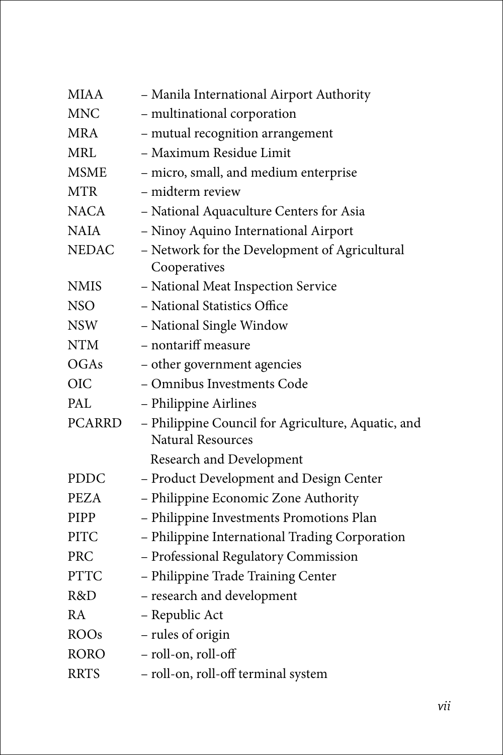| | |
|---|---|
| MIAA | – Manila International Airport Authority |
| MNC | – multinational corporation |
| MRA | – mutual recognition arrangement |
| MRL | – Maximum Residue Limit |
| MSME | – micro, small, and medium enterprise |
| MTR | – midterm review |
| NACA | – National Aquaculture Centers for Asia |
| NAIA | – Ninoy Aquino International Airport |
| NEDAC | – Network for the Development of Agricultural Cooperatives |
| NMIS | – National Meat Inspection Service |
| NSO | – National Statistics Office |
| NSW | – National Single Window |
| NTM | – nontariff measure |
| OGAs | – other government agencies |
| OIC | – Omnibus Investments Code |
| PAL | – Philippine Airlines |
| PCARRD | – Philippine Council for Agriculture, Aquatic, and Natural Resources Research and Development |
| PDDC | – Product Development and Design Center |
| PEZA | – Philippine Economic Zone Authority |
| PIPP | – Philippine Investments Promotions Plan |
| PITC | – Philippine International Trading Corporation |
| PRC | – Professional Regulatory Commission |
| PTTC | – Philippine Trade Training Center |
| R&D | – research and development |
| RA | – Republic Act |
| ROOs | – rules of origin |
| RORO | – roll-on, roll-off |
| RRTS | – roll-on, roll-off terminal system |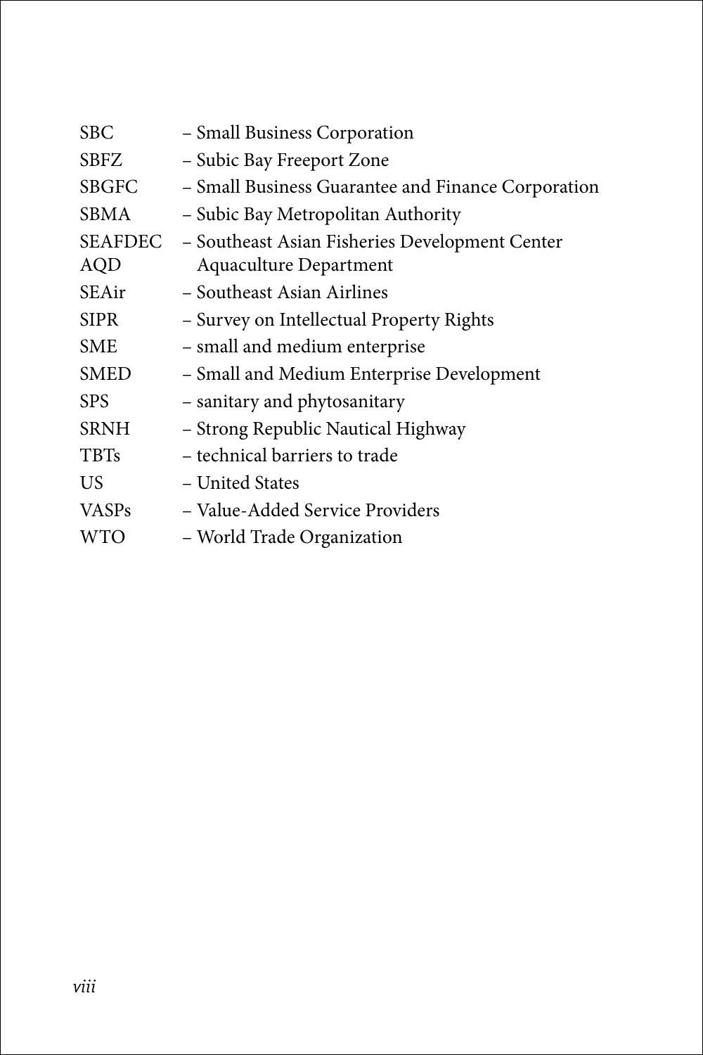| | |
|---|---|
| SBC | – Small Business Corporation |
| SBFZ | – Subic Bay Freeport Zone |
| SBGFC | – Small Business Guarantee and Finance Corporation |
| SBMA | – Subic Bay Metropolitan Authority |
| SEAFDEC AQD | – Southeast Asian Fisheries Development Center Aquaculture Department |
| SEAir | – Southeast Asian Airlines |
| SIPR | – Survey on Intellectual Property Rights |
| SME | – small and medium enterprise |
| SMED | – Small and Medium Enterprise Development |
| SPS | – sanitary and phytosanitary |
| SRNH | – Strong Republic Nautical Highway |
| TBTs | – technical barriers to trade |
| US | – United States |
| VASPs | – Value-Added Service Providers |
| WTO | – World Trade Organization |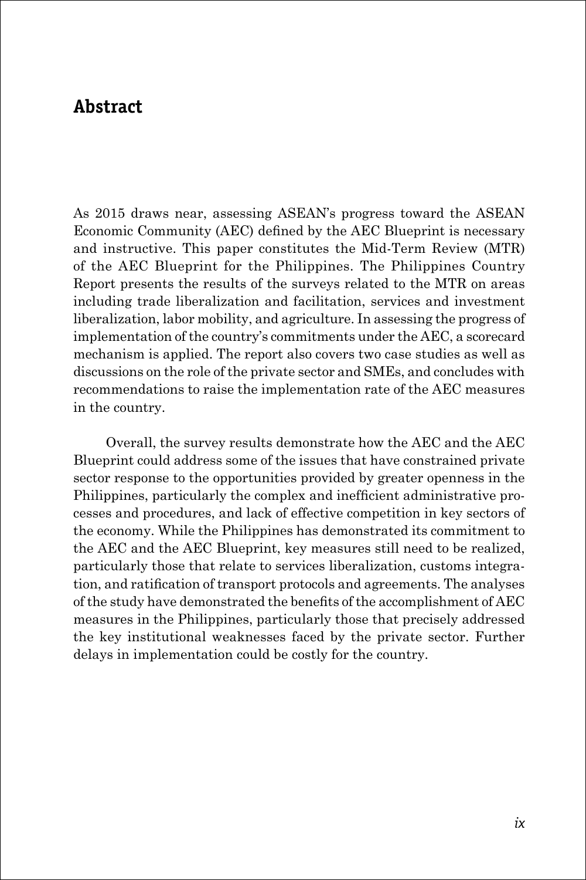## Abstract

As 2015 draws near, assessing ASEAN's progress toward the ASEAN Economic Community (AEC) defined by the AEC Blueprint is necessary and instructive. This paper constitutes the Mid-Term Review (MTR) of the AEC Blueprint for the Philippines. The Philippines Country Report presents the results of the surveys related to the MTR on areas including trade liberalization and facilitation, services and investment liberalization, labor mobility, and agriculture. In assessing the progress of implementation of the country's commitments under the AEC, a scorecard mechanism is applied. The report also covers two case studies as well as discussions on the role of the private sector and SMEs, and concludes with recommendations to raise the implementation rate of the AEC measures in the country.

Overall, the survey results demonstrate how the AEC and the AEC Blueprint could address some of the issues that have constrained private sector response to the opportunities provided by greater openness in the Philippines, particularly the complex and inefficient administrative processes and procedures, and lack of effective competition in key sectors of the economy. While the Philippines has demonstrated its commitment to the AEC and the AEC Blueprint, key measures still need to be realized, particularly those that relate to services liberalization, customs integration, and ratification of transport protocols and agreements. The analyses of the study have demonstrated the benefits of the accomplishment of AEC measures in the Philippines, particularly those that precisely addressed the key institutional weaknesses faced by the private sector. Further delays in implementation could be costly for the country.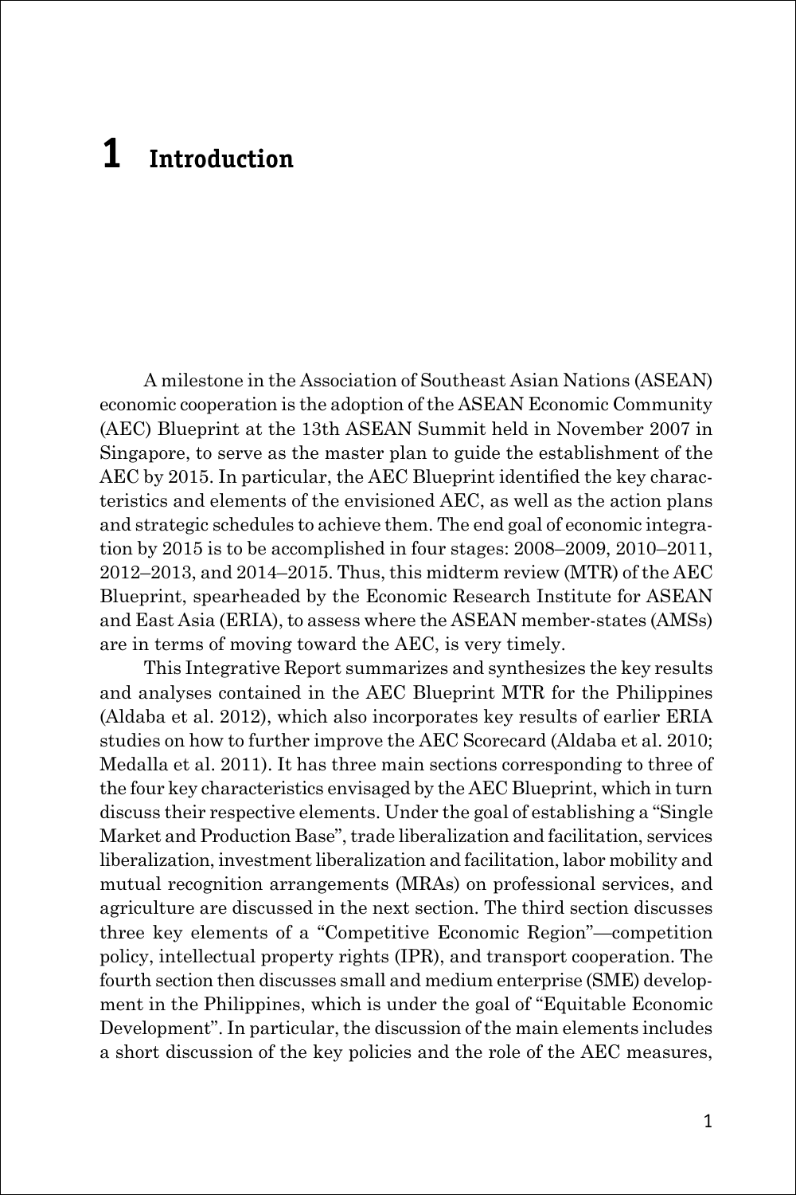# 1 Introduction

A milestone in the Association of Southeast Asian Nations (ASEAN) economic cooperation is the adoption of the ASEAN Economic Community (AEC) Blueprint at the 13th ASEAN Summit held in November 2007 in Singapore, to serve as the master plan to guide the establishment of the AEC by 2015. In particular, the AEC Blueprint identified the key characteristics and elements of the envisioned AEC, as well as the action plans and strategic schedules to achieve them. The end goal of economic integration by 2015 is to be accomplished in four stages: 2008–2009, 2010–2011, 2012–2013, and 2014–2015. Thus, this midterm review (MTR) of the AEC Blueprint, spearheaded by the Economic Research Institute for ASEAN and East Asia (ERIA), to assess where the ASEAN member-states (AMSs) are in terms of moving toward the AEC, is very timely.

This Integrative Report summarizes and synthesizes the key results and analyses contained in the AEC Blueprint MTR for the Philippines (Aldaba et al. 2012), which also incorporates key results of earlier ERIA studies on how to further improve the AEC Scorecard (Aldaba et al. 2010; Medalla et al. 2011). It has three main sections corresponding to three of the four key characteristics envisaged by the AEC Blueprint, which in turn discuss their respective elements. Under the goal of establishing a "Single Market and Production Base", trade liberalization and facilitation, services liberalization, investment liberalization and facilitation, labor mobility and mutual recognition arrangements (MRAs) on professional services, and agriculture are discussed in the next section. The third section discusses three key elements of a "Competitive Economic Region"—competition policy, intellectual property rights (IPR), and transport cooperation. The fourth section then discusses small and medium enterprise (SME) development in the Philippines, which is under the goal of "Equitable Economic Development". In particular, the discussion of the main elements includes a short discussion of the key policies and the role of the AEC measures,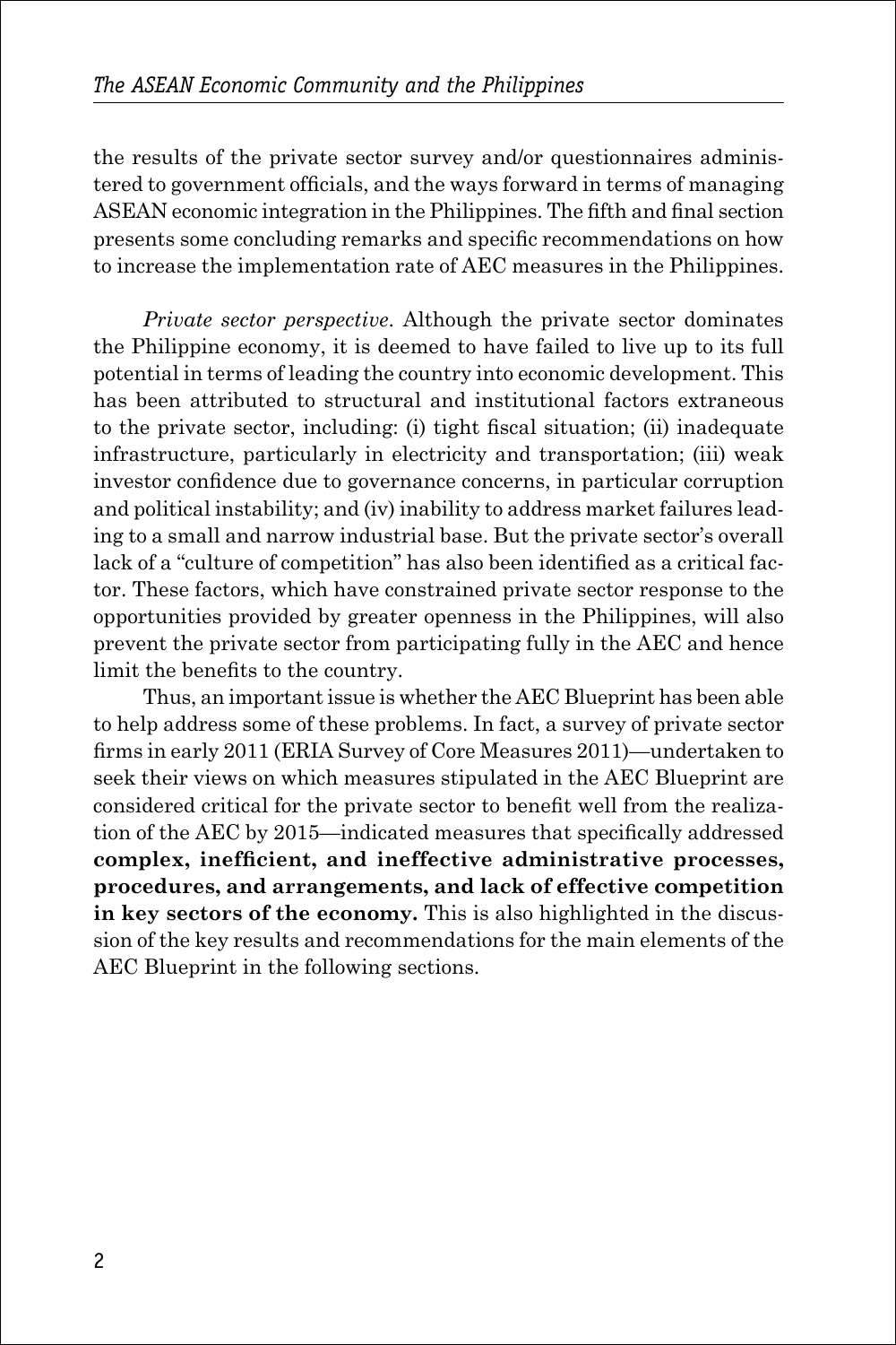the results of the private sector survey and/or questionnaires administered to government officials, and the ways forward in terms of managing ASEAN economic integration in the Philippines. The fifth and final section presents some concluding remarks and specific recommendations on how to increase the implementation rate of AEC measures in the Philippines.

*Private sector perspective*. Although the private sector dominates the Philippine economy, it is deemed to have failed to live up to its full potential in terms of leading the country into economic development. This has been attributed to structural and institutional factors extraneous to the private sector, including: (i) tight fiscal situation; (ii) inadequate infrastructure, particularly in electricity and transportation; (iii) weak investor confidence due to governance concerns, in particular corruption and political instability; and (iv) inability to address market failures leading to a small and narrow industrial base. But the private sector's overall lack of a "culture of competition" has also been identified as a critical factor. These factors, which have constrained private sector response to the opportunities provided by greater openness in the Philippines, will also prevent the private sector from participating fully in the AEC and hence limit the benefits to the country.

Thus, an important issue is whether the AEC Blueprint has been able to help address some of these problems. In fact, a survey of private sector firms in early 2011 (ERIA Survey of Core Measures 2011)—undertaken to seek their views on which measures stipulated in the AEC Blueprint are considered critical for the private sector to benefit well from the realization of the AEC by 2015—indicated measures that specifically addressed **complex, inefficient, and ineffective administrative processes, procedures, and arrangements, and lack of effective competition in key sectors of the economy.** This is also highlighted in the discussion of the key results and recommendations for the main elements of the AEC Blueprint in the following sections.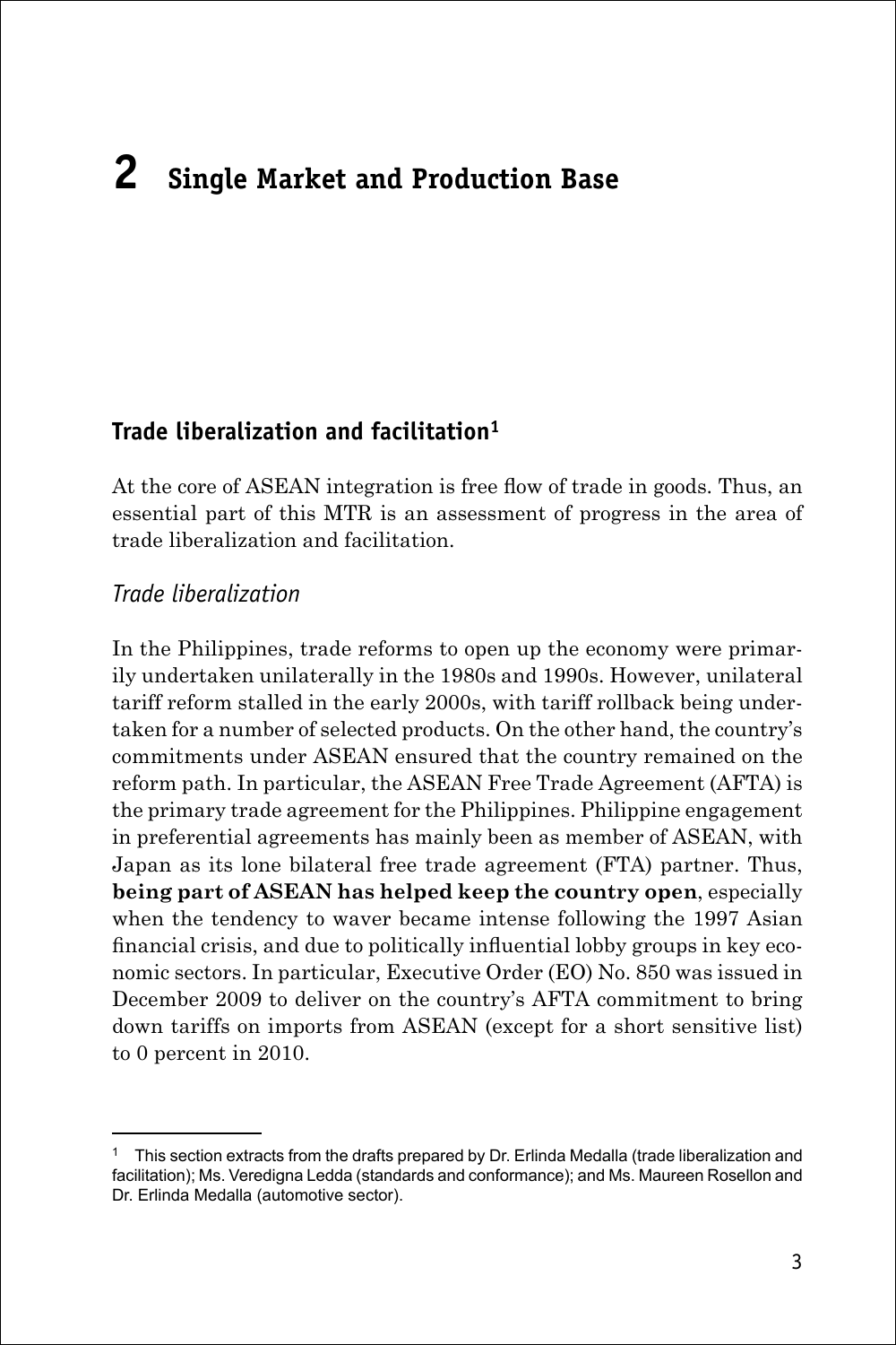# 2 Single Market and Production Base

## Trade liberalization and facilitation[1]

At the core of ASEAN integration is free flow of trade in goods. Thus, an essential part of this MTR is an assessment of progress in the area of trade liberalization and facilitation.

### *Trade liberalization*

In the Philippines, trade reforms to open up the economy were primarily undertaken unilaterally in the 1980s and 1990s. However, unilateral tariff reform stalled in the early 2000s, with tariff rollback being undertaken for a number of selected products. On the other hand, the country's commitments under ASEAN ensured that the country remained on the reform path. In particular, the ASEAN Free Trade Agreement (AFTA) is the primary trade agreement for the Philippines. Philippine engagement in preferential agreements has mainly been as member of ASEAN, with Japan as its lone bilateral free trade agreement (FTA) partner. Thus, **being part of ASEAN has helped keep the country open**, especially when the tendency to waver became intense following the 1997 Asian financial crisis, and due to politically influential lobby groups in key economic sectors. In particular, Executive Order (EO) No. 850 was issued in December 2009 to deliver on the country's AFTA commitment to bring down tariffs on imports from ASEAN (except for a short sensitive list) to 0 percent in 2010.

---

[1] This section extracts from the drafts prepared by Dr. Erlinda Medalla (trade liberalization and facilitation); Ms. Veredigna Ledda (standards and conformance); and Ms. Maureen Rosellon and Dr. Erlinda Medalla (automotive sector).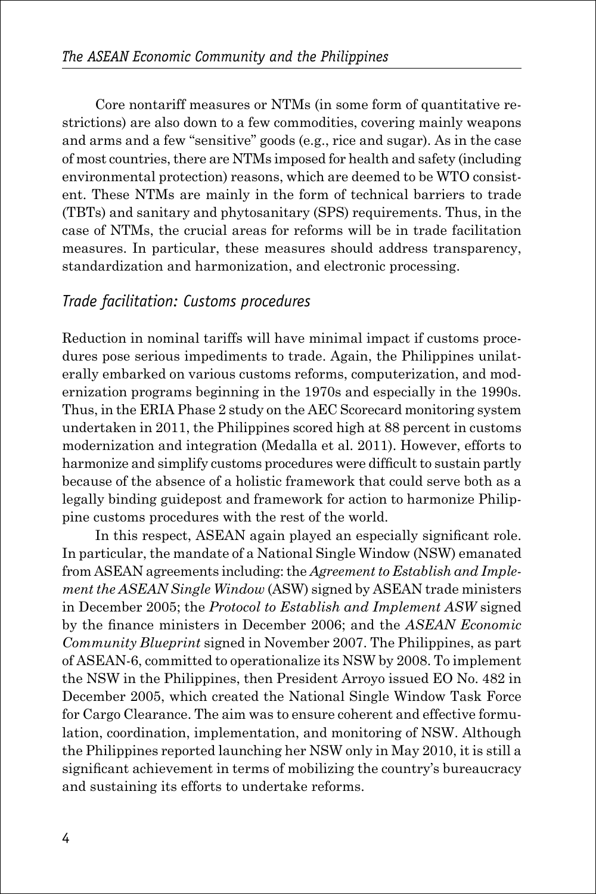Core nontariff measures or NTMs (in some form of quantitative restrictions) are also down to a few commodities, covering mainly weapons and arms and a few "sensitive" goods (e.g., rice and sugar). As in the case of most countries, there are NTMs imposed for health and safety (including environmental protection) reasons, which are deemed to be WTO consistent. These NTMs are mainly in the form of technical barriers to trade (TBTs) and sanitary and phytosanitary (SPS) requirements. Thus, in the case of NTMs, the crucial areas for reforms will be in trade facilitation measures. In particular, these measures should address transparency, standardization and harmonization, and electronic processing.

### *Trade facilitation: Customs procedures*

Reduction in nominal tariffs will have minimal impact if customs procedures pose serious impediments to trade. Again, the Philippines unilaterally embarked on various customs reforms, computerization, and modernization programs beginning in the 1970s and especially in the 1990s. Thus, in the ERIA Phase 2 study on the AEC Scorecard monitoring system undertaken in 2011, the Philippines scored high at 88 percent in customs modernization and integration (Medalla et al. 2011). However, efforts to harmonize and simplify customs procedures were difficult to sustain partly because of the absence of a holistic framework that could serve both as a legally binding guidepost and framework for action to harmonize Philippine customs procedures with the rest of the world.

In this respect, ASEAN again played an especially significant role. In particular, the mandate of a National Single Window (NSW) emanated from ASEAN agreements including: the *Agreement to Establish and Implement the ASEAN Single Window* (ASW) signed by ASEAN trade ministers in December 2005; the *Protocol to Establish and Implement ASW* signed by the finance ministers in December 2006; and the *ASEAN Economic Community Blueprint* signed in November 2007. The Philippines, as part of ASEAN-6, committed to operationalize its NSW by 2008. To implement the NSW in the Philippines, then President Arroyo issued EO No. 482 in December 2005, which created the National Single Window Task Force for Cargo Clearance. The aim was to ensure coherent and effective formulation, coordination, implementation, and monitoring of NSW. Although the Philippines reported launching her NSW only in May 2010, it is still a significant achievement in terms of mobilizing the country's bureaucracy and sustaining its efforts to undertake reforms.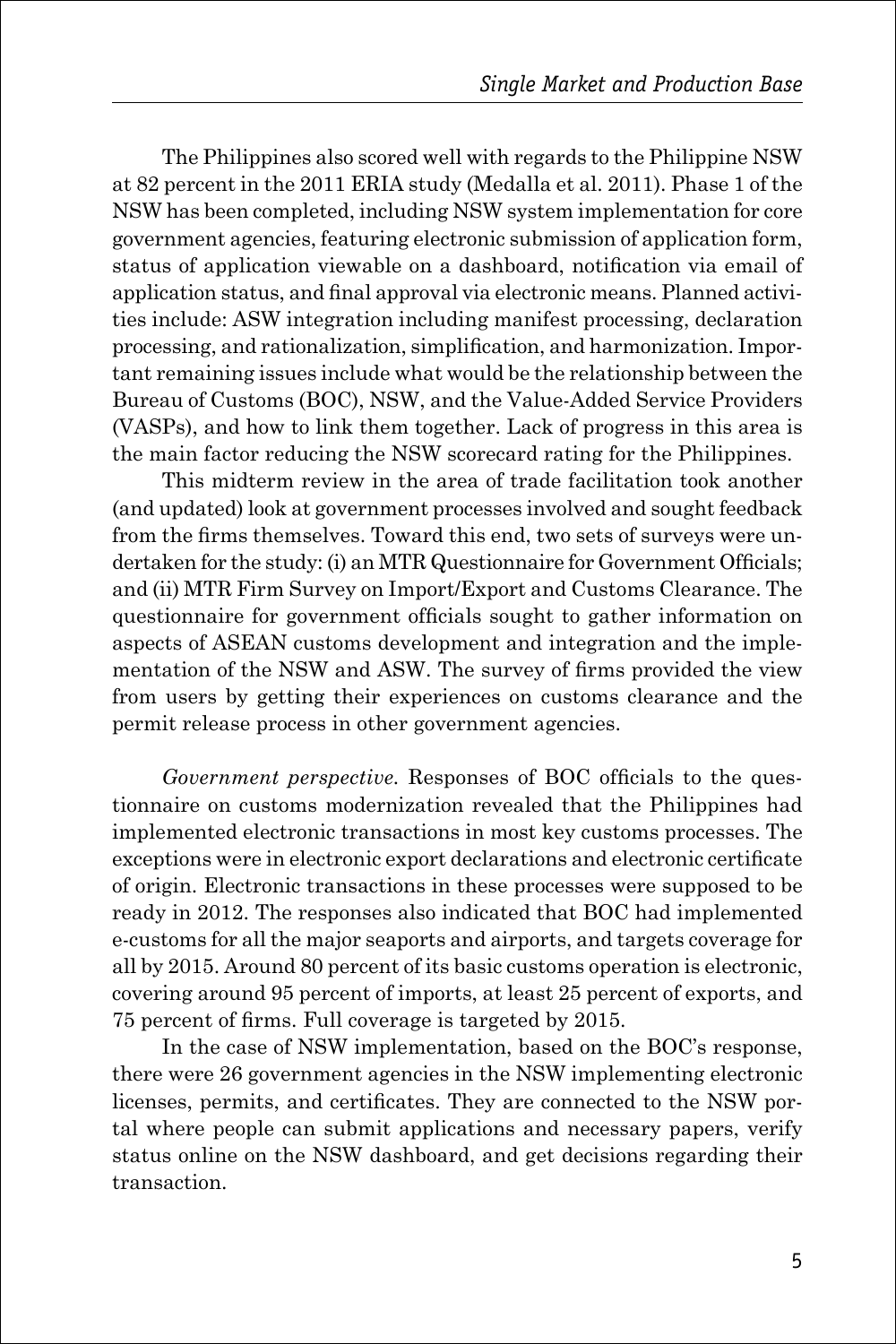The Philippines also scored well with regards to the Philippine NSW at 82 percent in the 2011 ERIA study (Medalla et al. 2011). Phase 1 of the NSW has been completed, including NSW system implementation for core government agencies, featuring electronic submission of application form, status of application viewable on a dashboard, notification via email of application status, and final approval via electronic means. Planned activities include: ASW integration including manifest processing, declaration processing, and rationalization, simplification, and harmonization. Important remaining issues include what would be the relationship between the Bureau of Customs (BOC), NSW, and the Value-Added Service Providers (VASPs), and how to link them together. Lack of progress in this area is the main factor reducing the NSW scorecard rating for the Philippines.

This midterm review in the area of trade facilitation took another (and updated) look at government processes involved and sought feedback from the firms themselves. Toward this end, two sets of surveys were undertaken for the study: (i) an MTR Questionnaire for Government Officials; and (ii) MTR Firm Survey on Import/Export and Customs Clearance. The questionnaire for government officials sought to gather information on aspects of ASEAN customs development and integration and the implementation of the NSW and ASW. The survey of firms provided the view from users by getting their experiences on customs clearance and the permit release process in other government agencies.

*Government perspective.* Responses of BOC officials to the questionnaire on customs modernization revealed that the Philippines had implemented electronic transactions in most key customs processes. The exceptions were in electronic export declarations and electronic certificate of origin. Electronic transactions in these processes were supposed to be ready in 2012. The responses also indicated that BOC had implemented e-customs for all the major seaports and airports, and targets coverage for all by 2015. Around 80 percent of its basic customs operation is electronic, covering around 95 percent of imports, at least 25 percent of exports, and 75 percent of firms. Full coverage is targeted by 2015.

In the case of NSW implementation, based on the BOC's response, there were 26 government agencies in the NSW implementing electronic licenses, permits, and certificates. They are connected to the NSW portal where people can submit applications and necessary papers, verify status online on the NSW dashboard, and get decisions regarding their transaction.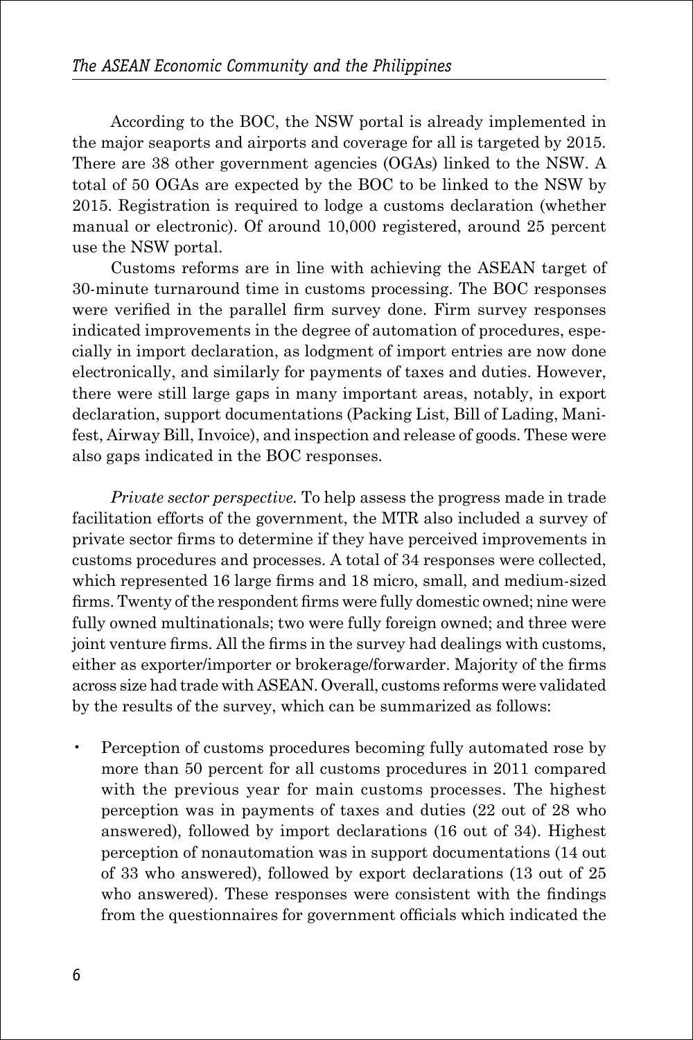According to the BOC, the NSW portal is already implemented in the major seaports and airports and coverage for all is targeted by 2015. There are 38 other government agencies (OGAs) linked to the NSW. A total of 50 OGAs are expected by the BOC to be linked to the NSW by 2015. Registration is required to lodge a customs declaration (whether manual or electronic). Of around 10,000 registered, around 25 percent use the NSW portal.

Customs reforms are in line with achieving the ASEAN target of 30-minute turnaround time in customs processing. The BOC responses were verified in the parallel firm survey done. Firm survey responses indicated improvements in the degree of automation of procedures, especially in import declaration, as lodgment of import entries are now done electronically, and similarly for payments of taxes and duties. However, there were still large gaps in many important areas, notably, in export declaration, support documentations (Packing List, Bill of Lading, Manifest, Airway Bill, Invoice), and inspection and release of goods. These were also gaps indicated in the BOC responses.

*Private sector perspective.* To help assess the progress made in trade facilitation efforts of the government, the MTR also included a survey of private sector firms to determine if they have perceived improvements in customs procedures and processes. A total of 34 responses were collected, which represented 16 large firms and 18 micro, small, and medium-sized firms. Twenty of the respondent firms were fully domestic owned; nine were fully owned multinationals; two were fully foreign owned; and three were joint venture firms. All the firms in the survey had dealings with customs, either as exporter/importer or brokerage/forwarder. Majority of the firms across size had trade with ASEAN. Overall, customs reforms were validated by the results of the survey, which can be summarized as follows:

- Perception of customs procedures becoming fully automated rose by more than 50 percent for all customs procedures in 2011 compared with the previous year for main customs processes. The highest perception was in payments of taxes and duties (22 out of 28 who answered), followed by import declarations (16 out of 34). Highest perception of nonautomation was in support documentations (14 out of 33 who answered), followed by export declarations (13 out of 25 who answered). These responses were consistent with the findings from the questionnaires for government officials which indicated the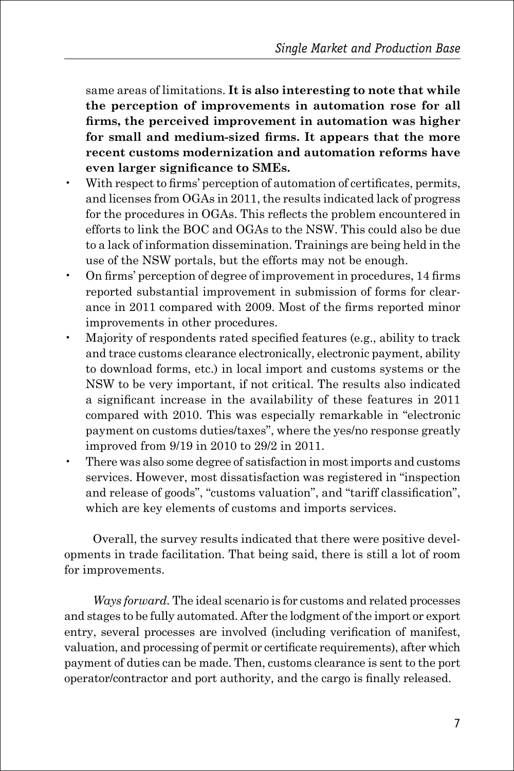same areas of limitations. **It is also interesting to note that while the perception of improvements in automation rose for all firms, the perceived improvement in automation was higher for small and medium-sized firms. It appears that the more recent customs modernization and automation reforms have even larger significance to SMEs.**

- With respect to firms' perception of automation of certificates, permits, and licenses from OGAs in 2011, the results indicated lack of progress for the procedures in OGAs. This reflects the problem encountered in efforts to link the BOC and OGAs to the NSW. This could also be due to a lack of information dissemination. Trainings are being held in the use of the NSW portals, but the efforts may not be enough.
- On firms' perception of degree of improvement in procedures, 14 firms reported substantial improvement in submission of forms for clearance in 2011 compared with 2009. Most of the firms reported minor improvements in other procedures.
- Majority of respondents rated specified features (e.g., ability to track and trace customs clearance electronically, electronic payment, ability to download forms, etc.) in local import and customs systems or the NSW to be very important, if not critical. The results also indicated a significant increase in the availability of these features in 2011 compared with 2010. This was especially remarkable in "electronic payment on customs duties/taxes", where the yes/no response greatly improved from 9/19 in 2010 to 29/2 in 2011.
- There was also some degree of satisfaction in most imports and customs services. However, most dissatisfaction was registered in "inspection and release of goods", "customs valuation", and "tariff classification", which are key elements of customs and imports services.

Overall, the survey results indicated that there were positive developments in trade facilitation. That being said, there is still a lot of room for improvements.

*Ways forward.* The ideal scenario is for customs and related processes and stages to be fully automated. After the lodgment of the import or export entry, several processes are involved (including verification of manifest, valuation, and processing of permit or certificate requirements), after which payment of duties can be made. Then, customs clearance is sent to the port operator/contractor and port authority, and the cargo is finally released.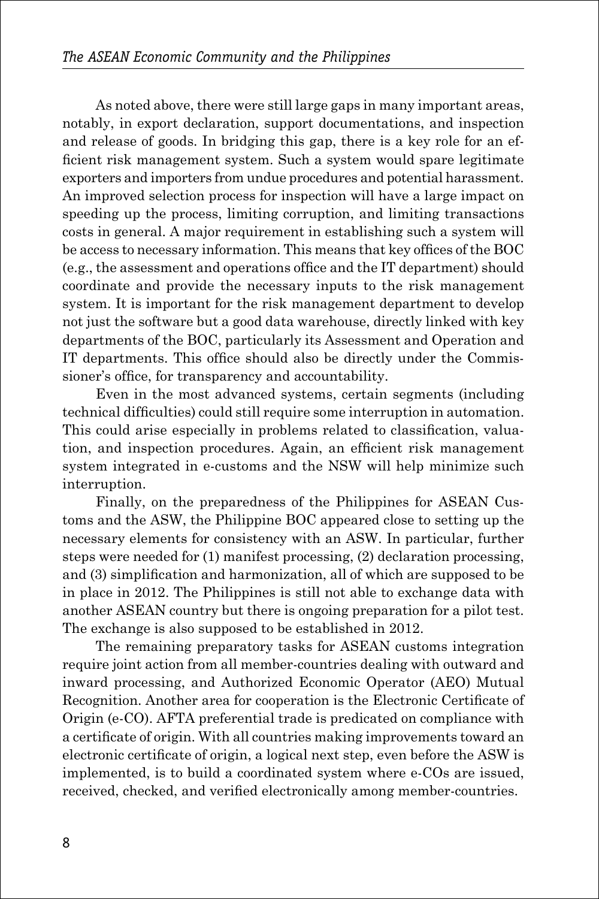As noted above, there were still large gaps in many important areas, notably, in export declaration, support documentations, and inspection and release of goods. In bridging this gap, there is a key role for an efficient risk management system. Such a system would spare legitimate exporters and importers from undue procedures and potential harassment. An improved selection process for inspection will have a large impact on speeding up the process, limiting corruption, and limiting transactions costs in general. A major requirement in establishing such a system will be access to necessary information. This means that key offices of the BOC (e.g., the assessment and operations office and the IT department) should coordinate and provide the necessary inputs to the risk management system. It is important for the risk management department to develop not just the software but a good data warehouse, directly linked with key departments of the BOC, particularly its Assessment and Operation and IT departments. This office should also be directly under the Commissioner's office, for transparency and accountability.

Even in the most advanced systems, certain segments (including technical difficulties) could still require some interruption in automation. This could arise especially in problems related to classification, valuation, and inspection procedures. Again, an efficient risk management system integrated in e-customs and the NSW will help minimize such interruption.

Finally, on the preparedness of the Philippines for ASEAN Customs and the ASW, the Philippine BOC appeared close to setting up the necessary elements for consistency with an ASW. In particular, further steps were needed for (1) manifest processing, (2) declaration processing, and (3) simplification and harmonization, all of which are supposed to be in place in 2012. The Philippines is still not able to exchange data with another ASEAN country but there is ongoing preparation for a pilot test. The exchange is also supposed to be established in 2012.

The remaining preparatory tasks for ASEAN customs integration require joint action from all member-countries dealing with outward and inward processing, and Authorized Economic Operator (AEO) Mutual Recognition. Another area for cooperation is the Electronic Certificate of Origin (e-CO). AFTA preferential trade is predicated on compliance with a certificate of origin. With all countries making improvements toward an electronic certificate of origin, a logical next step, even before the ASW is implemented, is to build a coordinated system where e-COs are issued, received, checked, and verified electronically among member-countries.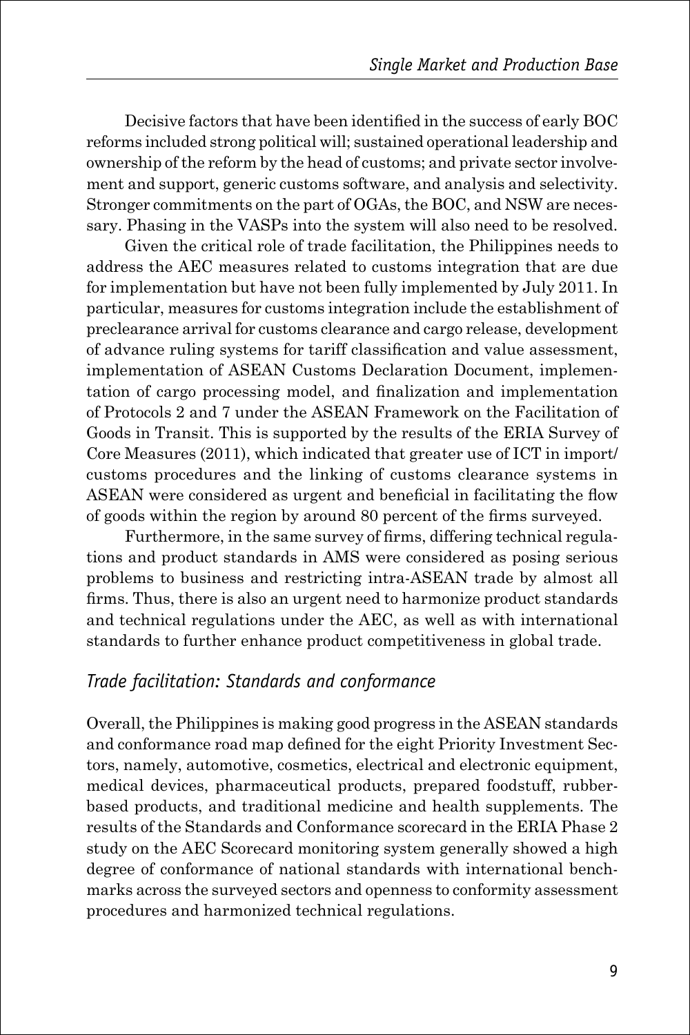Decisive factors that have been identified in the success of early BOC reforms included strong political will; sustained operational leadership and ownership of the reform by the head of customs; and private sector involvement and support, generic customs software, and analysis and selectivity. Stronger commitments on the part of OGAs, the BOC, and NSW are necessary. Phasing in the VASPs into the system will also need to be resolved.

Given the critical role of trade facilitation, the Philippines needs to address the AEC measures related to customs integration that are due for implementation but have not been fully implemented by July 2011. In particular, measures for customs integration include the establishment of preclearance arrival for customs clearance and cargo release, development of advance ruling systems for tariff classification and value assessment, implementation of ASEAN Customs Declaration Document, implementation of cargo processing model, and finalization and implementation of Protocols 2 and 7 under the ASEAN Framework on the Facilitation of Goods in Transit. This is supported by the results of the ERIA Survey of Core Measures (2011), which indicated that greater use of ICT in import/customs procedures and the linking of customs clearance systems in ASEAN were considered as urgent and beneficial in facilitating the flow of goods within the region by around 80 percent of the firms surveyed.

Furthermore, in the same survey of firms, differing technical regulations and product standards in AMS were considered as posing serious problems to business and restricting intra-ASEAN trade by almost all firms. Thus, there is also an urgent need to harmonize product standards and technical regulations under the AEC, as well as with international standards to further enhance product competitiveness in global trade.

### *Trade facilitation: Standards and conformance*

Overall, the Philippines is making good progress in the ASEAN standards and conformance road map defined for the eight Priority Investment Sectors, namely, automotive, cosmetics, electrical and electronic equipment, medical devices, pharmaceutical products, prepared foodstuff, rubber-based products, and traditional medicine and health supplements. The results of the Standards and Conformance scorecard in the ERIA Phase 2 study on the AEC Scorecard monitoring system generally showed a high degree of conformance of national standards with international benchmarks across the surveyed sectors and openness to conformity assessment procedures and harmonized technical regulations.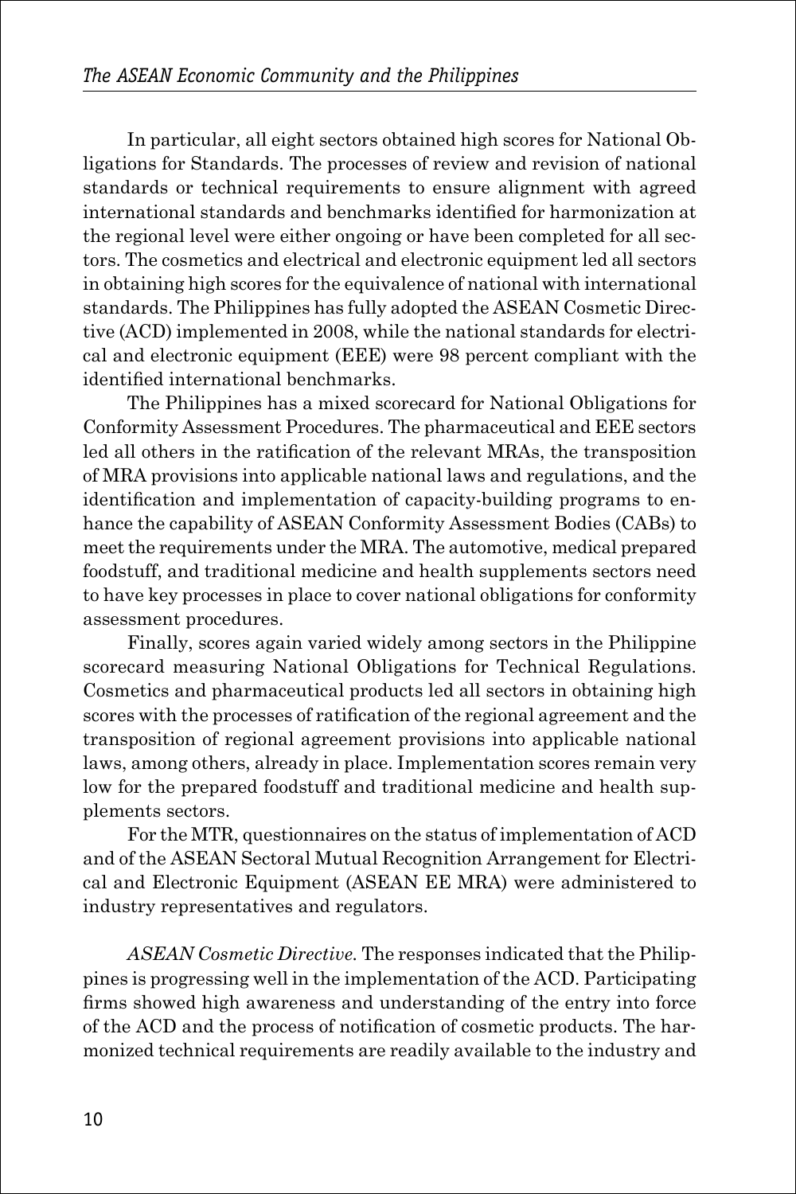In particular, all eight sectors obtained high scores for National Obligations for Standards. The processes of review and revision of national standards or technical requirements to ensure alignment with agreed international standards and benchmarks identified for harmonization at the regional level were either ongoing or have been completed for all sectors. The cosmetics and electrical and electronic equipment led all sectors in obtaining high scores for the equivalence of national with international standards. The Philippines has fully adopted the ASEAN Cosmetic Directive (ACD) implemented in 2008, while the national standards for electrical and electronic equipment (EEE) were 98 percent compliant with the identified international benchmarks.

The Philippines has a mixed scorecard for National Obligations for Conformity Assessment Procedures. The pharmaceutical and EEE sectors led all others in the ratification of the relevant MRAs, the transposition of MRA provisions into applicable national laws and regulations, and the identification and implementation of capacity-building programs to enhance the capability of ASEAN Conformity Assessment Bodies (CABs) to meet the requirements under the MRA. The automotive, medical prepared foodstuff, and traditional medicine and health supplements sectors need to have key processes in place to cover national obligations for conformity assessment procedures.

Finally, scores again varied widely among sectors in the Philippine scorecard measuring National Obligations for Technical Regulations. Cosmetics and pharmaceutical products led all sectors in obtaining high scores with the processes of ratification of the regional agreement and the transposition of regional agreement provisions into applicable national laws, among others, already in place. Implementation scores remain very low for the prepared foodstuff and traditional medicine and health supplements sectors.

For the MTR, questionnaires on the status of implementation of ACD and of the ASEAN Sectoral Mutual Recognition Arrangement for Electrical and Electronic Equipment (ASEAN EE MRA) were administered to industry representatives and regulators.

*ASEAN Cosmetic Directive.* The responses indicated that the Philippines is progressing well in the implementation of the ACD. Participating firms showed high awareness and understanding of the entry into force of the ACD and the process of notification of cosmetic products. The harmonized technical requirements are readily available to the industry and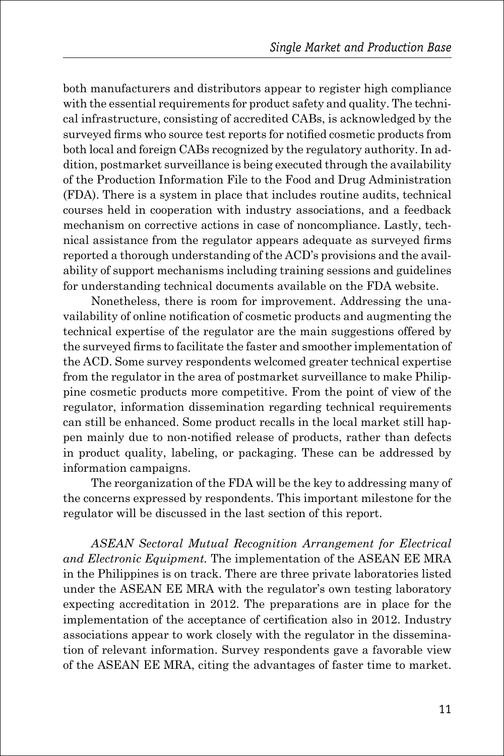both manufacturers and distributors appear to register high compliance with the essential requirements for product safety and quality. The technical infrastructure, consisting of accredited CABs, is acknowledged by the surveyed firms who source test reports for notified cosmetic products from both local and foreign CABs recognized by the regulatory authority. In addition, postmarket surveillance is being executed through the availability of the Production Information File to the Food and Drug Administration (FDA). There is a system in place that includes routine audits, technical courses held in cooperation with industry associations, and a feedback mechanism on corrective actions in case of noncompliance. Lastly, technical assistance from the regulator appears adequate as surveyed firms reported a thorough understanding of the ACD's provisions and the availability of support mechanisms including training sessions and guidelines for understanding technical documents available on the FDA website.

Nonetheless, there is room for improvement. Addressing the unavailability of online notification of cosmetic products and augmenting the technical expertise of the regulator are the main suggestions offered by the surveyed firms to facilitate the faster and smoother implementation of the ACD. Some survey respondents welcomed greater technical expertise from the regulator in the area of postmarket surveillance to make Philippine cosmetic products more competitive. From the point of view of the regulator, information dissemination regarding technical requirements can still be enhanced. Some product recalls in the local market still happen mainly due to non-notified release of products, rather than defects in product quality, labeling, or packaging. These can be addressed by information campaigns.

The reorganization of the FDA will be the key to addressing many of the concerns expressed by respondents. This important milestone for the regulator will be discussed in the last section of this report.

*ASEAN Sectoral Mutual Recognition Arrangement for Electrical and Electronic Equipment.* The implementation of the ASEAN EE MRA in the Philippines is on track. There are three private laboratories listed under the ASEAN EE MRA with the regulator's own testing laboratory expecting accreditation in 2012. The preparations are in place for the implementation of the acceptance of certification also in 2012. Industry associations appear to work closely with the regulator in the dissemination of relevant information. Survey respondents gave a favorable view of the ASEAN EE MRA, citing the advantages of faster time to market.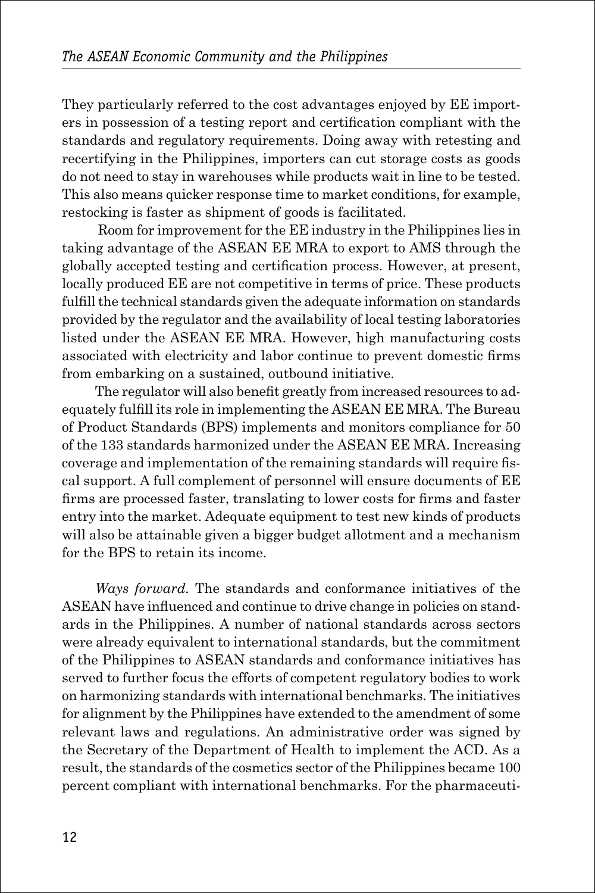They particularly referred to the cost advantages enjoyed by EE importers in possession of a testing report and certification compliant with the standards and regulatory requirements. Doing away with retesting and recertifying in the Philippines, importers can cut storage costs as goods do not need to stay in warehouses while products wait in line to be tested. This also means quicker response time to market conditions, for example, restocking is faster as shipment of goods is facilitated.

Room for improvement for the EE industry in the Philippines lies in taking advantage of the ASEAN EE MRA to export to AMS through the globally accepted testing and certification process. However, at present, locally produced EE are not competitive in terms of price. These products fulfill the technical standards given the adequate information on standards provided by the regulator and the availability of local testing laboratories listed under the ASEAN EE MRA. However, high manufacturing costs associated with electricity and labor continue to prevent domestic firms from embarking on a sustained, outbound initiative.

The regulator will also benefit greatly from increased resources to adequately fulfill its role in implementing the ASEAN EE MRA. The Bureau of Product Standards (BPS) implements and monitors compliance for 50 of the 133 standards harmonized under the ASEAN EE MRA. Increasing coverage and implementation of the remaining standards will require fiscal support. A full complement of personnel will ensure documents of EE firms are processed faster, translating to lower costs for firms and faster entry into the market. Adequate equipment to test new kinds of products will also be attainable given a bigger budget allotment and a mechanism for the BPS to retain its income.

*Ways forward.* The standards and conformance initiatives of the ASEAN have influenced and continue to drive change in policies on standards in the Philippines. A number of national standards across sectors were already equivalent to international standards, but the commitment of the Philippines to ASEAN standards and conformance initiatives has served to further focus the efforts of competent regulatory bodies to work on harmonizing standards with international benchmarks. The initiatives for alignment by the Philippines have extended to the amendment of some relevant laws and regulations. An administrative order was signed by the Secretary of the Department of Health to implement the ACD. As a result, the standards of the cosmetics sector of the Philippines became 100 percent compliant with international benchmarks. For the pharmaceuti-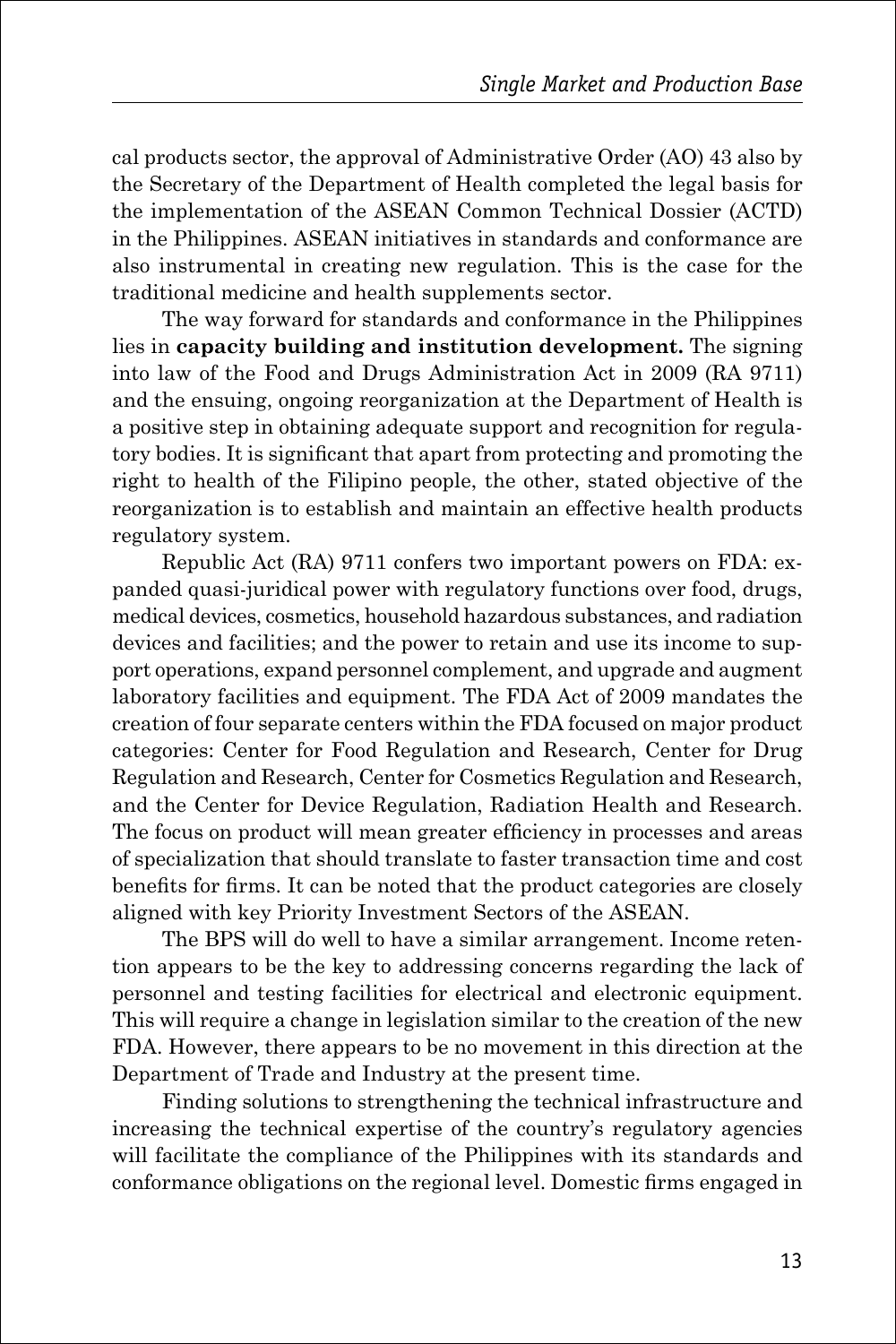cal products sector, the approval of Administrative Order (AO) 43 also by the Secretary of the Department of Health completed the legal basis for the implementation of the ASEAN Common Technical Dossier (ACTD) in the Philippines. ASEAN initiatives in standards and conformance are also instrumental in creating new regulation. This is the case for the traditional medicine and health supplements sector.

The way forward for standards and conformance in the Philippines lies in **capacity building and institution development.** The signing into law of the Food and Drugs Administration Act in 2009 (RA 9711) and the ensuing, ongoing reorganization at the Department of Health is a positive step in obtaining adequate support and recognition for regulatory bodies. It is significant that apart from protecting and promoting the right to health of the Filipino people, the other, stated objective of the reorganization is to establish and maintain an effective health products regulatory system.

Republic Act (RA) 9711 confers two important powers on FDA: expanded quasi-juridical power with regulatory functions over food, drugs, medical devices, cosmetics, household hazardous substances, and radiation devices and facilities; and the power to retain and use its income to support operations, expand personnel complement, and upgrade and augment laboratory facilities and equipment. The FDA Act of 2009 mandates the creation of four separate centers within the FDA focused on major product categories: Center for Food Regulation and Research, Center for Drug Regulation and Research, Center for Cosmetics Regulation and Research, and the Center for Device Regulation, Radiation Health and Research. The focus on product will mean greater efficiency in processes and areas of specialization that should translate to faster transaction time and cost benefits for firms. It can be noted that the product categories are closely aligned with key Priority Investment Sectors of the ASEAN.

The BPS will do well to have a similar arrangement. Income retention appears to be the key to addressing concerns regarding the lack of personnel and testing facilities for electrical and electronic equipment. This will require a change in legislation similar to the creation of the new FDA. However, there appears to be no movement in this direction at the Department of Trade and Industry at the present time.

Finding solutions to strengthening the technical infrastructure and increasing the technical expertise of the country's regulatory agencies will facilitate the compliance of the Philippines with its standards and conformance obligations on the regional level. Domestic firms engaged in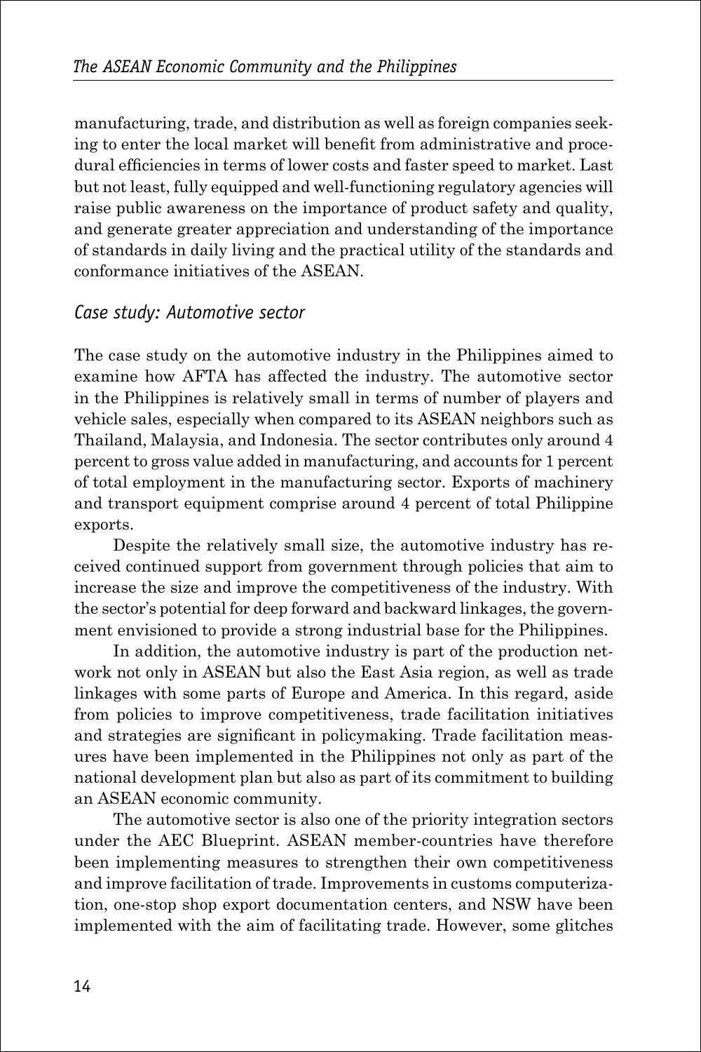manufacturing, trade, and distribution as well as foreign companies seeking to enter the local market will benefit from administrative and procedural efficiencies in terms of lower costs and faster speed to market. Last but not least, fully equipped and well-functioning regulatory agencies will raise public awareness on the importance of product safety and quality, and generate greater appreciation and understanding of the importance of standards in daily living and the practical utility of the standards and conformance initiatives of the ASEAN.

### *Case study: Automotive sector*

The case study on the automotive industry in the Philippines aimed to examine how AFTA has affected the industry. The automotive sector in the Philippines is relatively small in terms of number of players and vehicle sales, especially when compared to its ASEAN neighbors such as Thailand, Malaysia, and Indonesia. The sector contributes only around 4 percent to gross value added in manufacturing, and accounts for 1 percent of total employment in the manufacturing sector. Exports of machinery and transport equipment comprise around 4 percent of total Philippine exports.

Despite the relatively small size, the automotive industry has received continued support from government through policies that aim to increase the size and improve the competitiveness of the industry. With the sector's potential for deep forward and backward linkages, the government envisioned to provide a strong industrial base for the Philippines.

In addition, the automotive industry is part of the production network not only in ASEAN but also the East Asia region, as well as trade linkages with some parts of Europe and America. In this regard, aside from policies to improve competitiveness, trade facilitation initiatives and strategies are significant in policymaking. Trade facilitation measures have been implemented in the Philippines not only as part of the national development plan but also as part of its commitment to building an ASEAN economic community.

The automotive sector is also one of the priority integration sectors under the AEC Blueprint. ASEAN member-countries have therefore been implementing measures to strengthen their own competitiveness and improve facilitation of trade. Improvements in customs computerization, one-stop shop export documentation centers, and NSW have been implemented with the aim of facilitating trade. However, some glitches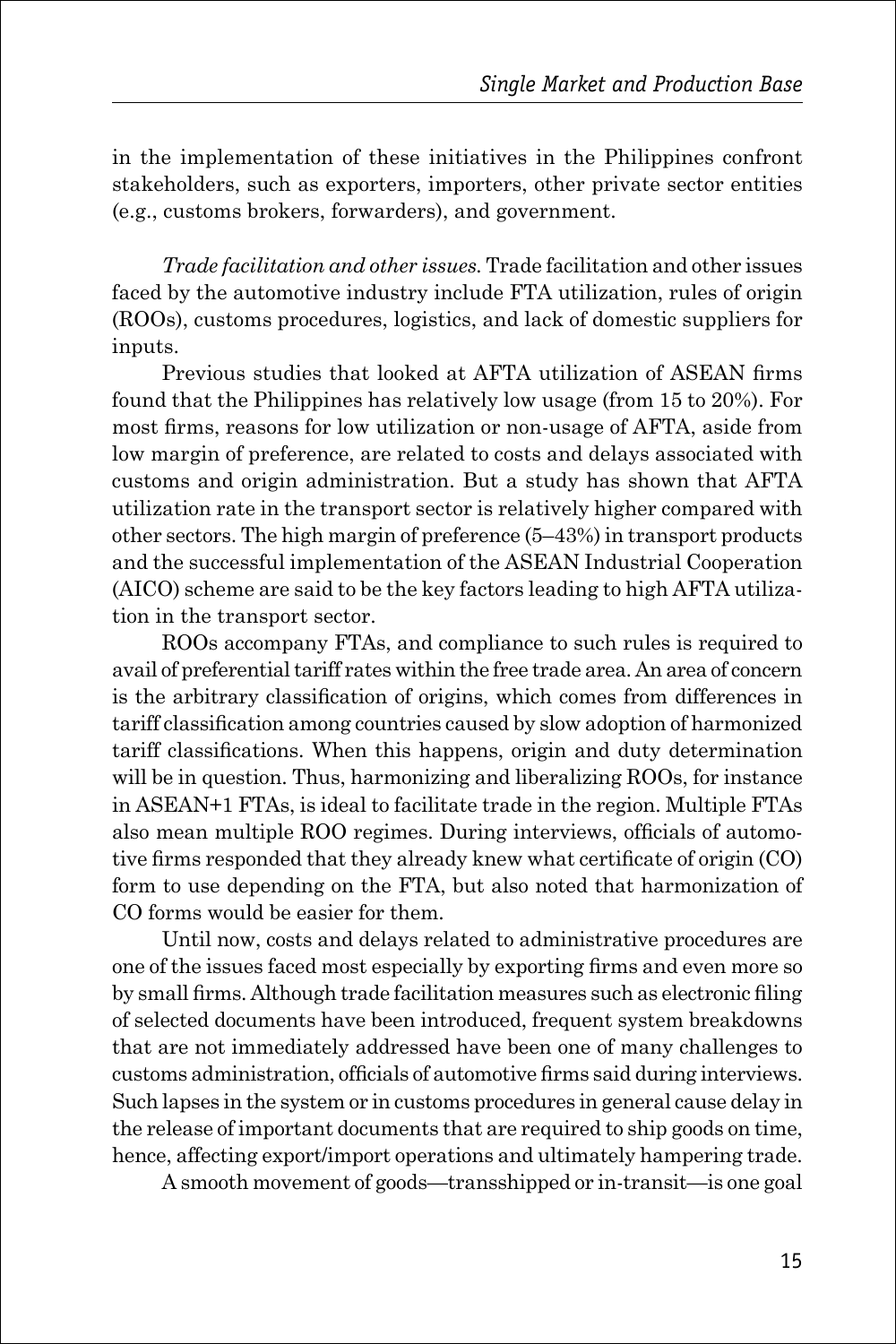in the implementation of these initiatives in the Philippines confront stakeholders, such as exporters, importers, other private sector entities (e.g., customs brokers, forwarders), and government.

*Trade facilitation and other issues.* Trade facilitation and other issues faced by the automotive industry include FTA utilization, rules of origin (ROOs), customs procedures, logistics, and lack of domestic suppliers for inputs.

Previous studies that looked at AFTA utilization of ASEAN firms found that the Philippines has relatively low usage (from 15 to 20%). For most firms, reasons for low utilization or non-usage of AFTA, aside from low margin of preference, are related to costs and delays associated with customs and origin administration. But a study has shown that AFTA utilization rate in the transport sector is relatively higher compared with other sectors. The high margin of preference (5–43%) in transport products and the successful implementation of the ASEAN Industrial Cooperation (AICO) scheme are said to be the key factors leading to high AFTA utilization in the transport sector.

ROOs accompany FTAs, and compliance to such rules is required to avail of preferential tariff rates within the free trade area. An area of concern is the arbitrary classification of origins, which comes from differences in tariff classification among countries caused by slow adoption of harmonized tariff classifications. When this happens, origin and duty determination will be in question. Thus, harmonizing and liberalizing ROOs, for instance in ASEAN+1 FTAs, is ideal to facilitate trade in the region. Multiple FTAs also mean multiple ROO regimes. During interviews, officials of automotive firms responded that they already knew what certificate of origin (CO) form to use depending on the FTA, but also noted that harmonization of CO forms would be easier for them.

Until now, costs and delays related to administrative procedures are one of the issues faced most especially by exporting firms and even more so by small firms. Although trade facilitation measures such as electronic filing of selected documents have been introduced, frequent system breakdowns that are not immediately addressed have been one of many challenges to customs administration, officials of automotive firms said during interviews. Such lapses in the system or in customs procedures in general cause delay in the release of important documents that are required to ship goods on time, hence, affecting export/import operations and ultimately hampering trade.

A smooth movement of goods—transshipped or in-transit—is one goal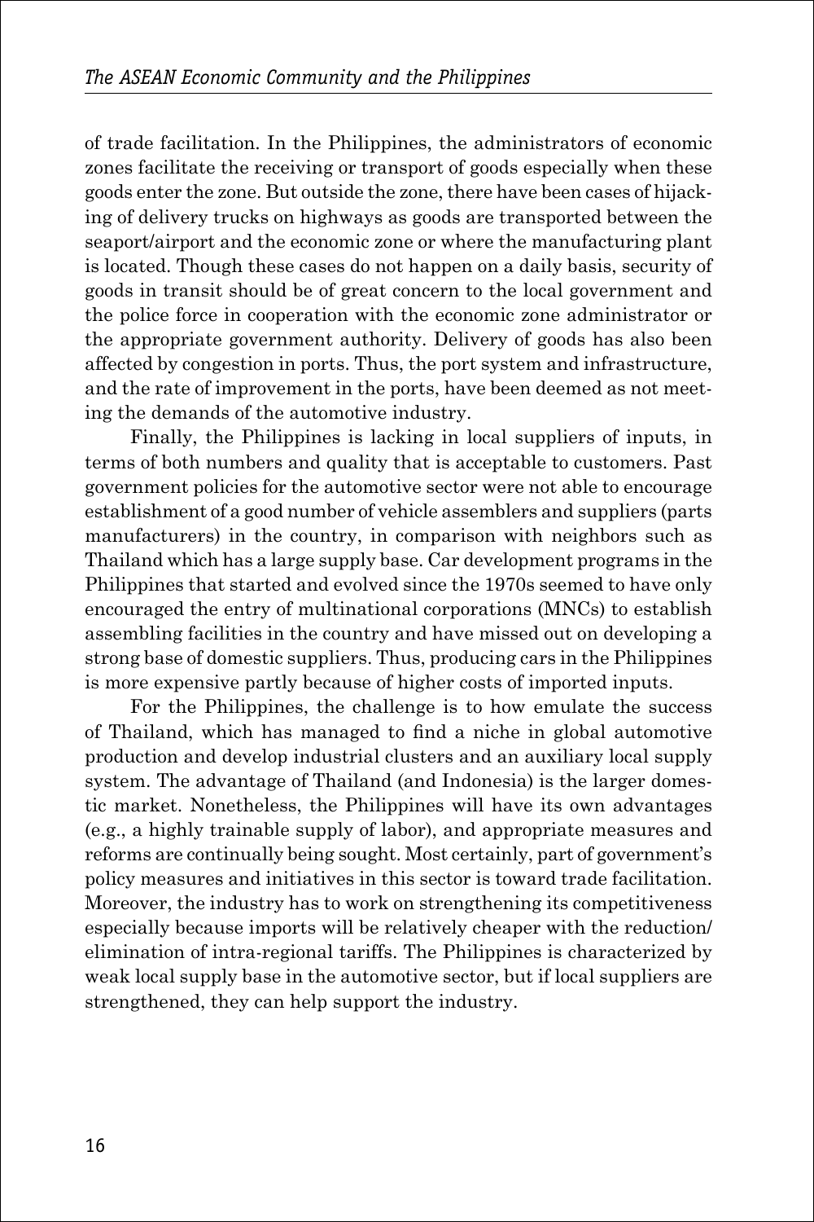of trade facilitation. In the Philippines, the administrators of economic zones facilitate the receiving or transport of goods especially when these goods enter the zone. But outside the zone, there have been cases of hijacking of delivery trucks on highways as goods are transported between the seaport/airport and the economic zone or where the manufacturing plant is located. Though these cases do not happen on a daily basis, security of goods in transit should be of great concern to the local government and the police force in cooperation with the economic zone administrator or the appropriate government authority. Delivery of goods has also been affected by congestion in ports. Thus, the port system and infrastructure, and the rate of improvement in the ports, have been deemed as not meeting the demands of the automotive industry.

Finally, the Philippines is lacking in local suppliers of inputs, in terms of both numbers and quality that is acceptable to customers. Past government policies for the automotive sector were not able to encourage establishment of a good number of vehicle assemblers and suppliers (parts manufacturers) in the country, in comparison with neighbors such as Thailand which has a large supply base. Car development programs in the Philippines that started and evolved since the 1970s seemed to have only encouraged the entry of multinational corporations (MNCs) to establish assembling facilities in the country and have missed out on developing a strong base of domestic suppliers. Thus, producing cars in the Philippines is more expensive partly because of higher costs of imported inputs.

For the Philippines, the challenge is to how emulate the success of Thailand, which has managed to find a niche in global automotive production and develop industrial clusters and an auxiliary local supply system. The advantage of Thailand (and Indonesia) is the larger domestic market. Nonetheless, the Philippines will have its own advantages (e.g., a highly trainable supply of labor), and appropriate measures and reforms are continually being sought. Most certainly, part of government's policy measures and initiatives in this sector is toward trade facilitation. Moreover, the industry has to work on strengthening its competitiveness especially because imports will be relatively cheaper with the reduction/elimination of intra-regional tariffs. The Philippines is characterized by weak local supply base in the automotive sector, but if local suppliers are strengthened, they can help support the industry.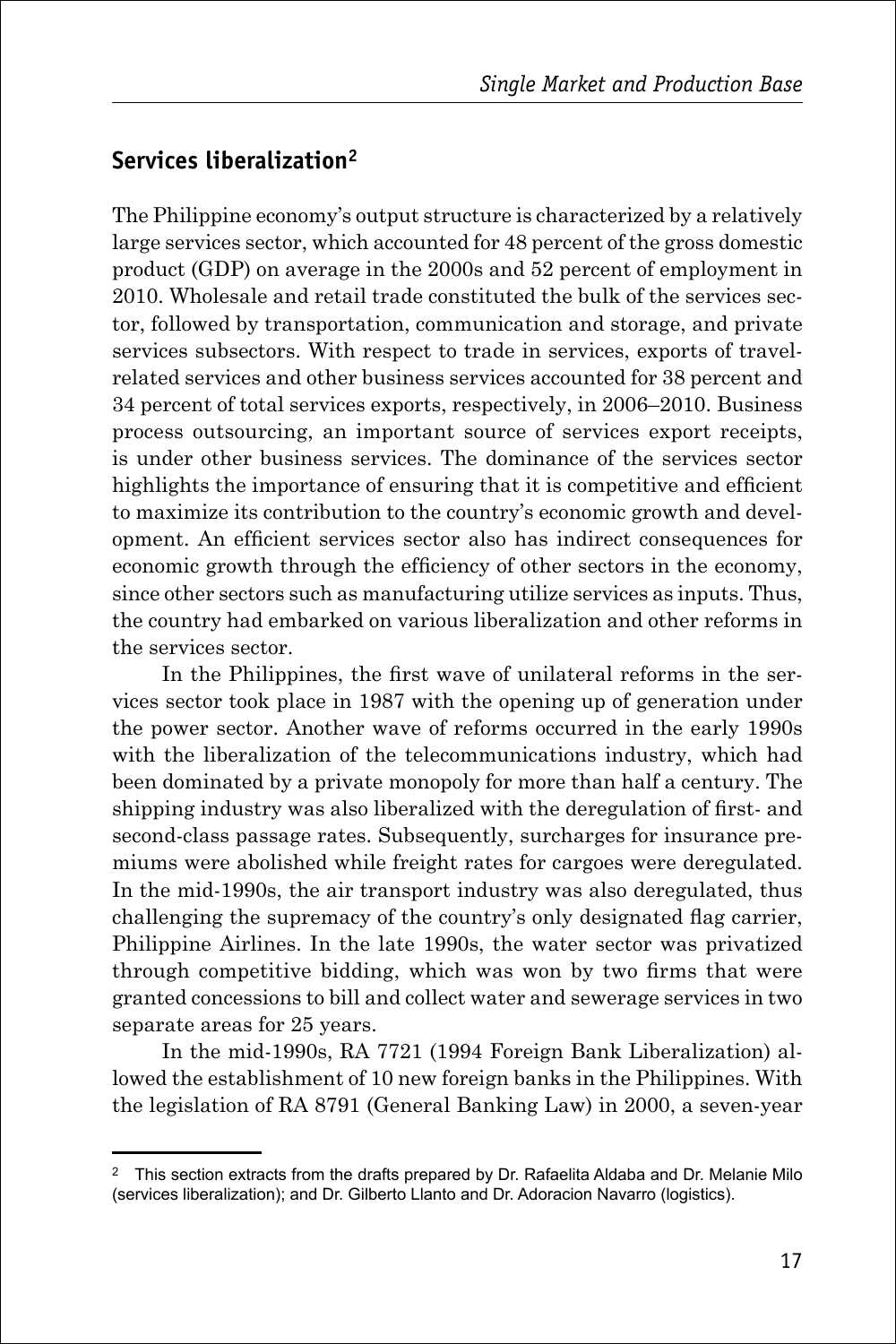## Services liberalization[2]

The Philippine economy's output structure is characterized by a relatively large services sector, which accounted for 48 percent of the gross domestic product (GDP) on average in the 2000s and 52 percent of employment in 2010. Wholesale and retail trade constituted the bulk of the services sector, followed by transportation, communication and storage, and private services subsectors. With respect to trade in services, exports of travel-related services and other business services accounted for 38 percent and 34 percent of total services exports, respectively, in 2006–2010. Business process outsourcing, an important source of services export receipts, is under other business services. The dominance of the services sector highlights the importance of ensuring that it is competitive and efficient to maximize its contribution to the country's economic growth and development. An efficient services sector also has indirect consequences for economic growth through the efficiency of other sectors in the economy, since other sectors such as manufacturing utilize services as inputs. Thus, the country had embarked on various liberalization and other reforms in the services sector.

In the Philippines, the first wave of unilateral reforms in the services sector took place in 1987 with the opening up of generation under the power sector. Another wave of reforms occurred in the early 1990s with the liberalization of the telecommunications industry, which had been dominated by a private monopoly for more than half a century. The shipping industry was also liberalized with the deregulation of first- and second-class passage rates. Subsequently, surcharges for insurance premiums were abolished while freight rates for cargoes were deregulated. In the mid-1990s, the air transport industry was also deregulated, thus challenging the supremacy of the country's only designated flag carrier, Philippine Airlines. In the late 1990s, the water sector was privatized through competitive bidding, which was won by two firms that were granted concessions to bill and collect water and sewerage services in two separate areas for 25 years.

In the mid-1990s, RA 7721 (1994 Foreign Bank Liberalization) allowed the establishment of 10 new foreign banks in the Philippines. With the legislation of RA 8791 (General Banking Law) in 2000, a seven-year

---

[2] This section extracts from the drafts prepared by Dr. Rafaelita Aldaba and Dr. Melanie Milo (services liberalization); and Dr. Gilberto Llanto and Dr. Adoracion Navarro (logistics).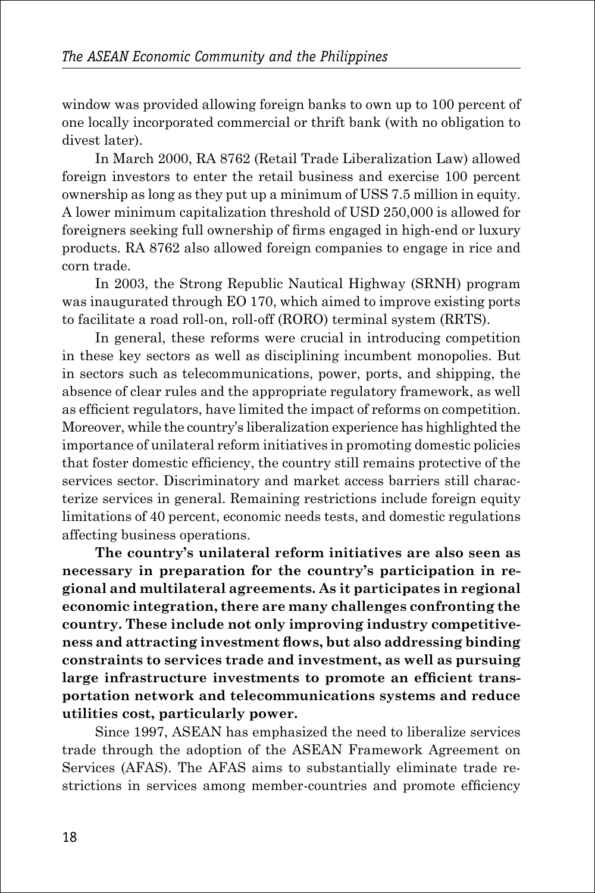window was provided allowing foreign banks to own up to 100 percent of one locally incorporated commercial or thrift bank (with no obligation to divest later).

In March 2000, RA 8762 (Retail Trade Liberalization Law) allowed foreign investors to enter the retail business and exercise 100 percent ownership as long as they put up a minimum of USS 7.5 million in equity. A lower minimum capitalization threshold of USD 250,000 is allowed for foreigners seeking full ownership of firms engaged in high-end or luxury products. RA 8762 also allowed foreign companies to engage in rice and corn trade.

In 2003, the Strong Republic Nautical Highway (SRNH) program was inaugurated through EO 170, which aimed to improve existing ports to facilitate a road roll-on, roll-off (RORO) terminal system (RRTS).

In general, these reforms were crucial in introducing competition in these key sectors as well as disciplining incumbent monopolies. But in sectors such as telecommunications, power, ports, and shipping, the absence of clear rules and the appropriate regulatory framework, as well as efficient regulators, have limited the impact of reforms on competition. Moreover, while the country's liberalization experience has highlighted the importance of unilateral reform initiatives in promoting domestic policies that foster domestic efficiency, the country still remains protective of the services sector. Discriminatory and market access barriers still characterize services in general. Remaining restrictions include foreign equity limitations of 40 percent, economic needs tests, and domestic regulations affecting business operations.

**The country's unilateral reform initiatives are also seen as necessary in preparation for the country's participation in regional and multilateral agreements. As it participates in regional economic integration, there are many challenges confronting the country. These include not only improving industry competitiveness and attracting investment flows, but also addressing binding constraints to services trade and investment, as well as pursuing large infrastructure investments to promote an efficient transportation network and telecommunications systems and reduce utilities cost, particularly power.**

Since 1997, ASEAN has emphasized the need to liberalize services trade through the adoption of the ASEAN Framework Agreement on Services (AFAS). The AFAS aims to substantially eliminate trade restrictions in services among member-countries and promote efficiency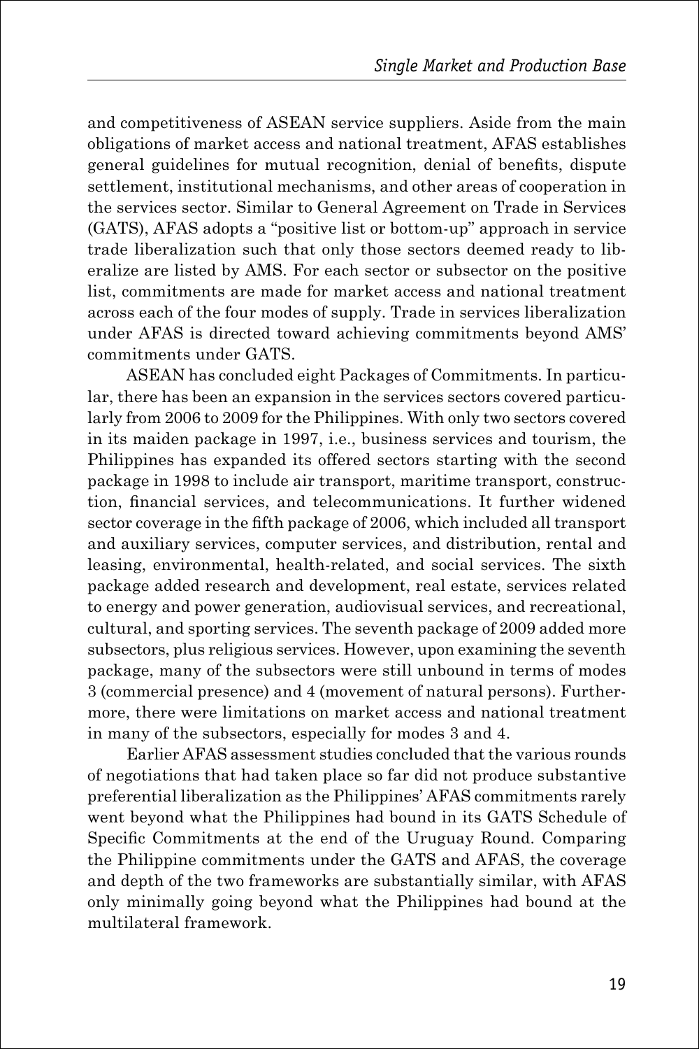and competitiveness of ASEAN service suppliers. Aside from the main obligations of market access and national treatment, AFAS establishes general guidelines for mutual recognition, denial of benefits, dispute settlement, institutional mechanisms, and other areas of cooperation in the services sector. Similar to General Agreement on Trade in Services (GATS), AFAS adopts a "positive list or bottom-up" approach in service trade liberalization such that only those sectors deemed ready to liberalize are listed by AMS. For each sector or subsector on the positive list, commitments are made for market access and national treatment across each of the four modes of supply. Trade in services liberalization under AFAS is directed toward achieving commitments beyond AMS' commitments under GATS.

ASEAN has concluded eight Packages of Commitments. In particular, there has been an expansion in the services sectors covered particularly from 2006 to 2009 for the Philippines. With only two sectors covered in its maiden package in 1997, i.e., business services and tourism, the Philippines has expanded its offered sectors starting with the second package in 1998 to include air transport, maritime transport, construction, financial services, and telecommunications. It further widened sector coverage in the fifth package of 2006, which included all transport and auxiliary services, computer services, and distribution, rental and leasing, environmental, health-related, and social services. The sixth package added research and development, real estate, services related to energy and power generation, audiovisual services, and recreational, cultural, and sporting services. The seventh package of 2009 added more subsectors, plus religious services. However, upon examining the seventh package, many of the subsectors were still unbound in terms of modes 3 (commercial presence) and 4 (movement of natural persons). Furthermore, there were limitations on market access and national treatment in many of the subsectors, especially for modes 3 and 4.

Earlier AFAS assessment studies concluded that the various rounds of negotiations that had taken place so far did not produce substantive preferential liberalization as the Philippines' AFAS commitments rarely went beyond what the Philippines had bound in its GATS Schedule of Specific Commitments at the end of the Uruguay Round. Comparing the Philippine commitments under the GATS and AFAS, the coverage and depth of the two frameworks are substantially similar, with AFAS only minimally going beyond what the Philippines had bound at the multilateral framework.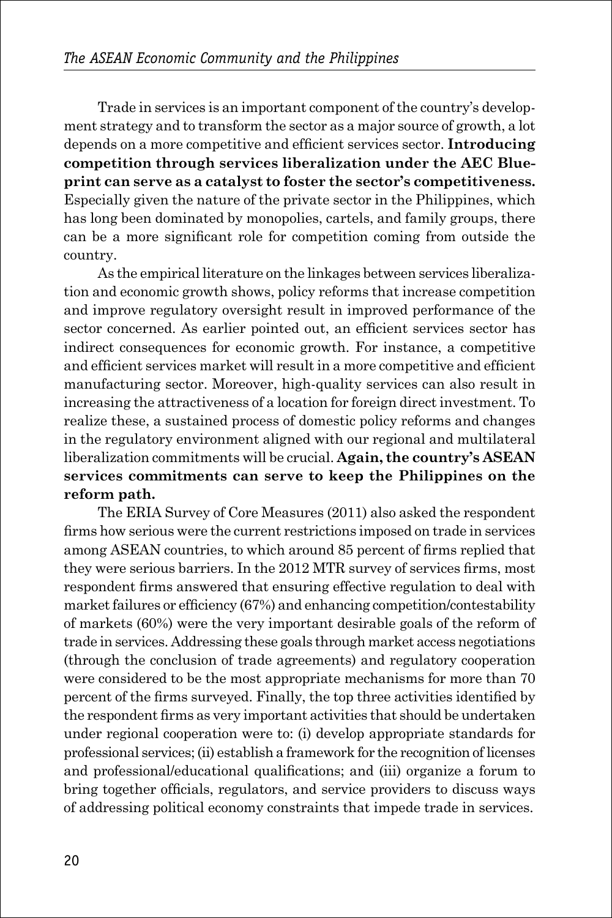Trade in services is an important component of the country's development strategy and to transform the sector as a major source of growth, a lot depends on a more competitive and efficient services sector. **Introducing competition through services liberalization under the AEC Blueprint can serve as a catalyst to foster the sector's competitiveness.** Especially given the nature of the private sector in the Philippines, which has long been dominated by monopolies, cartels, and family groups, there can be a more significant role for competition coming from outside the country.

As the empirical literature on the linkages between services liberalization and economic growth shows, policy reforms that increase competition and improve regulatory oversight result in improved performance of the sector concerned. As earlier pointed out, an efficient services sector has indirect consequences for economic growth. For instance, a competitive and efficient services market will result in a more competitive and efficient manufacturing sector. Moreover, high-quality services can also result in increasing the attractiveness of a location for foreign direct investment. To realize these, a sustained process of domestic policy reforms and changes in the regulatory environment aligned with our regional and multilateral liberalization commitments will be crucial. **Again, the country's ASEAN services commitments can serve to keep the Philippines on the reform path.**

The ERIA Survey of Core Measures (2011) also asked the respondent firms how serious were the current restrictions imposed on trade in services among ASEAN countries, to which around 85 percent of firms replied that they were serious barriers. In the 2012 MTR survey of services firms, most respondent firms answered that ensuring effective regulation to deal with market failures or efficiency (67%) and enhancing competition/contestability of markets (60%) were the very important desirable goals of the reform of trade in services. Addressing these goals through market access negotiations (through the conclusion of trade agreements) and regulatory cooperation were considered to be the most appropriate mechanisms for more than 70 percent of the firms surveyed. Finally, the top three activities identified by the respondent firms as very important activities that should be undertaken under regional cooperation were to: (i) develop appropriate standards for professional services; (ii) establish a framework for the recognition of licenses and professional/educational qualifications; and (iii) organize a forum to bring together officials, regulators, and service providers to discuss ways of addressing political economy constraints that impede trade in services.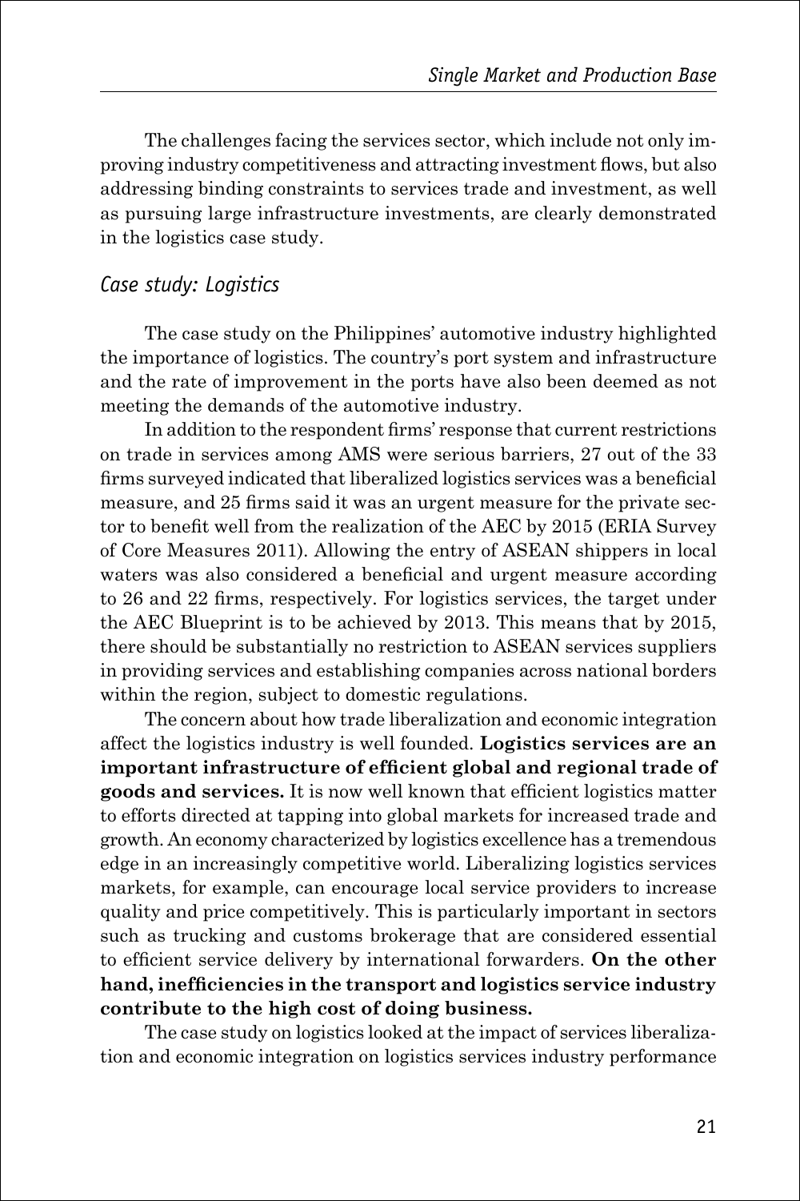The challenges facing the services sector, which include not only improving industry competitiveness and attracting investment flows, but also addressing binding constraints to services trade and investment, as well as pursuing large infrastructure investments, are clearly demonstrated in the logistics case study.

### *Case study: Logistics*

The case study on the Philippines' automotive industry highlighted the importance of logistics. The country's port system and infrastructure and the rate of improvement in the ports have also been deemed as not meeting the demands of the automotive industry.

In addition to the respondent firms' response that current restrictions on trade in services among AMS were serious barriers, 27 out of the 33 firms surveyed indicated that liberalized logistics services was a beneficial measure, and 25 firms said it was an urgent measure for the private sector to benefit well from the realization of the AEC by 2015 (ERIA Survey of Core Measures 2011). Allowing the entry of ASEAN shippers in local waters was also considered a beneficial and urgent measure according to 26 and 22 firms, respectively. For logistics services, the target under the AEC Blueprint is to be achieved by 2013. This means that by 2015, there should be substantially no restriction to ASEAN services suppliers in providing services and establishing companies across national borders within the region, subject to domestic regulations.

The concern about how trade liberalization and economic integration affect the logistics industry is well founded. **Logistics services are an important infrastructure of efficient global and regional trade of goods and services.** It is now well known that efficient logistics matter to efforts directed at tapping into global markets for increased trade and growth. An economy characterized by logistics excellence has a tremendous edge in an increasingly competitive world. Liberalizing logistics services markets, for example, can encourage local service providers to increase quality and price competitively. This is particularly important in sectors such as trucking and customs brokerage that are considered essential to efficient service delivery by international forwarders. **On the other hand, inefficiencies in the transport and logistics service industry contribute to the high cost of doing business.**

The case study on logistics looked at the impact of services liberalization and economic integration on logistics services industry performance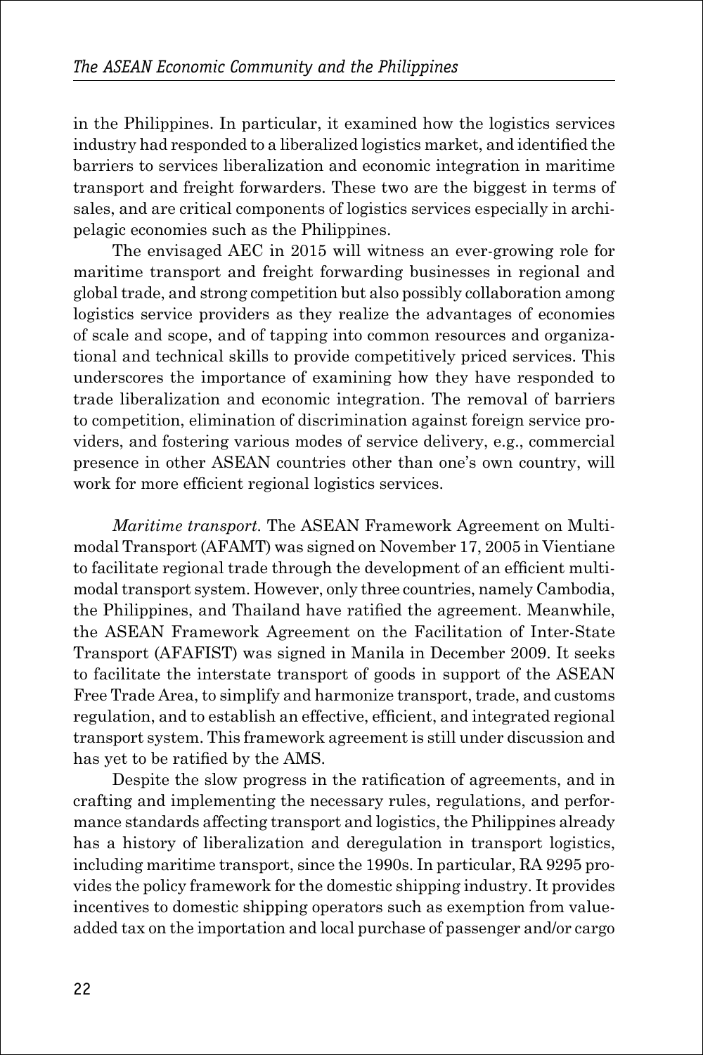in the Philippines. In particular, it examined how the logistics services industry had responded to a liberalized logistics market, and identified the barriers to services liberalization and economic integration in maritime transport and freight forwarders. These two are the biggest in terms of sales, and are critical components of logistics services especially in archipelagic economies such as the Philippines.

The envisaged AEC in 2015 will witness an ever-growing role for maritime transport and freight forwarding businesses in regional and global trade, and strong competition but also possibly collaboration among logistics service providers as they realize the advantages of economies of scale and scope, and of tapping into common resources and organizational and technical skills to provide competitively priced services. This underscores the importance of examining how they have responded to trade liberalization and economic integration. The removal of barriers to competition, elimination of discrimination against foreign service providers, and fostering various modes of service delivery, e.g., commercial presence in other ASEAN countries other than one's own country, will work for more efficient regional logistics services.

*Maritime transport.* The ASEAN Framework Agreement on Multimodal Transport (AFAMT) was signed on November 17, 2005 in Vientiane to facilitate regional trade through the development of an efficient multimodal transport system. However, only three countries, namely Cambodia, the Philippines, and Thailand have ratified the agreement. Meanwhile, the ASEAN Framework Agreement on the Facilitation of Inter-State Transport (AFAFIST) was signed in Manila in December 2009. It seeks to facilitate the interstate transport of goods in support of the ASEAN Free Trade Area, to simplify and harmonize transport, trade, and customs regulation, and to establish an effective, efficient, and integrated regional transport system. This framework agreement is still under discussion and has yet to be ratified by the AMS.

Despite the slow progress in the ratification of agreements, and in crafting and implementing the necessary rules, regulations, and performance standards affecting transport and logistics, the Philippines already has a history of liberalization and deregulation in transport logistics, including maritime transport, since the 1990s. In particular, RA 9295 provides the policy framework for the domestic shipping industry. It provides incentives to domestic shipping operators such as exemption from value-added tax on the importation and local purchase of passenger and/or cargo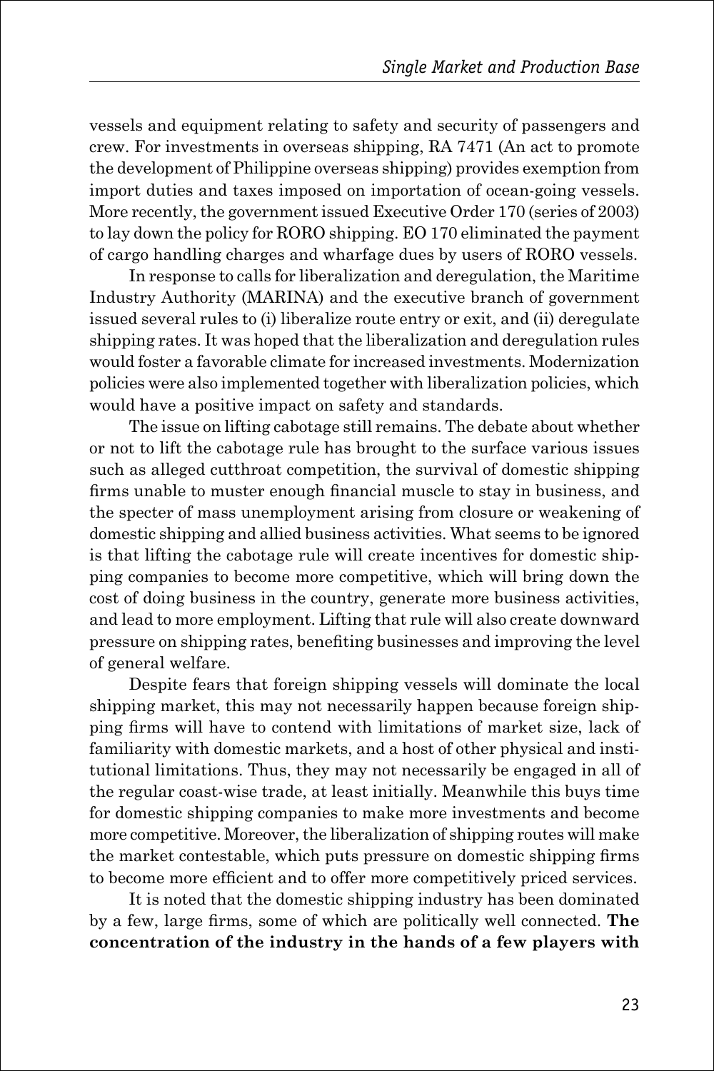vessels and equipment relating to safety and security of passengers and crew. For investments in overseas shipping, RA 7471 (An act to promote the development of Philippine overseas shipping) provides exemption from import duties and taxes imposed on importation of ocean-going vessels. More recently, the government issued Executive Order 170 (series of 2003) to lay down the policy for RORO shipping. EO 170 eliminated the payment of cargo handling charges and wharfage dues by users of RORO vessels.

In response to calls for liberalization and deregulation, the Maritime Industry Authority (MARINA) and the executive branch of government issued several rules to (i) liberalize route entry or exit, and (ii) deregulate shipping rates. It was hoped that the liberalization and deregulation rules would foster a favorable climate for increased investments. Modernization policies were also implemented together with liberalization policies, which would have a positive impact on safety and standards.

The issue on lifting cabotage still remains. The debate about whether or not to lift the cabotage rule has brought to the surface various issues such as alleged cutthroat competition, the survival of domestic shipping firms unable to muster enough financial muscle to stay in business, and the specter of mass unemployment arising from closure or weakening of domestic shipping and allied business activities. What seems to be ignored is that lifting the cabotage rule will create incentives for domestic shipping companies to become more competitive, which will bring down the cost of doing business in the country, generate more business activities, and lead to more employment. Lifting that rule will also create downward pressure on shipping rates, benefiting businesses and improving the level of general welfare.

Despite fears that foreign shipping vessels will dominate the local shipping market, this may not necessarily happen because foreign shipping firms will have to contend with limitations of market size, lack of familiarity with domestic markets, and a host of other physical and institutional limitations. Thus, they may not necessarily be engaged in all of the regular coast-wise trade, at least initially. Meanwhile this buys time for domestic shipping companies to make more investments and become more competitive. Moreover, the liberalization of shipping routes will make the market contestable, which puts pressure on domestic shipping firms to become more efficient and to offer more competitively priced services.

It is noted that the domestic shipping industry has been dominated by a few, large firms, some of which are politically well connected. **The concentration of the industry in the hands of a few players with**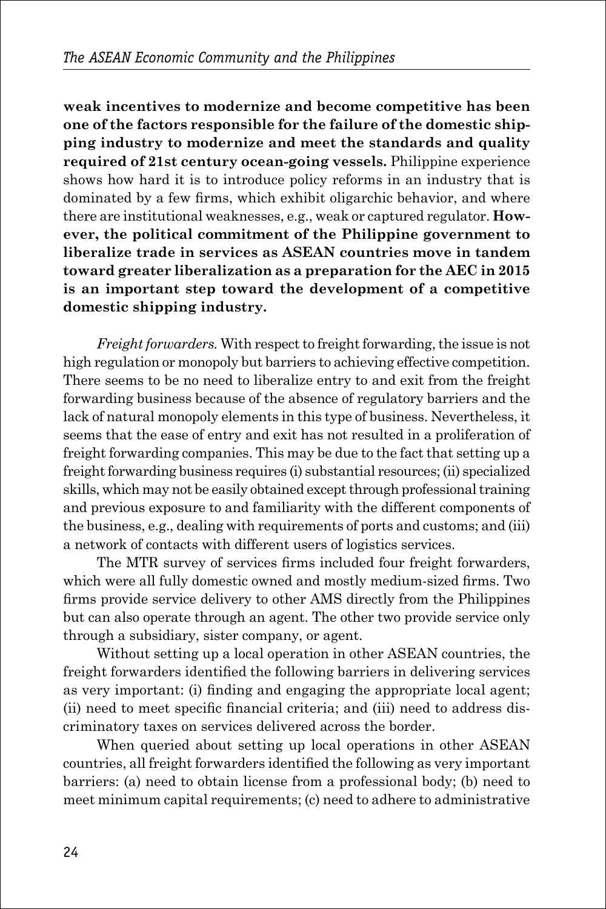**weak incentives to modernize and become competitive has been one of the factors responsible for the failure of the domestic shipping industry to modernize and meet the standards and quality required of 21st century ocean-going vessels.** Philippine experience shows how hard it is to introduce policy reforms in an industry that is dominated by a few firms, which exhibit oligarchic behavior, and where there are institutional weaknesses, e.g., weak or captured regulator. **However, the political commitment of the Philippine government to liberalize trade in services as ASEAN countries move in tandem toward greater liberalization as a preparation for the AEC in 2015 is an important step toward the development of a competitive domestic shipping industry.**

*Freight forwarders.* With respect to freight forwarding, the issue is not high regulation or monopoly but barriers to achieving effective competition. There seems to be no need to liberalize entry to and exit from the freight forwarding business because of the absence of regulatory barriers and the lack of natural monopoly elements in this type of business. Nevertheless, it seems that the ease of entry and exit has not resulted in a proliferation of freight forwarding companies. This may be due to the fact that setting up a freight forwarding business requires (i) substantial resources; (ii) specialized skills, which may not be easily obtained except through professional training and previous exposure to and familiarity with the different components of the business, e.g., dealing with requirements of ports and customs; and (iii) a network of contacts with different users of logistics services.

The MTR survey of services firms included four freight forwarders, which were all fully domestic owned and mostly medium-sized firms. Two firms provide service delivery to other AMS directly from the Philippines but can also operate through an agent. The other two provide service only through a subsidiary, sister company, or agent.

Without setting up a local operation in other ASEAN countries, the freight forwarders identified the following barriers in delivering services as very important: (i) finding and engaging the appropriate local agent; (ii) need to meet specific financial criteria; and (iii) need to address discriminatory taxes on services delivered across the border.

When queried about setting up local operations in other ASEAN countries, all freight forwarders identified the following as very important barriers: (a) need to obtain license from a professional body; (b) need to meet minimum capital requirements; (c) need to adhere to administrative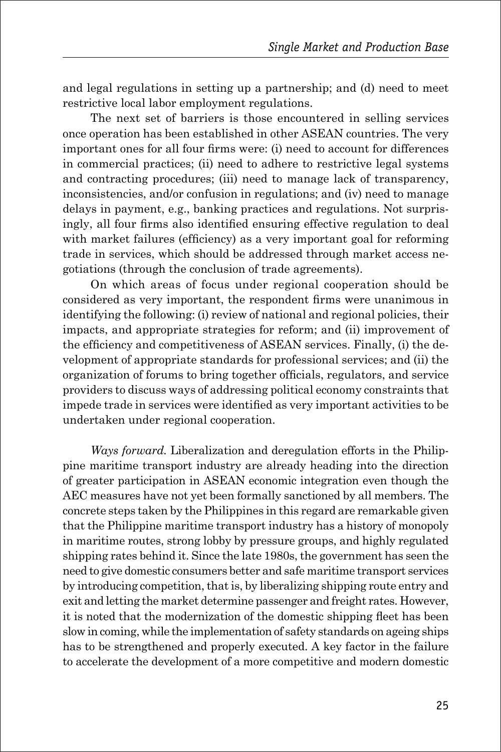and legal regulations in setting up a partnership; and (d) need to meet restrictive local labor employment regulations.

The next set of barriers is those encountered in selling services once operation has been established in other ASEAN countries. The very important ones for all four firms were: (i) need to account for differences in commercial practices; (ii) need to adhere to restrictive legal systems and contracting procedures; (iii) need to manage lack of transparency, inconsistencies, and/or confusion in regulations; and (iv) need to manage delays in payment, e.g., banking practices and regulations. Not surprisingly, all four firms also identified ensuring effective regulation to deal with market failures (efficiency) as a very important goal for reforming trade in services, which should be addressed through market access negotiations (through the conclusion of trade agreements).

On which areas of focus under regional cooperation should be considered as very important, the respondent firms were unanimous in identifying the following: (i) review of national and regional policies, their impacts, and appropriate strategies for reform; and (ii) improvement of the efficiency and competitiveness of ASEAN services. Finally, (i) the development of appropriate standards for professional services; and (ii) the organization of forums to bring together officials, regulators, and service providers to discuss ways of addressing political economy constraints that impede trade in services were identified as very important activities to be undertaken under regional cooperation.

*Ways forward.* Liberalization and deregulation efforts in the Philippine maritime transport industry are already heading into the direction of greater participation in ASEAN economic integration even though the AEC measures have not yet been formally sanctioned by all members. The concrete steps taken by the Philippines in this regard are remarkable given that the Philippine maritime transport industry has a history of monopoly in maritime routes, strong lobby by pressure groups, and highly regulated shipping rates behind it. Since the late 1980s, the government has seen the need to give domestic consumers better and safe maritime transport services by introducing competition, that is, by liberalizing shipping route entry and exit and letting the market determine passenger and freight rates. However, it is noted that the modernization of the domestic shipping fleet has been slow in coming, while the implementation of safety standards on ageing ships has to be strengthened and properly executed. A key factor in the failure to accelerate the development of a more competitive and modern domestic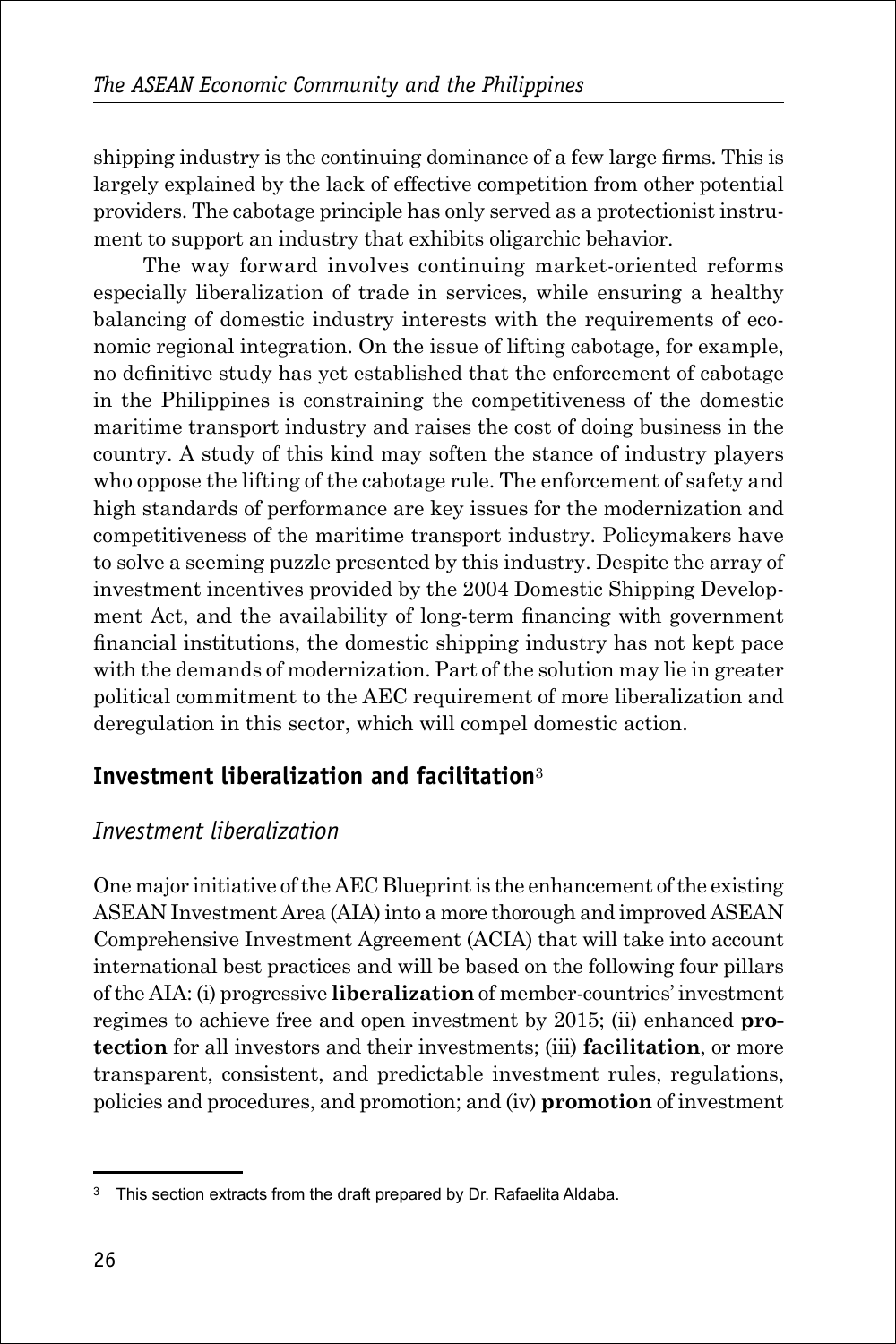shipping industry is the continuing dominance of a few large firms. This is largely explained by the lack of effective competition from other potential providers. The cabotage principle has only served as a protectionist instrument to support an industry that exhibits oligarchic behavior.

The way forward involves continuing market-oriented reforms especially liberalization of trade in services, while ensuring a healthy balancing of domestic industry interests with the requirements of economic regional integration. On the issue of lifting cabotage, for example, no definitive study has yet established that the enforcement of cabotage in the Philippines is constraining the competitiveness of the domestic maritime transport industry and raises the cost of doing business in the country. A study of this kind may soften the stance of industry players who oppose the lifting of the cabotage rule. The enforcement of safety and high standards of performance are key issues for the modernization and competitiveness of the maritime transport industry. Policymakers have to solve a seeming puzzle presented by this industry. Despite the array of investment incentives provided by the 2004 Domestic Shipping Development Act, and the availability of long-term financing with government financial institutions, the domestic shipping industry has not kept pace with the demands of modernization. Part of the solution may lie in greater political commitment to the AEC requirement of more liberalization and deregulation in this sector, which will compel domestic action.

## Investment liberalization and facilitation[3]

### *Investment liberalization*

One major initiative of the AEC Blueprint is the enhancement of the existing ASEAN Investment Area (AIA) into a more thorough and improved ASEAN Comprehensive Investment Agreement (ACIA) that will take into account international best practices and will be based on the following four pillars of the AIA: (i) progressive **liberalization** of member-countries' investment regimes to achieve free and open investment by 2015; (ii) enhanced **protection** for all investors and their investments; (iii) **facilitation**, or more transparent, consistent, and predictable investment rules, regulations, policies and procedures, and promotion; and (iv) **promotion** of investment

[3] This section extracts from the draft prepared by Dr. Rafaelita Aldaba.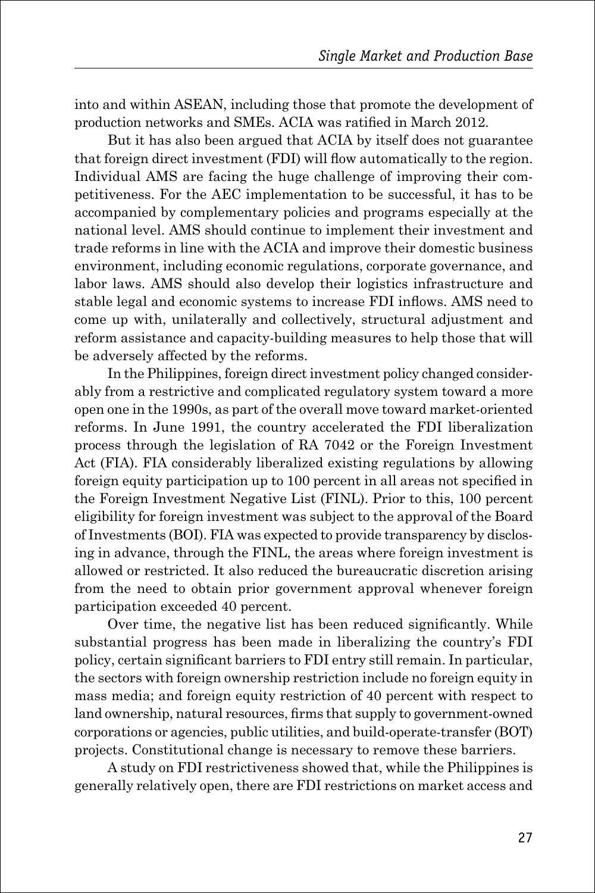into and within ASEAN, including those that promote the development of production networks and SMEs. ACIA was ratified in March 2012.

But it has also been argued that ACIA by itself does not guarantee that foreign direct investment (FDI) will flow automatically to the region. Individual AMS are facing the huge challenge of improving their competitiveness. For the AEC implementation to be successful, it has to be accompanied by complementary policies and programs especially at the national level. AMS should continue to implement their investment and trade reforms in line with the ACIA and improve their domestic business environment, including economic regulations, corporate governance, and labor laws. AMS should also develop their logistics infrastructure and stable legal and economic systems to increase FDI inflows. AMS need to come up with, unilaterally and collectively, structural adjustment and reform assistance and capacity-building measures to help those that will be adversely affected by the reforms.

In the Philippines, foreign direct investment policy changed considerably from a restrictive and complicated regulatory system toward a more open one in the 1990s, as part of the overall move toward market-oriented reforms. In June 1991, the country accelerated the FDI liberalization process through the legislation of RA 7042 or the Foreign Investment Act (FIA). FIA considerably liberalized existing regulations by allowing foreign equity participation up to 100 percent in all areas not specified in the Foreign Investment Negative List (FINL). Prior to this, 100 percent eligibility for foreign investment was subject to the approval of the Board of Investments (BOI). FIA was expected to provide transparency by disclosing in advance, through the FINL, the areas where foreign investment is allowed or restricted. It also reduced the bureaucratic discretion arising from the need to obtain prior government approval whenever foreign participation exceeded 40 percent.

Over time, the negative list has been reduced significantly. While substantial progress has been made in liberalizing the country's FDI policy, certain significant barriers to FDI entry still remain. In particular, the sectors with foreign ownership restriction include no foreign equity in mass media; and foreign equity restriction of 40 percent with respect to land ownership, natural resources, firms that supply to government-owned corporations or agencies, public utilities, and build-operate-transfer (BOT) projects. Constitutional change is necessary to remove these barriers.

A study on FDI restrictiveness showed that, while the Philippines is generally relatively open, there are FDI restrictions on market access and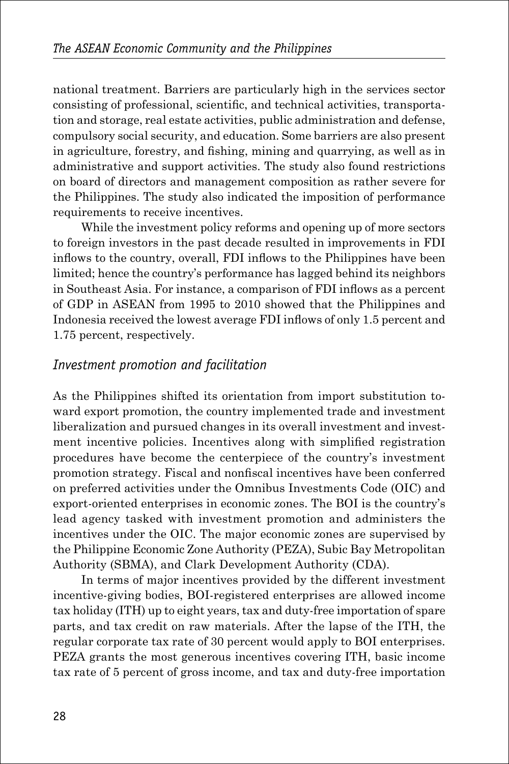national treatment. Barriers are particularly high in the services sector consisting of professional, scientific, and technical activities, transportation and storage, real estate activities, public administration and defense, compulsory social security, and education. Some barriers are also present in agriculture, forestry, and fishing, mining and quarrying, as well as in administrative and support activities. The study also found restrictions on board of directors and management composition as rather severe for the Philippines. The study also indicated the imposition of performance requirements to receive incentives.

While the investment policy reforms and opening up of more sectors to foreign investors in the past decade resulted in improvements in FDI inflows to the country, overall, FDI inflows to the Philippines have been limited; hence the country's performance has lagged behind its neighbors in Southeast Asia. For instance, a comparison of FDI inflows as a percent of GDP in ASEAN from 1995 to 2010 showed that the Philippines and Indonesia received the lowest average FDI inflows of only 1.5 percent and 1.75 percent, respectively.

### *Investment promotion and facilitation*

As the Philippines shifted its orientation from import substitution toward export promotion, the country implemented trade and investment liberalization and pursued changes in its overall investment and investment incentive policies. Incentives along with simplified registration procedures have become the centerpiece of the country's investment promotion strategy. Fiscal and nonfiscal incentives have been conferred on preferred activities under the Omnibus Investments Code (OIC) and export-oriented enterprises in economic zones. The BOI is the country's lead agency tasked with investment promotion and administers the incentives under the OIC. The major economic zones are supervised by the Philippine Economic Zone Authority (PEZA), Subic Bay Metropolitan Authority (SBMA), and Clark Development Authority (CDA).

In terms of major incentives provided by the different investment incentive-giving bodies, BOI-registered enterprises are allowed income tax holiday (ITH) up to eight years, tax and duty-free importation of spare parts, and tax credit on raw materials. After the lapse of the ITH, the regular corporate tax rate of 30 percent would apply to BOI enterprises. PEZA grants the most generous incentives covering ITH, basic income tax rate of 5 percent of gross income, and tax and duty-free importation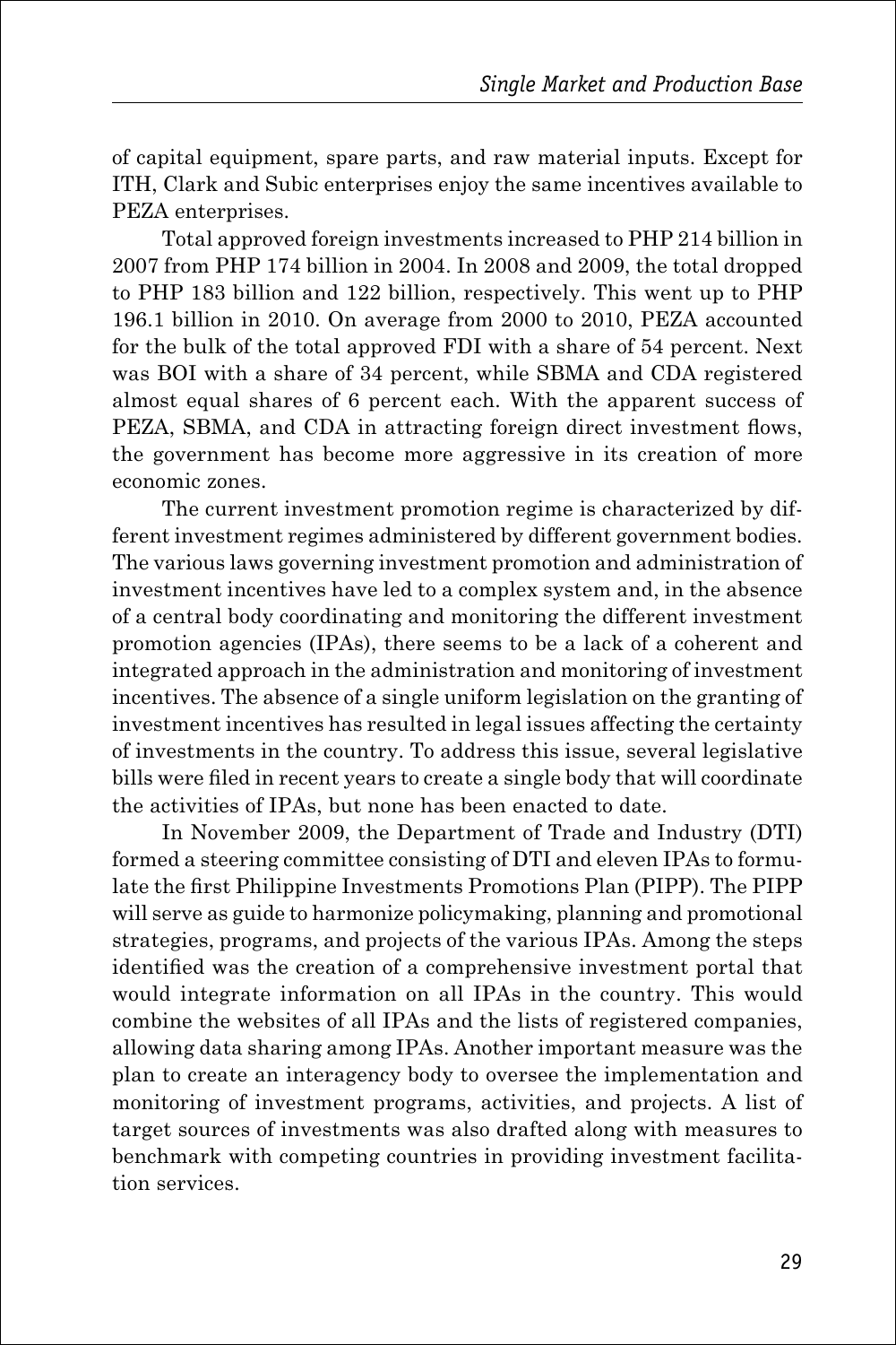of capital equipment, spare parts, and raw material inputs. Except for ITH, Clark and Subic enterprises enjoy the same incentives available to PEZA enterprises.

Total approved foreign investments increased to PHP 214 billion in 2007 from PHP 174 billion in 2004. In 2008 and 2009, the total dropped to PHP 183 billion and 122 billion, respectively. This went up to PHP 196.1 billion in 2010. On average from 2000 to 2010, PEZA accounted for the bulk of the total approved FDI with a share of 54 percent. Next was BOI with a share of 34 percent, while SBMA and CDA registered almost equal shares of 6 percent each. With the apparent success of PEZA, SBMA, and CDA in attracting foreign direct investment flows, the government has become more aggressive in its creation of more economic zones.

The current investment promotion regime is characterized by different investment regimes administered by different government bodies. The various laws governing investment promotion and administration of investment incentives have led to a complex system and, in the absence of a central body coordinating and monitoring the different investment promotion agencies (IPAs), there seems to be a lack of a coherent and integrated approach in the administration and monitoring of investment incentives. The absence of a single uniform legislation on the granting of investment incentives has resulted in legal issues affecting the certainty of investments in the country. To address this issue, several legislative bills were filed in recent years to create a single body that will coordinate the activities of IPAs, but none has been enacted to date.

In November 2009, the Department of Trade and Industry (DTI) formed a steering committee consisting of DTI and eleven IPAs to formulate the first Philippine Investments Promotions Plan (PIPP). The PIPP will serve as guide to harmonize policymaking, planning and promotional strategies, programs, and projects of the various IPAs. Among the steps identified was the creation of a comprehensive investment portal that would integrate information on all IPAs in the country. This would combine the websites of all IPAs and the lists of registered companies, allowing data sharing among IPAs. Another important measure was the plan to create an interagency body to oversee the implementation and monitoring of investment programs, activities, and projects. A list of target sources of investments was also drafted along with measures to benchmark with competing countries in providing investment facilitation services.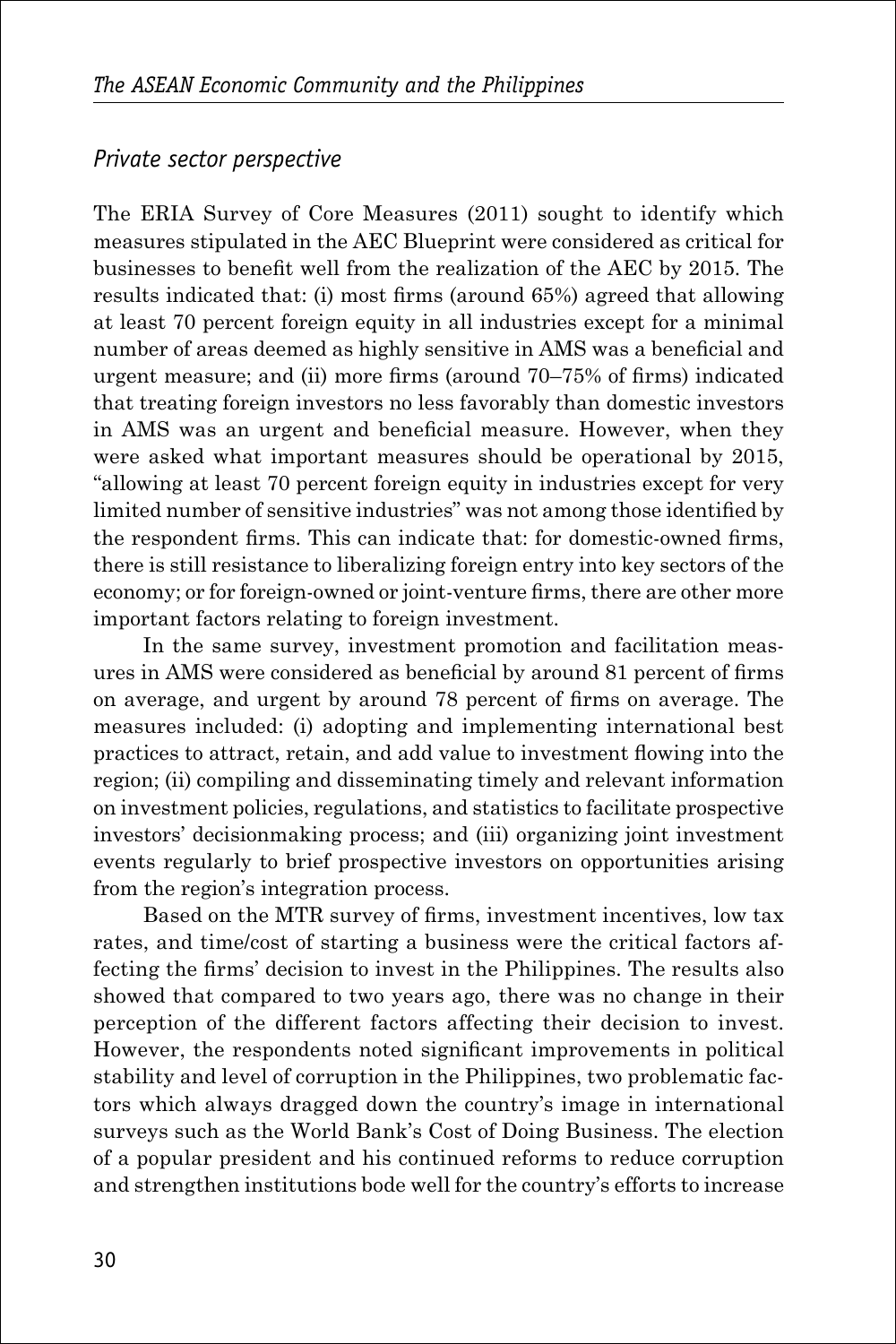### *Private sector perspective*

The ERIA Survey of Core Measures (2011) sought to identify which measures stipulated in the AEC Blueprint were considered as critical for businesses to benefit well from the realization of the AEC by 2015. The results indicated that: (i) most firms (around 65%) agreed that allowing at least 70 percent foreign equity in all industries except for a minimal number of areas deemed as highly sensitive in AMS was a beneficial and urgent measure; and (ii) more firms (around 70–75% of firms) indicated that treating foreign investors no less favorably than domestic investors in AMS was an urgent and beneficial measure. However, when they were asked what important measures should be operational by 2015, "allowing at least 70 percent foreign equity in industries except for very limited number of sensitive industries" was not among those identified by the respondent firms. This can indicate that: for domestic-owned firms, there is still resistance to liberalizing foreign entry into key sectors of the economy; or for foreign-owned or joint-venture firms, there are other more important factors relating to foreign investment.

In the same survey, investment promotion and facilitation measures in AMS were considered as beneficial by around 81 percent of firms on average, and urgent by around 78 percent of firms on average. The measures included: (i) adopting and implementing international best practices to attract, retain, and add value to investment flowing into the region; (ii) compiling and disseminating timely and relevant information on investment policies, regulations, and statistics to facilitate prospective investors' decisionmaking process; and (iii) organizing joint investment events regularly to brief prospective investors on opportunities arising from the region's integration process.

Based on the MTR survey of firms, investment incentives, low tax rates, and time/cost of starting a business were the critical factors affecting the firms' decision to invest in the Philippines. The results also showed that compared to two years ago, there was no change in their perception of the different factors affecting their decision to invest. However, the respondents noted significant improvements in political stability and level of corruption in the Philippines, two problematic factors which always dragged down the country's image in international surveys such as the World Bank's Cost of Doing Business. The election of a popular president and his continued reforms to reduce corruption and strengthen institutions bode well for the country's efforts to increase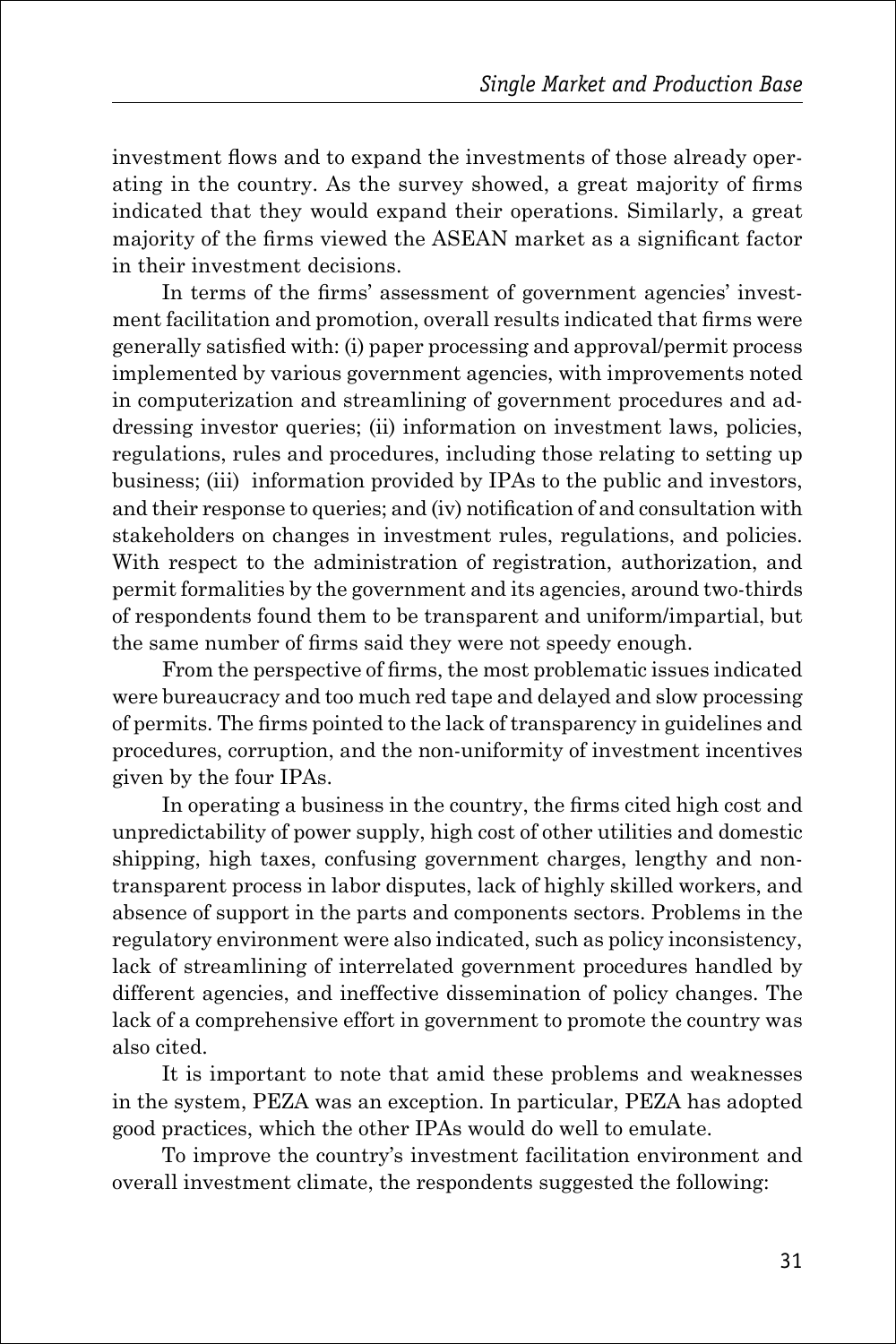investment flows and to expand the investments of those already operating in the country. As the survey showed, a great majority of firms indicated that they would expand their operations. Similarly, a great majority of the firms viewed the ASEAN market as a significant factor in their investment decisions.

In terms of the firms' assessment of government agencies' investment facilitation and promotion, overall results indicated that firms were generally satisfied with: (i) paper processing and approval/permit process implemented by various government agencies, with improvements noted in computerization and streamlining of government procedures and addressing investor queries; (ii) information on investment laws, policies, regulations, rules and procedures, including those relating to setting up business; (iii) information provided by IPAs to the public and investors, and their response to queries; and (iv) notification of and consultation with stakeholders on changes in investment rules, regulations, and policies. With respect to the administration of registration, authorization, and permit formalities by the government and its agencies, around two-thirds of respondents found them to be transparent and uniform/impartial, but the same number of firms said they were not speedy enough.

From the perspective of firms, the most problematic issues indicated were bureaucracy and too much red tape and delayed and slow processing of permits. The firms pointed to the lack of transparency in guidelines and procedures, corruption, and the non-uniformity of investment incentives given by the four IPAs.

In operating a business in the country, the firms cited high cost and unpredictability of power supply, high cost of other utilities and domestic shipping, high taxes, confusing government charges, lengthy and non-transparent process in labor disputes, lack of highly skilled workers, and absence of support in the parts and components sectors. Problems in the regulatory environment were also indicated, such as policy inconsistency, lack of streamlining of interrelated government procedures handled by different agencies, and ineffective dissemination of policy changes. The lack of a comprehensive effort in government to promote the country was also cited.

It is important to note that amid these problems and weaknesses in the system, PEZA was an exception. In particular, PEZA has adopted good practices, which the other IPAs would do well to emulate.

To improve the country's investment facilitation environment and overall investment climate, the respondents suggested the following: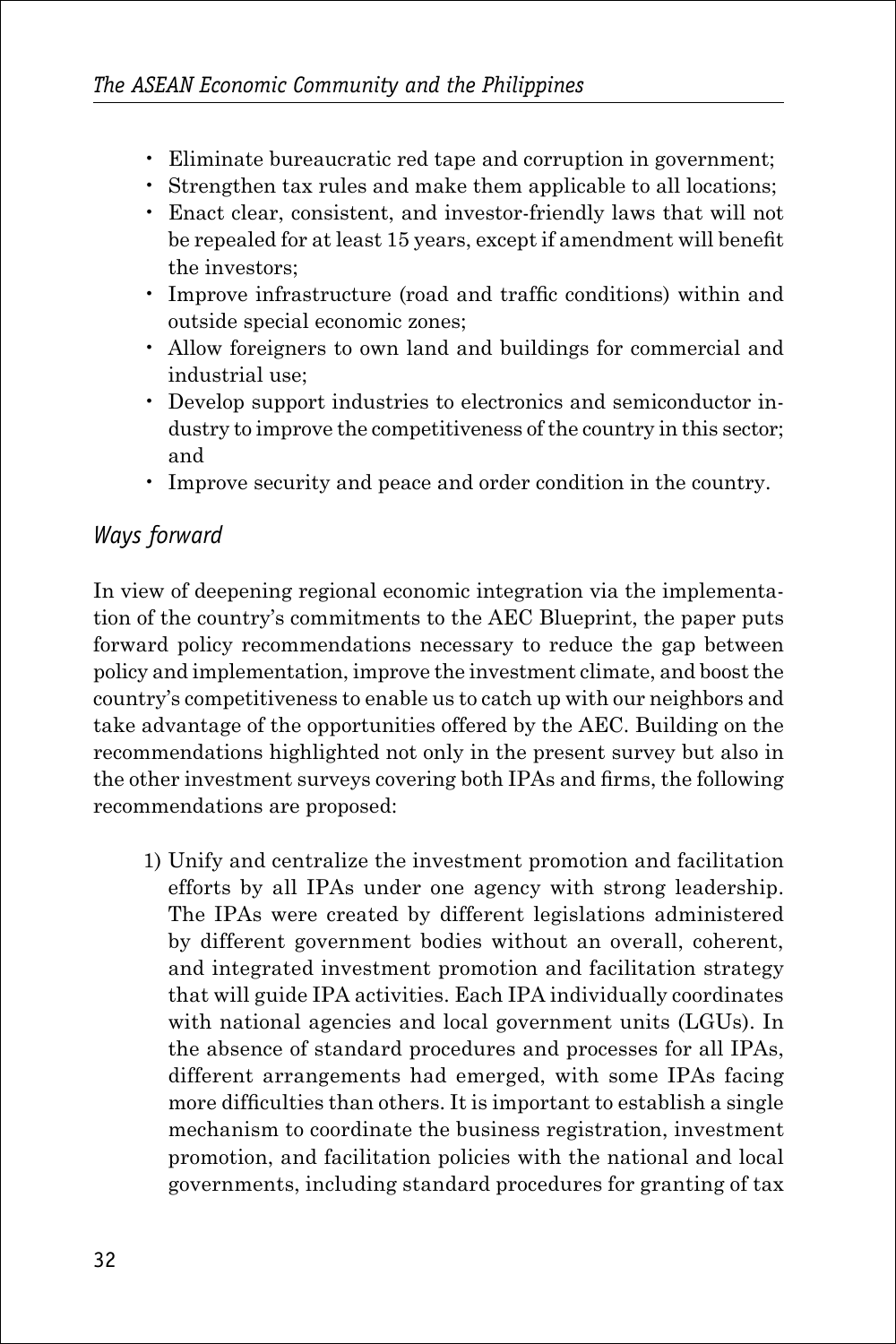- Eliminate bureaucratic red tape and corruption in government;
- Strengthen tax rules and make them applicable to all locations;
- Enact clear, consistent, and investor-friendly laws that will not be repealed for at least 15 years, except if amendment will benefit the investors;
- Improve infrastructure (road and traffic conditions) within and outside special economic zones;
- Allow foreigners to own land and buildings for commercial and industrial use;
- Develop support industries to electronics and semiconductor industry to improve the competitiveness of the country in this sector; and
- Improve security and peace and order condition in the country.

### *Ways forward*

In view of deepening regional economic integration via the implementation of the country's commitments to the AEC Blueprint, the paper puts forward policy recommendations necessary to reduce the gap between policy and implementation, improve the investment climate, and boost the country's competitiveness to enable us to catch up with our neighbors and take advantage of the opportunities offered by the AEC. Building on the recommendations highlighted not only in the present survey but also in the other investment surveys covering both IPAs and firms, the following recommendations are proposed:

1) Unify and centralize the investment promotion and facilitation efforts by all IPAs under one agency with strong leadership. The IPAs were created by different legislations administered by different government bodies without an overall, coherent, and integrated investment promotion and facilitation strategy that will guide IPA activities. Each IPA individually coordinates with national agencies and local government units (LGUs). In the absence of standard procedures and processes for all IPAs, different arrangements had emerged, with some IPAs facing more difficulties than others. It is important to establish a single mechanism to coordinate the business registration, investment promotion, and facilitation policies with the national and local governments, including standard procedures for granting of tax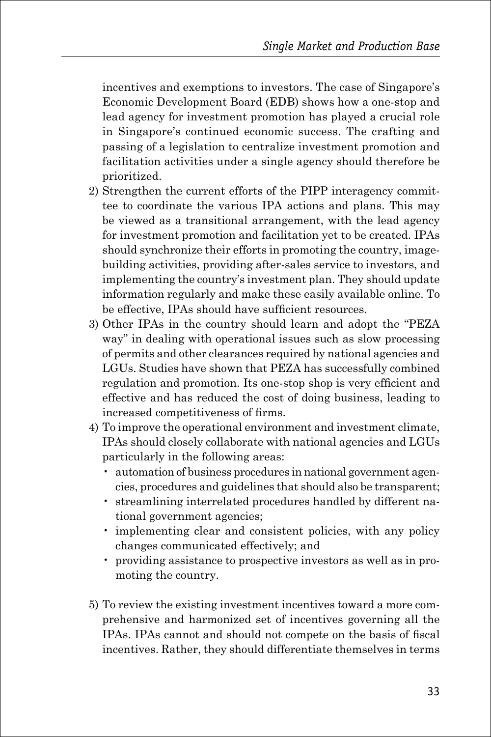incentives and exemptions to investors. The case of Singapore's Economic Development Board (EDB) shows how a one-stop and lead agency for investment promotion has played a crucial role in Singapore's continued economic success. The crafting and passing of a legislation to centralize investment promotion and facilitation activities under a single agency should therefore be prioritized.

2) Strengthen the current efforts of the PIPP interagency committee to coordinate the various IPA actions and plans. This may be viewed as a transitional arrangement, with the lead agency for investment promotion and facilitation yet to be created. IPAs should synchronize their efforts in promoting the country, image-building activities, providing after-sales service to investors, and implementing the country's investment plan. They should update information regularly and make these easily available online. To be effective, IPAs should have sufficient resources.
3) Other IPAs in the country should learn and adopt the "PEZA way" in dealing with operational issues such as slow processing of permits and other clearances required by national agencies and LGUs. Studies have shown that PEZA has successfully combined regulation and promotion. Its one-stop shop is very efficient and effective and has reduced the cost of doing business, leading to increased competitiveness of firms.
4) To improve the operational environment and investment climate, IPAs should closely collaborate with national agencies and LGUs particularly in the following areas:
   - automation of business procedures in national government agencies, procedures and guidelines that should also be transparent;
   - streamlining interrelated procedures handled by different national government agencies;
   - implementing clear and consistent policies, with any policy changes communicated effectively; and
   - providing assistance to prospective investors as well as in promoting the country.

5) To review the existing investment incentives toward a more comprehensive and harmonized set of incentives governing all the IPAs. IPAs cannot and should not compete on the basis of fiscal incentives. Rather, they should differentiate themselves in terms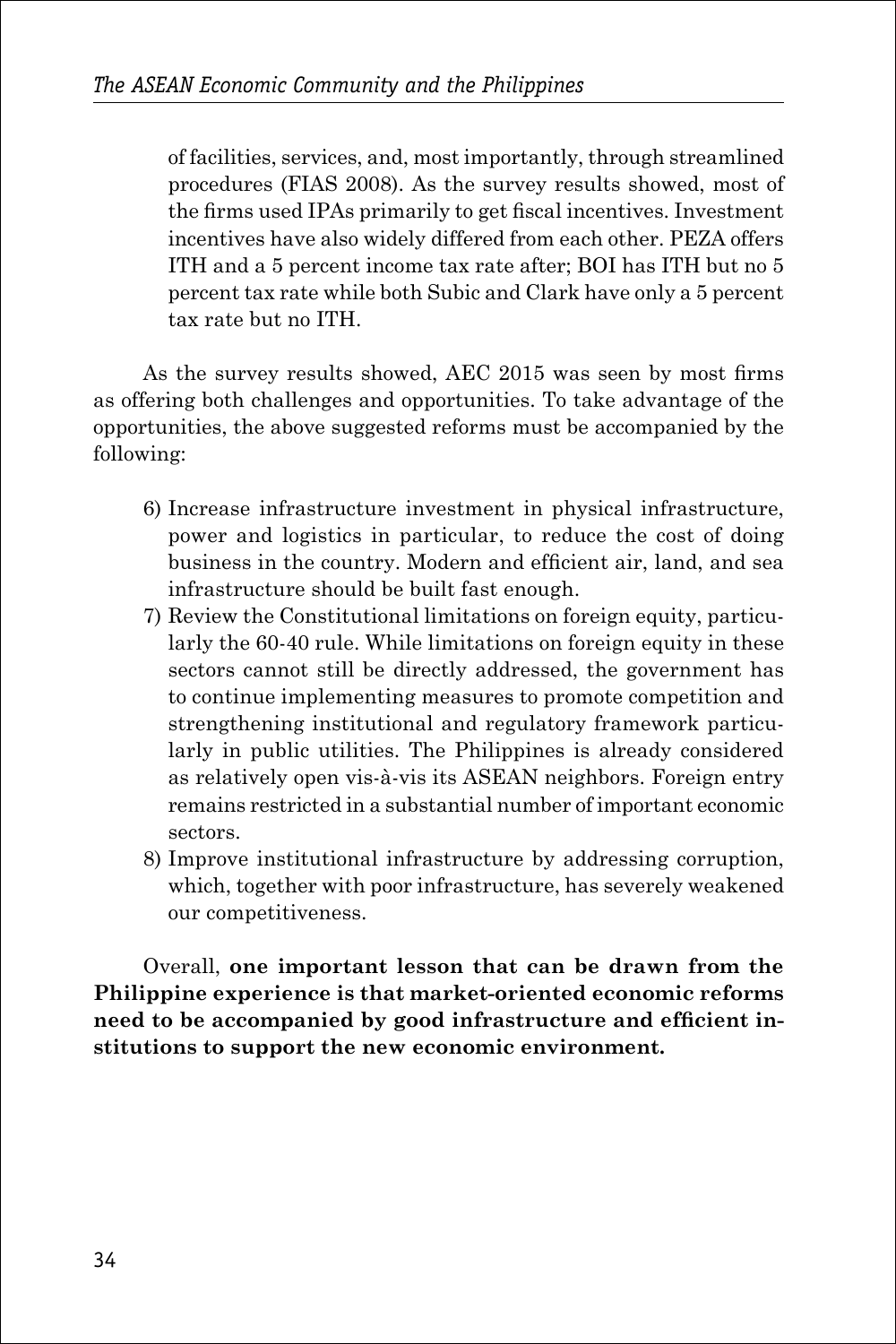of facilities, services, and, most importantly, through streamlined procedures (FIAS 2008). As the survey results showed, most of the firms used IPAs primarily to get fiscal incentives. Investment incentives have also widely differed from each other. PEZA offers ITH and a 5 percent income tax rate after; BOI has ITH but no 5 percent tax rate while both Subic and Clark have only a 5 percent tax rate but no ITH.

As the survey results showed, AEC 2015 was seen by most firms as offering both challenges and opportunities. To take advantage of the opportunities, the above suggested reforms must be accompanied by the following:

6) Increase infrastructure investment in physical infrastructure, power and logistics in particular, to reduce the cost of doing business in the country. Modern and efficient air, land, and sea infrastructure should be built fast enough.
7) Review the Constitutional limitations on foreign equity, particularly the 60-40 rule. While limitations on foreign equity in these sectors cannot still be directly addressed, the government has to continue implementing measures to promote competition and strengthening institutional and regulatory framework particularly in public utilities. The Philippines is already considered as relatively open vis-à-vis its ASEAN neighbors. Foreign entry remains restricted in a substantial number of important economic sectors.
8) Improve institutional infrastructure by addressing corruption, which, together with poor infrastructure, has severely weakened our competitiveness.

Overall, **one important lesson that can be drawn from the Philippine experience is that market-oriented economic reforms need to be accompanied by good infrastructure and efficient institutions to support the new economic environment.**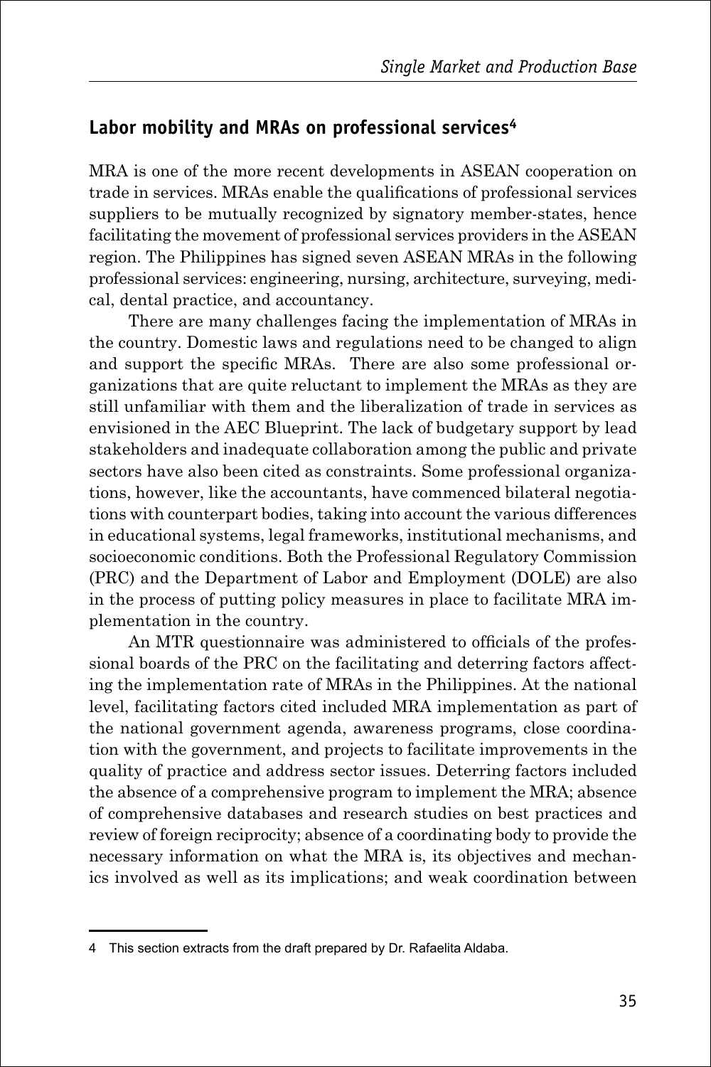## Labor mobility and MRAs on professional services[4]

MRA is one of the more recent developments in ASEAN cooperation on trade in services. MRAs enable the qualifications of professional services suppliers to be mutually recognized by signatory member-states, hence facilitating the movement of professional services providers in the ASEAN region. The Philippines has signed seven ASEAN MRAs in the following professional services: engineering, nursing, architecture, surveying, medical, dental practice, and accountancy.

There are many challenges facing the implementation of MRAs in the country. Domestic laws and regulations need to be changed to align and support the specific MRAs. There are also some professional organizations that are quite reluctant to implement the MRAs as they are still unfamiliar with them and the liberalization of trade in services as envisioned in the AEC Blueprint. The lack of budgetary support by lead stakeholders and inadequate collaboration among the public and private sectors have also been cited as constraints. Some professional organizations, however, like the accountants, have commenced bilateral negotiations with counterpart bodies, taking into account the various differences in educational systems, legal frameworks, institutional mechanisms, and socioeconomic conditions. Both the Professional Regulatory Commission (PRC) and the Department of Labor and Employment (DOLE) are also in the process of putting policy measures in place to facilitate MRA implementation in the country.

An MTR questionnaire was administered to officials of the professional boards of the PRC on the facilitating and deterring factors affecting the implementation rate of MRAs in the Philippines. At the national level, facilitating factors cited included MRA implementation as part of the national government agenda, awareness programs, close coordination with the government, and projects to facilitate improvements in the quality of practice and address sector issues. Deterring factors included the absence of a comprehensive program to implement the MRA; absence of comprehensive databases and research studies on best practices and review of foreign reciprocity; absence of a coordinating body to provide the necessary information on what the MRA is, its objectives and mechanics involved as well as its implications; and weak coordination between

---

4 This section extracts from the draft prepared by Dr. Rafaelita Aldaba.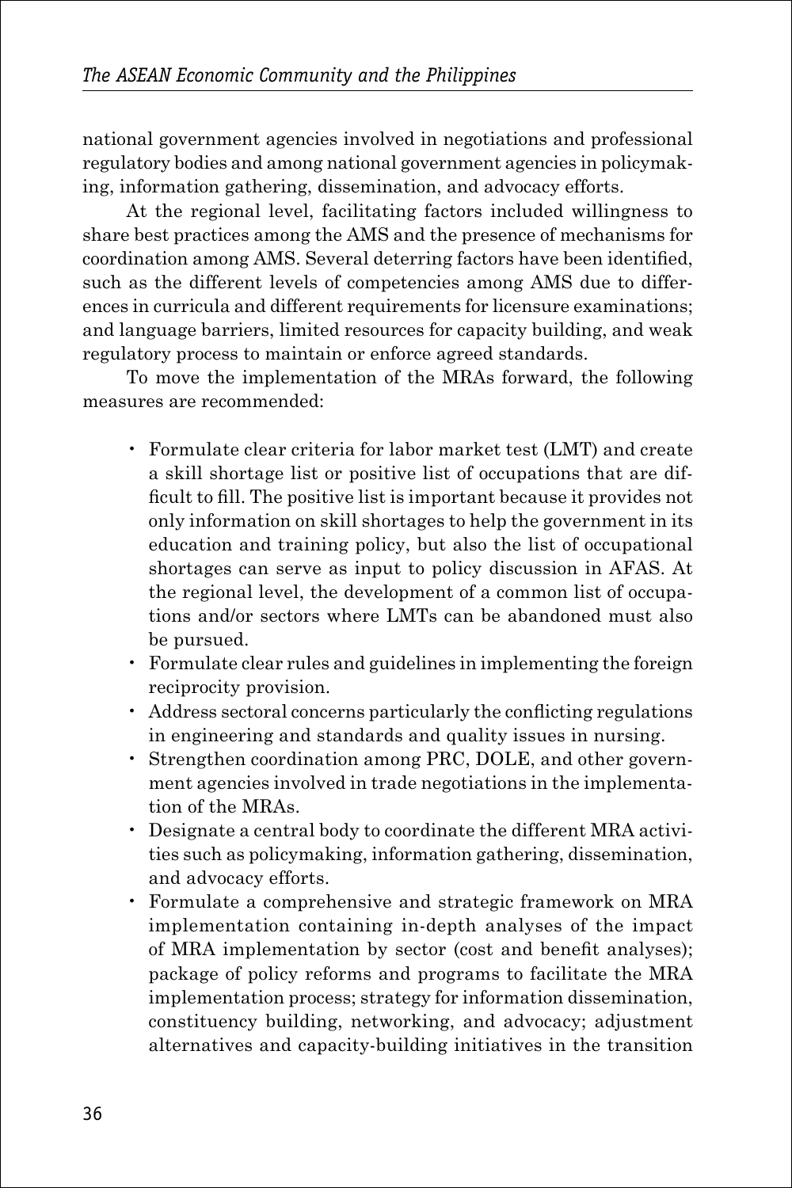national government agencies involved in negotiations and professional regulatory bodies and among national government agencies in policymaking, information gathering, dissemination, and advocacy efforts.

At the regional level, facilitating factors included willingness to share best practices among the AMS and the presence of mechanisms for coordination among AMS. Several deterring factors have been identified, such as the different levels of competencies among AMS due to differences in curricula and different requirements for licensure examinations; and language barriers, limited resources for capacity building, and weak regulatory process to maintain or enforce agreed standards.

To move the implementation of the MRAs forward, the following measures are recommended:

- Formulate clear criteria for labor market test (LMT) and create a skill shortage list or positive list of occupations that are difficult to fill. The positive list is important because it provides not only information on skill shortages to help the government in its education and training policy, but also the list of occupational shortages can serve as input to policy discussion in AFAS. At the regional level, the development of a common list of occupations and/or sectors where LMTs can be abandoned must also be pursued.
- Formulate clear rules and guidelines in implementing the foreign reciprocity provision.
- Address sectoral concerns particularly the conflicting regulations in engineering and standards and quality issues in nursing.
- Strengthen coordination among PRC, DOLE, and other government agencies involved in trade negotiations in the implementation of the MRAs.
- Designate a central body to coordinate the different MRA activities such as policymaking, information gathering, dissemination, and advocacy efforts.
- Formulate a comprehensive and strategic framework on MRA implementation containing in-depth analyses of the impact of MRA implementation by sector (cost and benefit analyses); package of policy reforms and programs to facilitate the MRA implementation process; strategy for information dissemination, constituency building, networking, and advocacy; adjustment alternatives and capacity-building initiatives in the transition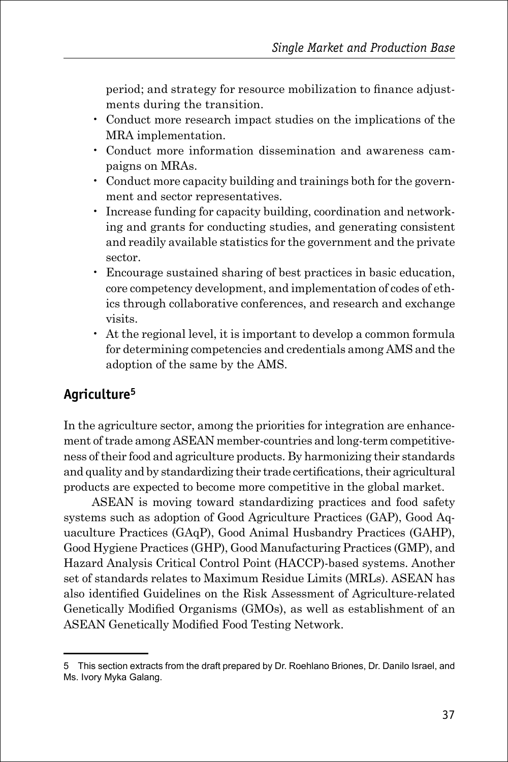period; and strategy for resource mobilization to finance adjustments during the transition.

- Conduct more research impact studies on the implications of the MRA implementation.
- Conduct more information dissemination and awareness campaigns on MRAs.
- Conduct more capacity building and trainings both for the government and sector representatives.
- Increase funding for capacity building, coordination and networking and grants for conducting studies, and generating consistent and readily available statistics for the government and the private sector.
- Encourage sustained sharing of best practices in basic education, core competency development, and implementation of codes of ethics through collaborative conferences, and research and exchange visits.
- At the regional level, it is important to develop a common formula for determining competencies and credentials among AMS and the adoption of the same by the AMS.

## Agriculture[5]

In the agriculture sector, among the priorities for integration are enhancement of trade among ASEAN member-countries and long-term competitiveness of their food and agriculture products. By harmonizing their standards and quality and by standardizing their trade certifications, their agricultural products are expected to become more competitive in the global market.

ASEAN is moving toward standardizing practices and food safety systems such as adoption of Good Agriculture Practices (GAP), Good Aquaculture Practices (GAqP), Good Animal Husbandry Practices (GAHP), Good Hygiene Practices (GHP), Good Manufacturing Practices (GMP), and Hazard Analysis Critical Control Point (HACCP)-based systems. Another set of standards relates to Maximum Residue Limits (MRLs). ASEAN has also identified Guidelines on the Risk Assessment of Agriculture-related Genetically Modified Organisms (GMOs), as well as establishment of an ASEAN Genetically Modified Food Testing Network.

---

5 This section extracts from the draft prepared by Dr. Roehlano Briones, Dr. Danilo Israel, and Ms. Ivory Myka Galang.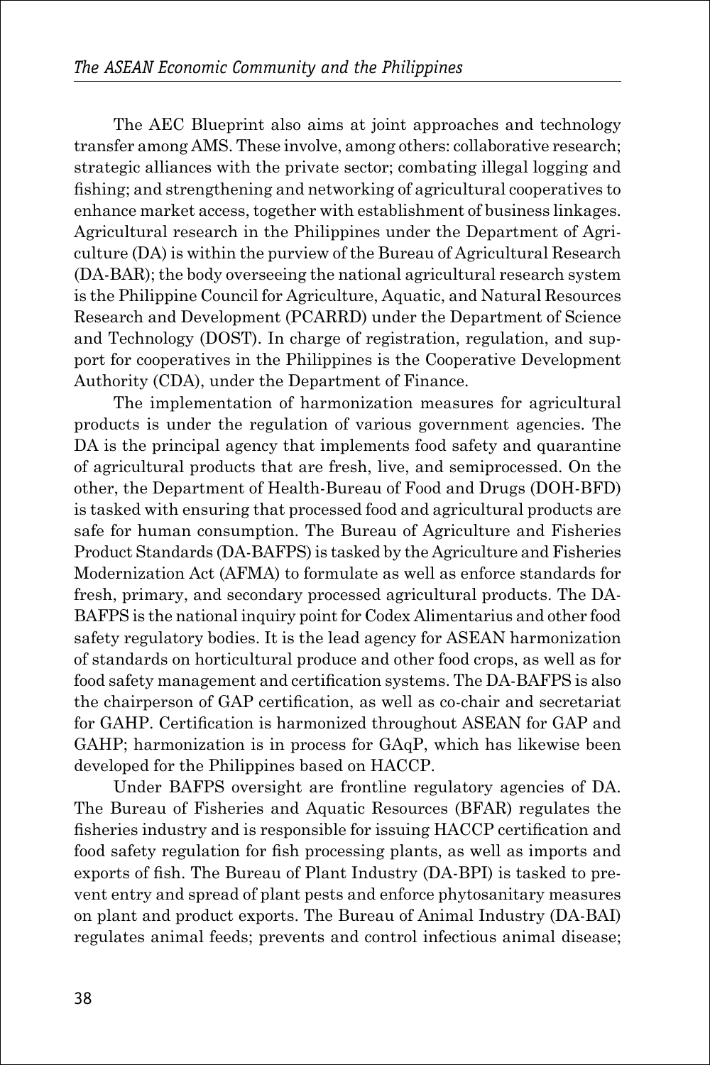The AEC Blueprint also aims at joint approaches and technology transfer among AMS. These involve, among others: collaborative research; strategic alliances with the private sector; combating illegal logging and fishing; and strengthening and networking of agricultural cooperatives to enhance market access, together with establishment of business linkages. Agricultural research in the Philippines under the Department of Agriculture (DA) is within the purview of the Bureau of Agricultural Research (DA-BAR); the body overseeing the national agricultural research system is the Philippine Council for Agriculture, Aquatic, and Natural Resources Research and Development (PCARRD) under the Department of Science and Technology (DOST). In charge of registration, regulation, and support for cooperatives in the Philippines is the Cooperative Development Authority (CDA), under the Department of Finance.

The implementation of harmonization measures for agricultural products is under the regulation of various government agencies. The DA is the principal agency that implements food safety and quarantine of agricultural products that are fresh, live, and semiprocessed. On the other, the Department of Health-Bureau of Food and Drugs (DOH-BFD) is tasked with ensuring that processed food and agricultural products are safe for human consumption. The Bureau of Agriculture and Fisheries Product Standards (DA-BAFPS) is tasked by the Agriculture and Fisheries Modernization Act (AFMA) to formulate as well as enforce standards for fresh, primary, and secondary processed agricultural products. The DA-BAFPS is the national inquiry point for Codex Alimentarius and other food safety regulatory bodies. It is the lead agency for ASEAN harmonization of standards on horticultural produce and other food crops, as well as for food safety management and certification systems. The DA-BAFPS is also the chairperson of GAP certification, as well as co-chair and secretariat for GAHP. Certification is harmonized throughout ASEAN for GAP and GAHP; harmonization is in process for GAqP, which has likewise been developed for the Philippines based on HACCP.

Under BAFPS oversight are frontline regulatory agencies of DA. The Bureau of Fisheries and Aquatic Resources (BFAR) regulates the fisheries industry and is responsible for issuing HACCP certification and food safety regulation for fish processing plants, as well as imports and exports of fish. The Bureau of Plant Industry (DA-BPI) is tasked to prevent entry and spread of plant pests and enforce phytosanitary measures on plant and product exports. The Bureau of Animal Industry (DA-BAI) regulates animal feeds; prevents and control infectious animal disease;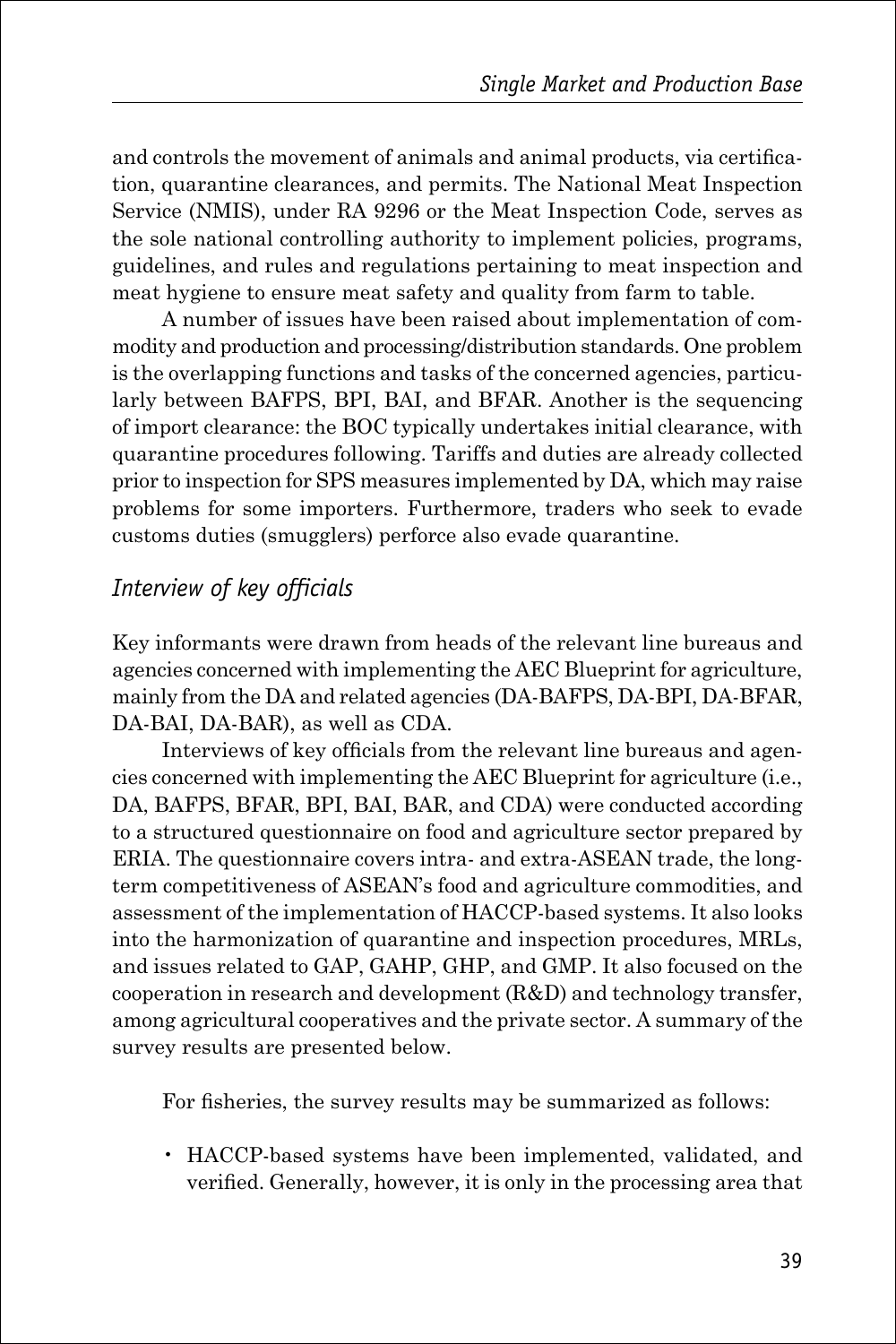and controls the movement of animals and animal products, via certification, quarantine clearances, and permits. The National Meat Inspection Service (NMIS), under RA 9296 or the Meat Inspection Code, serves as the sole national controlling authority to implement policies, programs, guidelines, and rules and regulations pertaining to meat inspection and meat hygiene to ensure meat safety and quality from farm to table.

A number of issues have been raised about implementation of commodity and production and processing/distribution standards. One problem is the overlapping functions and tasks of the concerned agencies, particularly between BAFPS, BPI, BAI, and BFAR. Another is the sequencing of import clearance: the BOC typically undertakes initial clearance, with quarantine procedures following. Tariffs and duties are already collected prior to inspection for SPS measures implemented by DA, which may raise problems for some importers. Furthermore, traders who seek to evade customs duties (smugglers) perforce also evade quarantine.

### *Interview of key officials*

Key informants were drawn from heads of the relevant line bureaus and agencies concerned with implementing the AEC Blueprint for agriculture, mainly from the DA and related agencies (DA-BAFPS, DA-BPI, DA-BFAR, DA-BAI, DA-BAR), as well as CDA.

Interviews of key officials from the relevant line bureaus and agencies concerned with implementing the AEC Blueprint for agriculture (i.e., DA, BAFPS, BFAR, BPI, BAI, BAR, and CDA) were conducted according to a structured questionnaire on food and agriculture sector prepared by ERIA. The questionnaire covers intra- and extra-ASEAN trade, the long-term competitiveness of ASEAN's food and agriculture commodities, and assessment of the implementation of HACCP-based systems. It also looks into the harmonization of quarantine and inspection procedures, MRLs, and issues related to GAP, GAHP, GHP, and GMP. It also focused on the cooperation in research and development (R&D) and technology transfer, among agricultural cooperatives and the private sector. A summary of the survey results are presented below.

For fisheries, the survey results may be summarized as follows:

- HACCP-based systems have been implemented, validated, and verified. Generally, however, it is only in the processing area that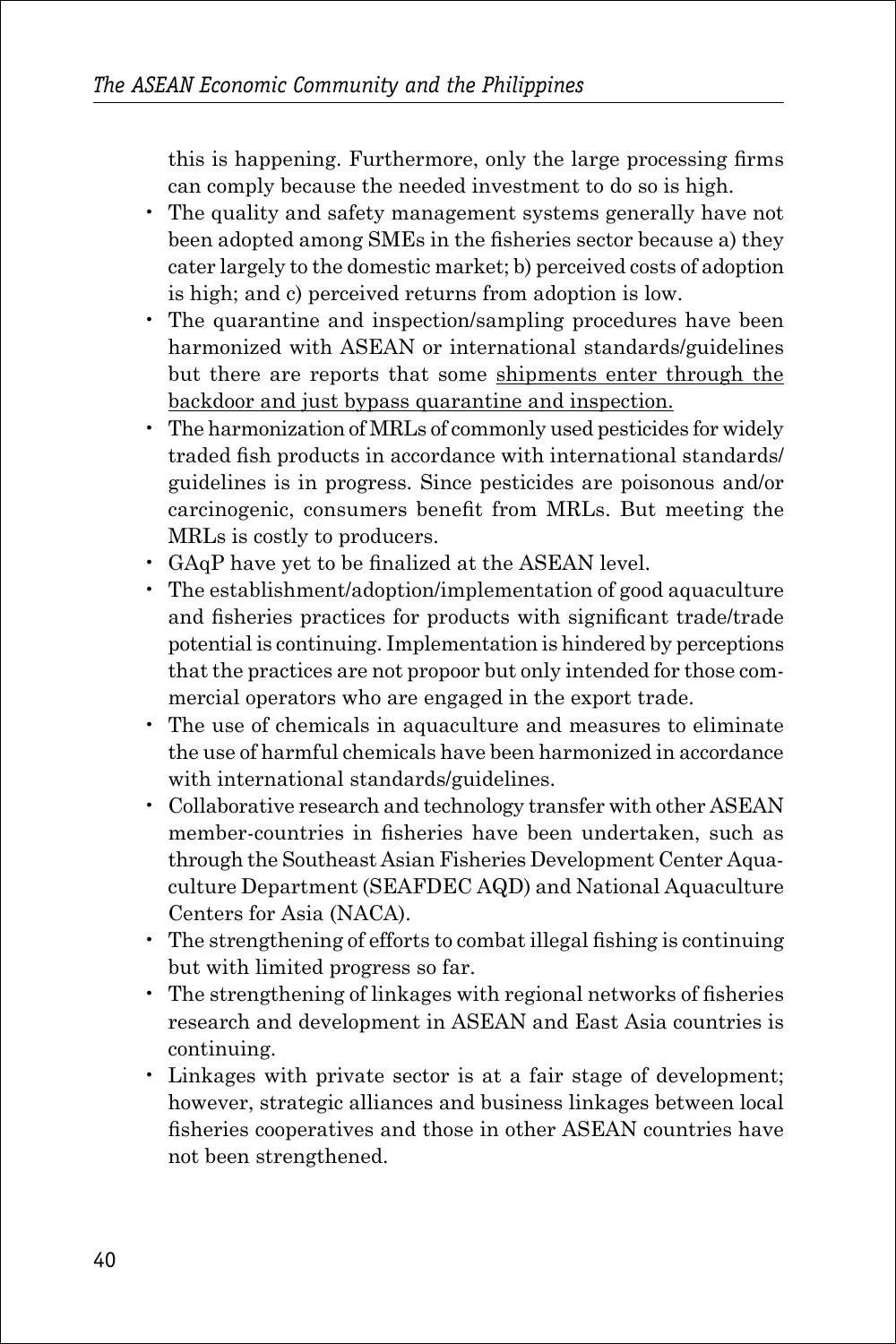this is happening. Furthermore, only the large processing firms can comply because the needed investment to do so is high.

- The quality and safety management systems generally have not been adopted among SMEs in the fisheries sector because a) they cater largely to the domestic market; b) perceived costs of adoption is high; and c) perceived returns from adoption is low.
- The quarantine and inspection/sampling procedures have been harmonized with ASEAN or international standards/guidelines but there are reports that some <u>shipments enter through the backdoor and just bypass quarantine and inspection.</u>
- The harmonization of MRLs of commonly used pesticides for widely traded fish products in accordance with international standards/guidelines is in progress. Since pesticides are poisonous and/or carcinogenic, consumers benefit from MRLs. But meeting the MRLs is costly to producers.
- GAqP have yet to be finalized at the ASEAN level.
- The establishment/adoption/implementation of good aquaculture and fisheries practices for products with significant trade/trade potential is continuing. Implementation is hindered by perceptions that the practices are not propoor but only intended for those commercial operators who are engaged in the export trade.
- The use of chemicals in aquaculture and measures to eliminate the use of harmful chemicals have been harmonized in accordance with international standards/guidelines.
- Collaborative research and technology transfer with other ASEAN member-countries in fisheries have been undertaken, such as through the Southeast Asian Fisheries Development Center Aquaculture Department (SEAFDEC AQD) and National Aquaculture Centers for Asia (NACA).
- The strengthening of efforts to combat illegal fishing is continuing but with limited progress so far.
- The strengthening of linkages with regional networks of fisheries research and development in ASEAN and East Asia countries is continuing.
- Linkages with private sector is at a fair stage of development; however, strategic alliances and business linkages between local fisheries cooperatives and those in other ASEAN countries have not been strengthened.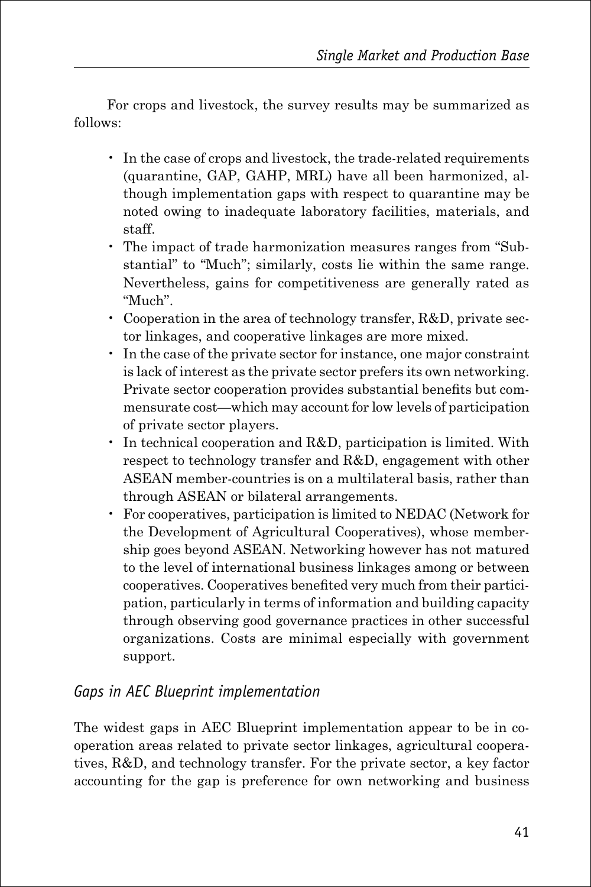For crops and livestock, the survey results may be summarized as follows:

- In the case of crops and livestock, the trade-related requirements (quarantine, GAP, GAHP, MRL) have all been harmonized, although implementation gaps with respect to quarantine may be noted owing to inadequate laboratory facilities, materials, and staff.
- The impact of trade harmonization measures ranges from "Substantial" to "Much"; similarly, costs lie within the same range. Nevertheless, gains for competitiveness are generally rated as "Much".
- Cooperation in the area of technology transfer, R&D, private sector linkages, and cooperative linkages are more mixed.
- In the case of the private sector for instance, one major constraint is lack of interest as the private sector prefers its own networking. Private sector cooperation provides substantial benefits but commensurate cost—which may account for low levels of participation of private sector players.
- In technical cooperation and R&D, participation is limited. With respect to technology transfer and R&D, engagement with other ASEAN member-countries is on a multilateral basis, rather than through ASEAN or bilateral arrangements.
- For cooperatives, participation is limited to NEDAC (Network for the Development of Agricultural Cooperatives), whose membership goes beyond ASEAN. Networking however has not matured to the level of international business linkages among or between cooperatives. Cooperatives benefited very much from their participation, particularly in terms of information and building capacity through observing good governance practices in other successful organizations. Costs are minimal especially with government support.

### *Gaps in AEC Blueprint implementation*

The widest gaps in AEC Blueprint implementation appear to be in cooperation areas related to private sector linkages, agricultural cooperatives, R&D, and technology transfer. For the private sector, a key factor accounting for the gap is preference for own networking and business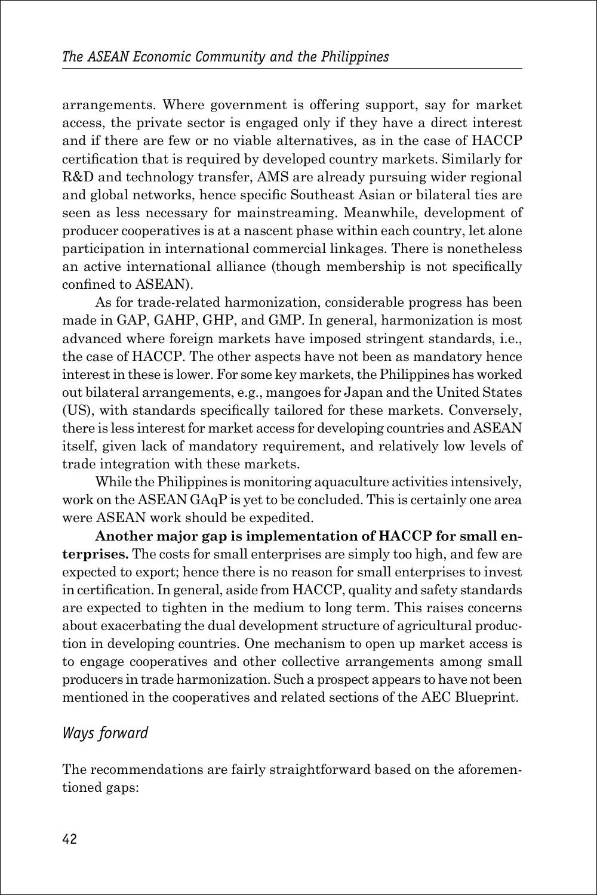arrangements. Where government is offering support, say for market access, the private sector is engaged only if they have a direct interest and if there are few or no viable alternatives, as in the case of HACCP certification that is required by developed country markets. Similarly for R&D and technology transfer, AMS are already pursuing wider regional and global networks, hence specific Southeast Asian or bilateral ties are seen as less necessary for mainstreaming. Meanwhile, development of producer cooperatives is at a nascent phase within each country, let alone participation in international commercial linkages. There is nonetheless an active international alliance (though membership is not specifically confined to ASEAN).

As for trade-related harmonization, considerable progress has been made in GAP, GAHP, GHP, and GMP. In general, harmonization is most advanced where foreign markets have imposed stringent standards, i.e., the case of HACCP. The other aspects have not been as mandatory hence interest in these is lower. For some key markets, the Philippines has worked out bilateral arrangements, e.g., mangoes for Japan and the United States (US), with standards specifically tailored for these markets. Conversely, there is less interest for market access for developing countries and ASEAN itself, given lack of mandatory requirement, and relatively low levels of trade integration with these markets.

While the Philippines is monitoring aquaculture activities intensively, work on the ASEAN GAqP is yet to be concluded. This is certainly one area were ASEAN work should be expedited.

**Another major gap is implementation of HACCP for small enterprises.** The costs for small enterprises are simply too high, and few are expected to export; hence there is no reason for small enterprises to invest in certification. In general, aside from HACCP, quality and safety standards are expected to tighten in the medium to long term. This raises concerns about exacerbating the dual development structure of agricultural production in developing countries. One mechanism to open up market access is to engage cooperatives and other collective arrangements among small producers in trade harmonization. Such a prospect appears to have not been mentioned in the cooperatives and related sections of the AEC Blueprint.

### *Ways forward*

The recommendations are fairly straightforward based on the aforementioned gaps: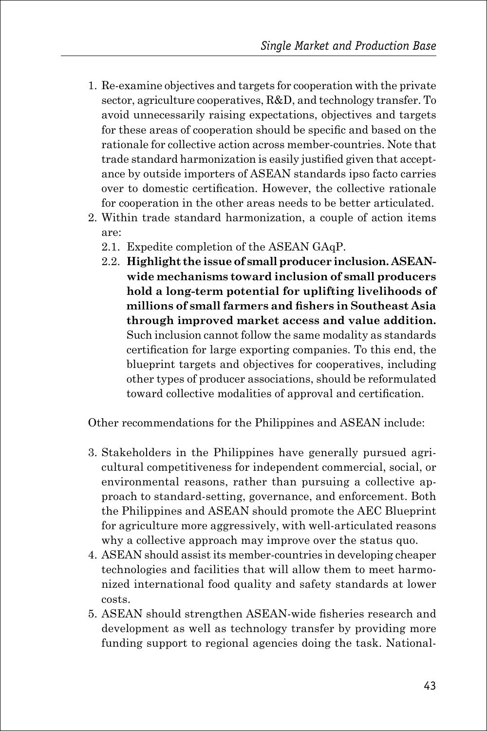1. Re-examine objectives and targets for cooperation with the private sector, agriculture cooperatives, R&D, and technology transfer. To avoid unnecessarily raising expectations, objectives and targets for these areas of cooperation should be specific and based on the rationale for collective action across member-countries. Note that trade standard harmonization is easily justified given that acceptance by outside importers of ASEAN standards ipso facto carries over to domestic certification. However, the collective rationale for cooperation in the other areas needs to be better articulated.
2. Within trade standard harmonization, a couple of action items are:
   - 2.1. Expedite completion of the ASEAN GAqP.
   - 2.2. **Highlight the issue of small producer inclusion. ASEAN-wide mechanisms toward inclusion of small producers hold a long-term potential for uplifting livelihoods of millions of small farmers and fishers in Southeast Asia through improved market access and value addition.** Such inclusion cannot follow the same modality as standards certification for large exporting companies. To this end, the blueprint targets and objectives for cooperatives, including other types of producer associations, should be reformulated toward collective modalities of approval and certification.

Other recommendations for the Philippines and ASEAN include:

3. Stakeholders in the Philippines have generally pursued agricultural competitiveness for independent commercial, social, or environmental reasons, rather than pursuing a collective approach to standard-setting, governance, and enforcement. Both the Philippines and ASEAN should promote the AEC Blueprint for agriculture more aggressively, with well-articulated reasons why a collective approach may improve over the status quo.
4. ASEAN should assist its member-countries in developing cheaper technologies and facilities that will allow them to meet harmonized international food quality and safety standards at lower costs.
5. ASEAN should strengthen ASEAN-wide fisheries research and development as well as technology transfer by providing more funding support to regional agencies doing the task. National-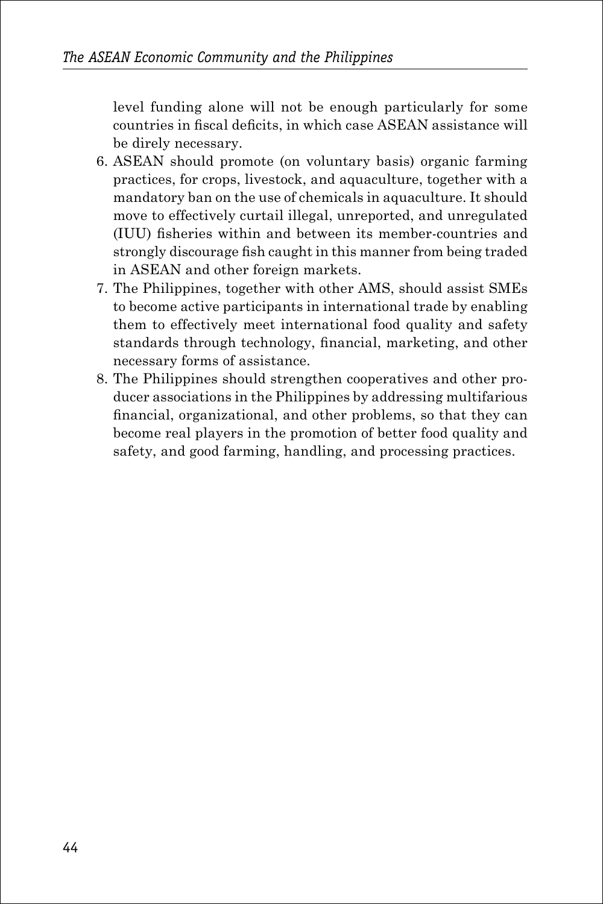level funding alone will not be enough particularly for some countries in fiscal deficits, in which case ASEAN assistance will be direly necessary.

6. ASEAN should promote (on voluntary basis) organic farming practices, for crops, livestock, and aquaculture, together with a mandatory ban on the use of chemicals in aquaculture. It should move to effectively curtail illegal, unreported, and unregulated (IUU) fisheries within and between its member-countries and strongly discourage fish caught in this manner from being traded in ASEAN and other foreign markets.
7. The Philippines, together with other AMS, should assist SMEs to become active participants in international trade by enabling them to effectively meet international food quality and safety standards through technology, financial, marketing, and other necessary forms of assistance.
8. The Philippines should strengthen cooperatives and other producer associations in the Philippines by addressing multifarious financial, organizational, and other problems, so that they can become real players in the promotion of better food quality and safety, and good farming, handling, and processing practices.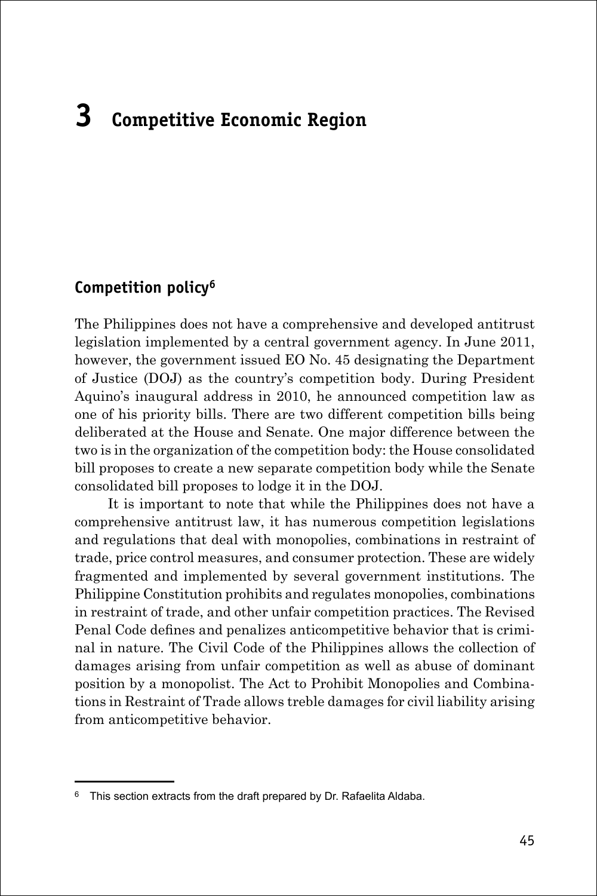# 3 Competitive Economic Region

## Competition policy[6]

The Philippines does not have a comprehensive and developed antitrust legislation implemented by a central government agency. In June 2011, however, the government issued EO No. 45 designating the Department of Justice (DOJ) as the country's competition body. During President Aquino's inaugural address in 2010, he announced competition law as one of his priority bills. There are two different competition bills being deliberated at the House and Senate. One major difference between the two is in the organization of the competition body: the House consolidated bill proposes to create a new separate competition body while the Senate consolidated bill proposes to lodge it in the DOJ.

It is important to note that while the Philippines does not have a comprehensive antitrust law, it has numerous competition legislations and regulations that deal with monopolies, combinations in restraint of trade, price control measures, and consumer protection. These are widely fragmented and implemented by several government institutions. The Philippine Constitution prohibits and regulates monopolies, combinations in restraint of trade, and other unfair competition practices. The Revised Penal Code defines and penalizes anticompetitive behavior that is criminal in nature. The Civil Code of the Philippines allows the collection of damages arising from unfair competition as well as abuse of dominant position by a monopolist. The Act to Prohibit Monopolies and Combinations in Restraint of Trade allows treble damages for civil liability arising from anticompetitive behavior.

---

[6] This section extracts from the draft prepared by Dr. Rafaelita Aldaba.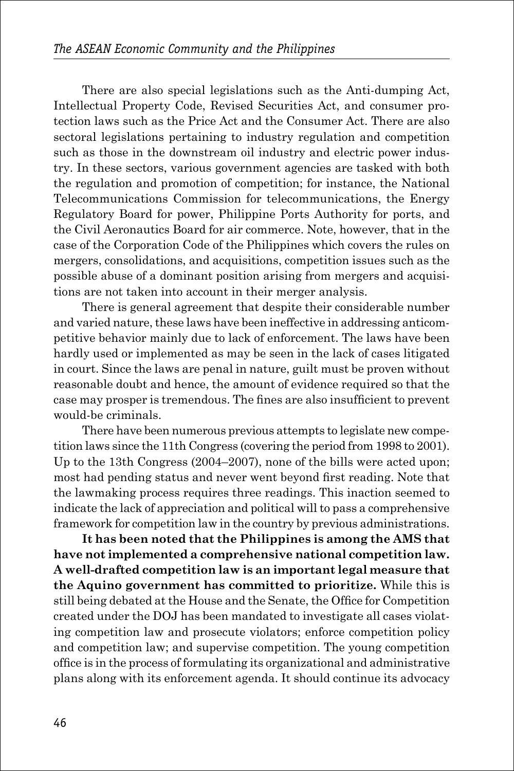There are also special legislations such as the Anti-dumping Act, Intellectual Property Code, Revised Securities Act, and consumer protection laws such as the Price Act and the Consumer Act. There are also sectoral legislations pertaining to industry regulation and competition such as those in the downstream oil industry and electric power industry. In these sectors, various government agencies are tasked with both the regulation and promotion of competition; for instance, the National Telecommunications Commission for telecommunications, the Energy Regulatory Board for power, Philippine Ports Authority for ports, and the Civil Aeronautics Board for air commerce. Note, however, that in the case of the Corporation Code of the Philippines which covers the rules on mergers, consolidations, and acquisitions, competition issues such as the possible abuse of a dominant position arising from mergers and acquisitions are not taken into account in their merger analysis.

There is general agreement that despite their considerable number and varied nature, these laws have been ineffective in addressing anticompetitive behavior mainly due to lack of enforcement. The laws have been hardly used or implemented as may be seen in the lack of cases litigated in court. Since the laws are penal in nature, guilt must be proven without reasonable doubt and hence, the amount of evidence required so that the case may prosper is tremendous. The fines are also insufficient to prevent would-be criminals.

There have been numerous previous attempts to legislate new competition laws since the 11th Congress (covering the period from 1998 to 2001). Up to the 13th Congress (2004–2007), none of the bills were acted upon; most had pending status and never went beyond first reading. Note that the lawmaking process requires three readings. This inaction seemed to indicate the lack of appreciation and political will to pass a comprehensive framework for competition law in the country by previous administrations.

**It has been noted that the Philippines is among the AMS that have not implemented a comprehensive national competition law. A well-drafted competition law is an important legal measure that the Aquino government has committed to prioritize.** While this is still being debated at the House and the Senate, the Office for Competition created under the DOJ has been mandated to investigate all cases violating competition law and prosecute violators; enforce competition policy and competition law; and supervise competition. The young competition office is in the process of formulating its organizational and administrative plans along with its enforcement agenda. It should continue its advocacy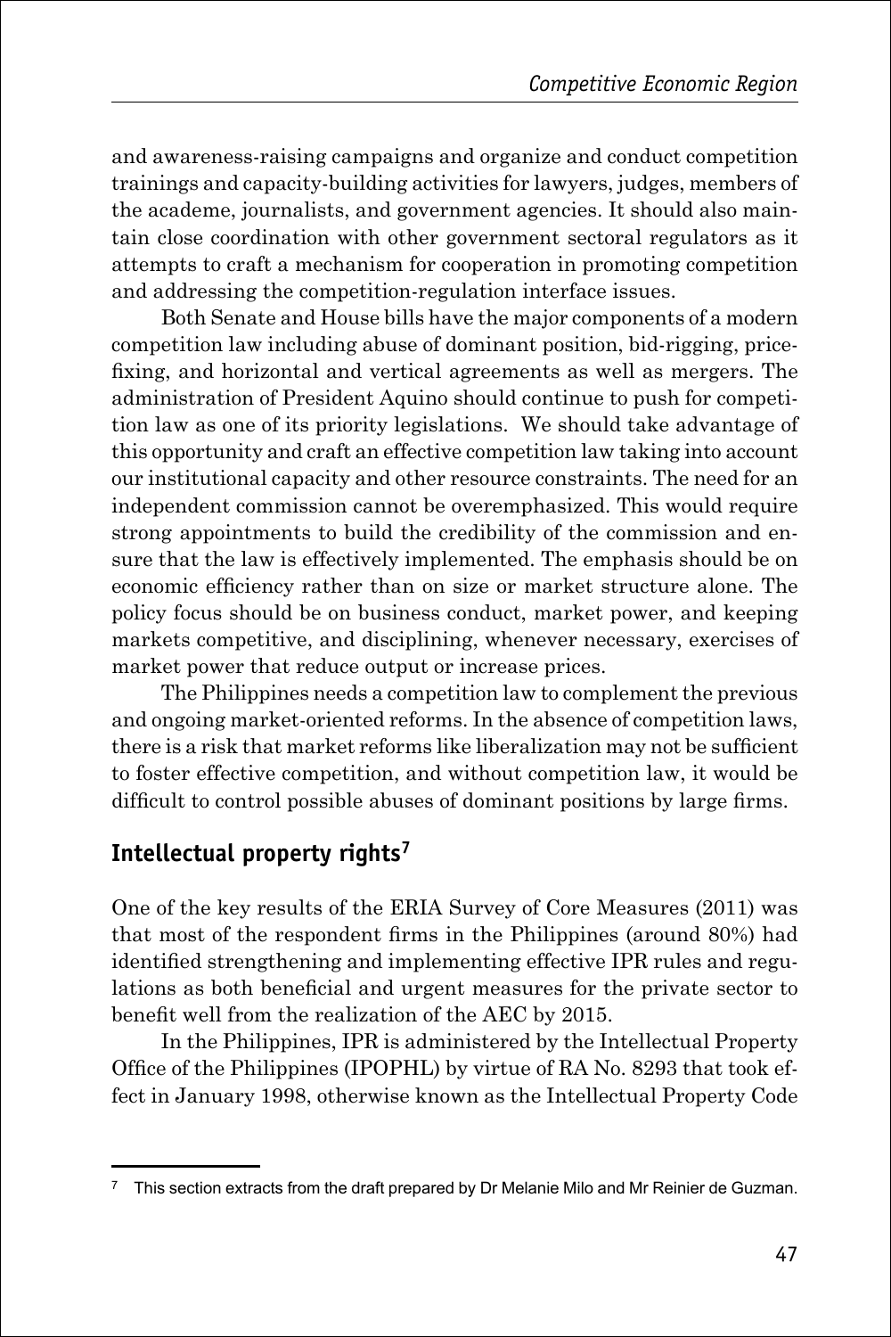and awareness-raising campaigns and organize and conduct competition trainings and capacity-building activities for lawyers, judges, members of the academe, journalists, and government agencies. It should also maintain close coordination with other government sectoral regulators as it attempts to craft a mechanism for cooperation in promoting competition and addressing the competition-regulation interface issues.

Both Senate and House bills have the major components of a modern competition law including abuse of dominant position, bid-rigging, price-fixing, and horizontal and vertical agreements as well as mergers. The administration of President Aquino should continue to push for competition law as one of its priority legislations. We should take advantage of this opportunity and craft an effective competition law taking into account our institutional capacity and other resource constraints. The need for an independent commission cannot be overemphasized. This would require strong appointments to build the credibility of the commission and ensure that the law is effectively implemented. The emphasis should be on economic efficiency rather than on size or market structure alone. The policy focus should be on business conduct, market power, and keeping markets competitive, and disciplining, whenever necessary, exercises of market power that reduce output or increase prices.

The Philippines needs a competition law to complement the previous and ongoing market-oriented reforms. In the absence of competition laws, there is a risk that market reforms like liberalization may not be sufficient to foster effective competition, and without competition law, it would be difficult to control possible abuses of dominant positions by large firms.

## Intellectual property rights[7]

One of the key results of the ERIA Survey of Core Measures (2011) was that most of the respondent firms in the Philippines (around 80%) had identified strengthening and implementing effective IPR rules and regulations as both beneficial and urgent measures for the private sector to benefit well from the realization of the AEC by 2015.

In the Philippines, IPR is administered by the Intellectual Property Office of the Philippines (IPOPHL) by virtue of RA No. 8293 that took effect in January 1998, otherwise known as the Intellectual Property Code

---

[7] This section extracts from the draft prepared by Dr Melanie Milo and Mr Reinier de Guzman.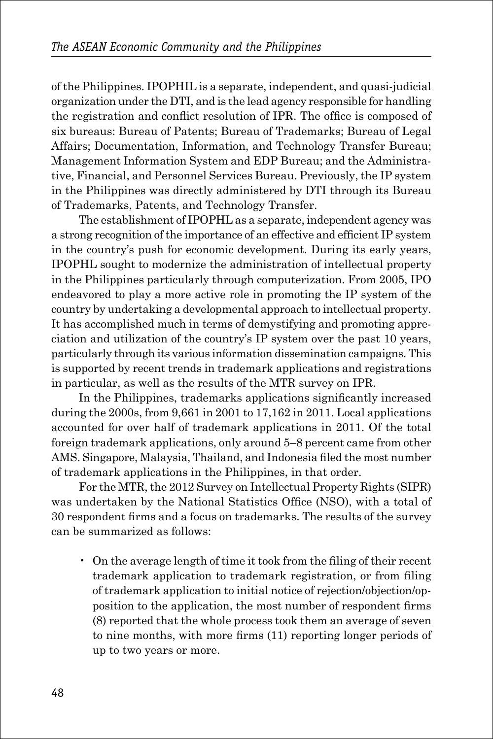of the Philippines. IPOPHIL is a separate, independent, and quasi-judicial organization under the DTI, and is the lead agency responsible for handling the registration and conflict resolution of IPR. The office is composed of six bureaus: Bureau of Patents; Bureau of Trademarks; Bureau of Legal Affairs; Documentation, Information, and Technology Transfer Bureau; Management Information System and EDP Bureau; and the Administrative, Financial, and Personnel Services Bureau. Previously, the IP system in the Philippines was directly administered by DTI through its Bureau of Trademarks, Patents, and Technology Transfer.

The establishment of IPOPHL as a separate, independent agency was a strong recognition of the importance of an effective and efficient IP system in the country's push for economic development. During its early years, IPOPHL sought to modernize the administration of intellectual property in the Philippines particularly through computerization. From 2005, IPO endeavored to play a more active role in promoting the IP system of the country by undertaking a developmental approach to intellectual property. It has accomplished much in terms of demystifying and promoting appreciation and utilization of the country's IP system over the past 10 years, particularly through its various information dissemination campaigns. This is supported by recent trends in trademark applications and registrations in particular, as well as the results of the MTR survey on IPR.

In the Philippines, trademarks applications significantly increased during the 2000s, from 9,661 in 2001 to 17,162 in 2011. Local applications accounted for over half of trademark applications in 2011. Of the total foreign trademark applications, only around 5–8 percent came from other AMS. Singapore, Malaysia, Thailand, and Indonesia filed the most number of trademark applications in the Philippines, in that order.

For the MTR, the 2012 Survey on Intellectual Property Rights (SIPR) was undertaken by the National Statistics Office (NSO), with a total of 30 respondent firms and a focus on trademarks. The results of the survey can be summarized as follows:

- On the average length of time it took from the filing of their recent trademark application to trademark registration, or from filing of trademark application to initial notice of rejection/objection/opposition to the application, the most number of respondent firms (8) reported that the whole process took them an average of seven to nine months, with more firms (11) reporting longer periods of up to two years or more.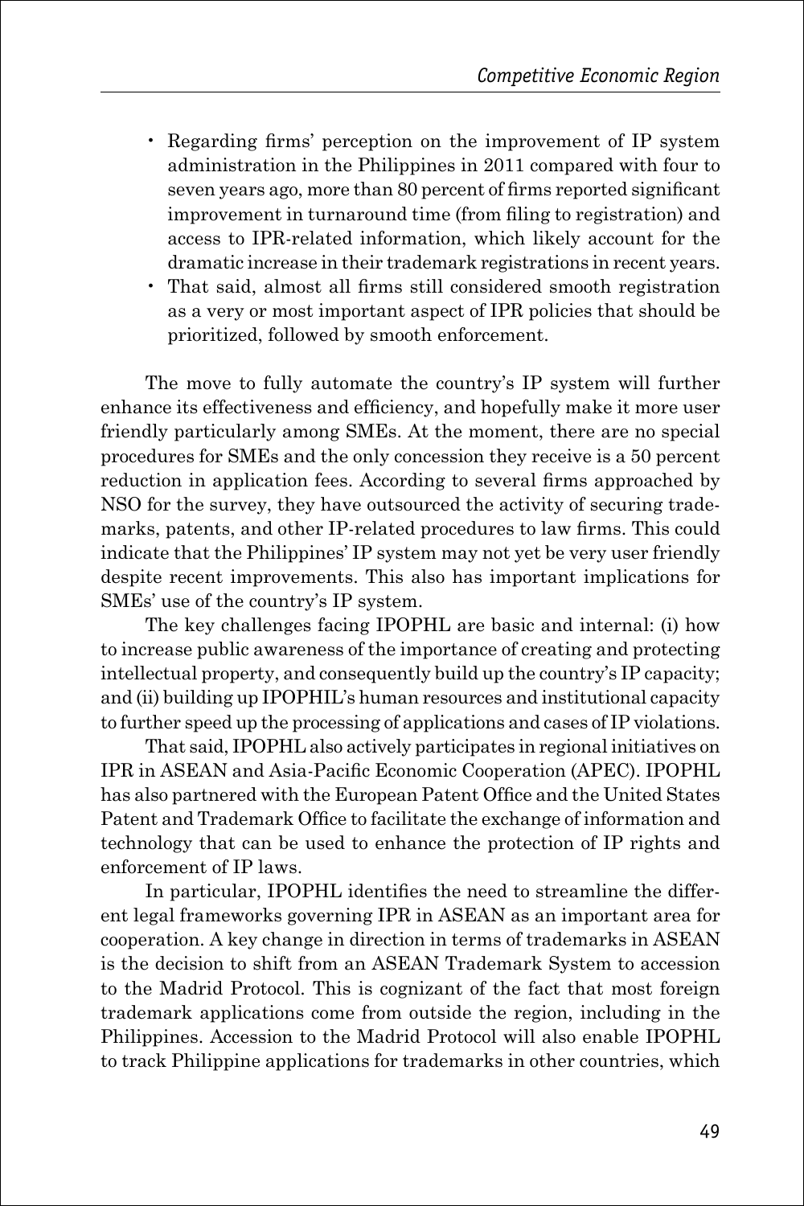- Regarding firms' perception on the improvement of IP system administration in the Philippines in 2011 compared with four to seven years ago, more than 80 percent of firms reported significant improvement in turnaround time (from filing to registration) and access to IPR-related information, which likely account for the dramatic increase in their trademark registrations in recent years.
- That said, almost all firms still considered smooth registration as a very or most important aspect of IPR policies that should be prioritized, followed by smooth enforcement.

The move to fully automate the country's IP system will further enhance its effectiveness and efficiency, and hopefully make it more user friendly particularly among SMEs. At the moment, there are no special procedures for SMEs and the only concession they receive is a 50 percent reduction in application fees. According to several firms approached by NSO for the survey, they have outsourced the activity of securing trademarks, patents, and other IP-related procedures to law firms. This could indicate that the Philippines' IP system may not yet be very user friendly despite recent improvements. This also has important implications for SMEs' use of the country's IP system.

The key challenges facing IPOPHL are basic and internal: (i) how to increase public awareness of the importance of creating and protecting intellectual property, and consequently build up the country's IP capacity; and (ii) building up IPOPHIL's human resources and institutional capacity to further speed up the processing of applications and cases of IP violations.

That said, IPOPHL also actively participates in regional initiatives on IPR in ASEAN and Asia-Pacific Economic Cooperation (APEC). IPOPHL has also partnered with the European Patent Office and the United States Patent and Trademark Office to facilitate the exchange of information and technology that can be used to enhance the protection of IP rights and enforcement of IP laws.

In particular, IPOPHL identifies the need to streamline the different legal frameworks governing IPR in ASEAN as an important area for cooperation. A key change in direction in terms of trademarks in ASEAN is the decision to shift from an ASEAN Trademark System to accession to the Madrid Protocol. This is cognizant of the fact that most foreign trademark applications come from outside the region, including in the Philippines. Accession to the Madrid Protocol will also enable IPOPHL to track Philippine applications for trademarks in other countries, which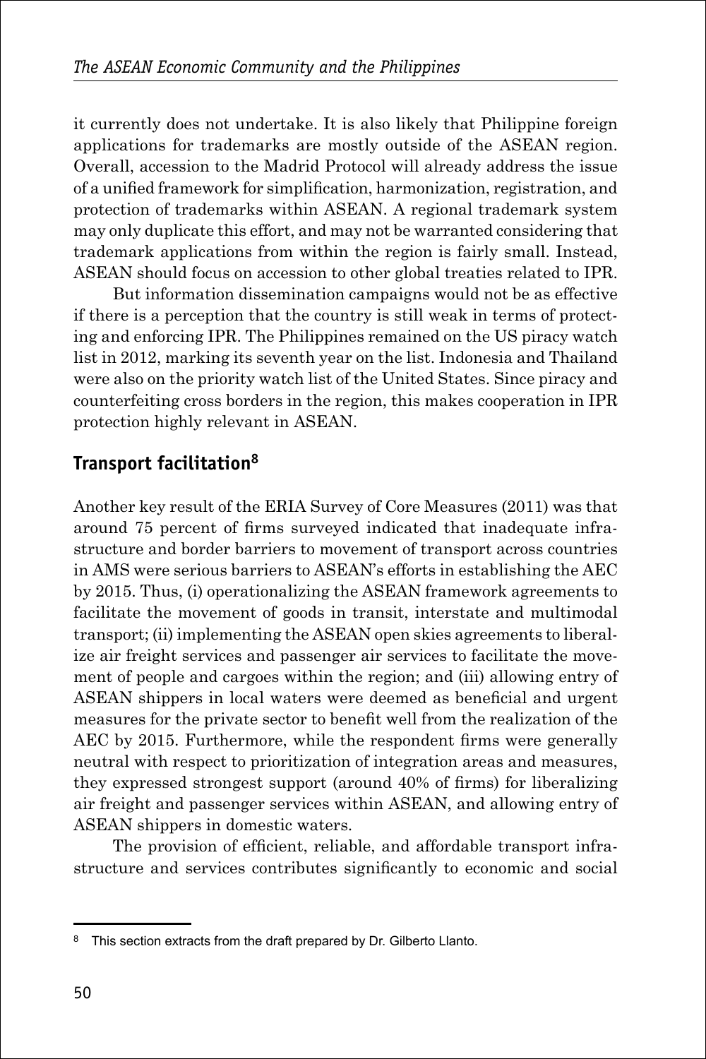it currently does not undertake. It is also likely that Philippine foreign applications for trademarks are mostly outside of the ASEAN region. Overall, accession to the Madrid Protocol will already address the issue of a unified framework for simplification, harmonization, registration, and protection of trademarks within ASEAN. A regional trademark system may only duplicate this effort, and may not be warranted considering that trademark applications from within the region is fairly small. Instead, ASEAN should focus on accession to other global treaties related to IPR.

But information dissemination campaigns would not be as effective if there is a perception that the country is still weak in terms of protecting and enforcing IPR. The Philippines remained on the US piracy watch list in 2012, marking its seventh year on the list. Indonesia and Thailand were also on the priority watch list of the United States. Since piracy and counterfeiting cross borders in the region, this makes cooperation in IPR protection highly relevant in ASEAN.

## Transport facilitation[8]

Another key result of the ERIA Survey of Core Measures (2011) was that around 75 percent of firms surveyed indicated that inadequate infrastructure and border barriers to movement of transport across countries in AMS were serious barriers to ASEAN's efforts in establishing the AEC by 2015. Thus, (i) operationalizing the ASEAN framework agreements to facilitate the movement of goods in transit, interstate and multimodal transport; (ii) implementing the ASEAN open skies agreements to liberalize air freight services and passenger air services to facilitate the movement of people and cargoes within the region; and (iii) allowing entry of ASEAN shippers in local waters were deemed as beneficial and urgent measures for the private sector to benefit well from the realization of the AEC by 2015. Furthermore, while the respondent firms were generally neutral with respect to prioritization of integration areas and measures, they expressed strongest support (around 40% of firms) for liberalizing air freight and passenger services within ASEAN, and allowing entry of ASEAN shippers in domestic waters.

The provision of efficient, reliable, and affordable transport infrastructure and services contributes significantly to economic and social

---

[8] This section extracts from the draft prepared by Dr. Gilberto Llanto.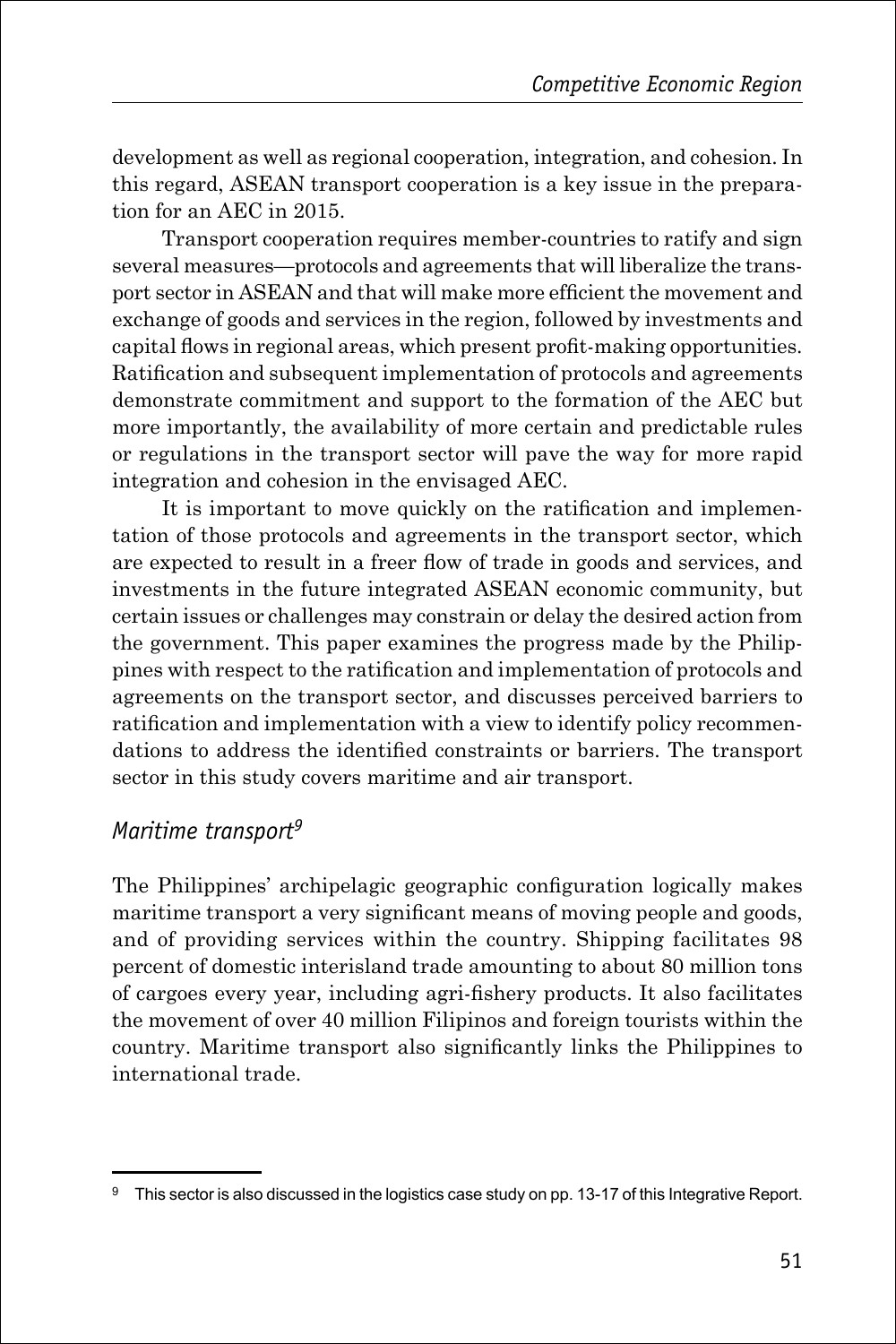development as well as regional cooperation, integration, and cohesion. In this regard, ASEAN transport cooperation is a key issue in the preparation for an AEC in 2015.

Transport cooperation requires member-countries to ratify and sign several measures—protocols and agreements that will liberalize the transport sector in ASEAN and that will make more efficient the movement and exchange of goods and services in the region, followed by investments and capital flows in regional areas, which present profit-making opportunities. Ratification and subsequent implementation of protocols and agreements demonstrate commitment and support to the formation of the AEC but more importantly, the availability of more certain and predictable rules or regulations in the transport sector will pave the way for more rapid integration and cohesion in the envisaged AEC.

It is important to move quickly on the ratification and implementation of those protocols and agreements in the transport sector, which are expected to result in a freer flow of trade in goods and services, and investments in the future integrated ASEAN economic community, but certain issues or challenges may constrain or delay the desired action from the government. This paper examines the progress made by the Philippines with respect to the ratification and implementation of protocols and agreements on the transport sector, and discusses perceived barriers to ratification and implementation with a view to identify policy recommendations to address the identified constraints or barriers. The transport sector in this study covers maritime and air transport.

### *Maritime transport*[9]

The Philippines' archipelagic geographic configuration logically makes maritime transport a very significant means of moving people and goods, and of providing services within the country. Shipping facilitates 98 percent of domestic interisland trade amounting to about 80 million tons of cargoes every year, including agri-fishery products. It also facilitates the movement of over 40 million Filipinos and foreign tourists within the country. Maritime transport also significantly links the Philippines to international trade.

---

[9] This sector is also discussed in the logistics case study on pp. 13-17 of this Integrative Report.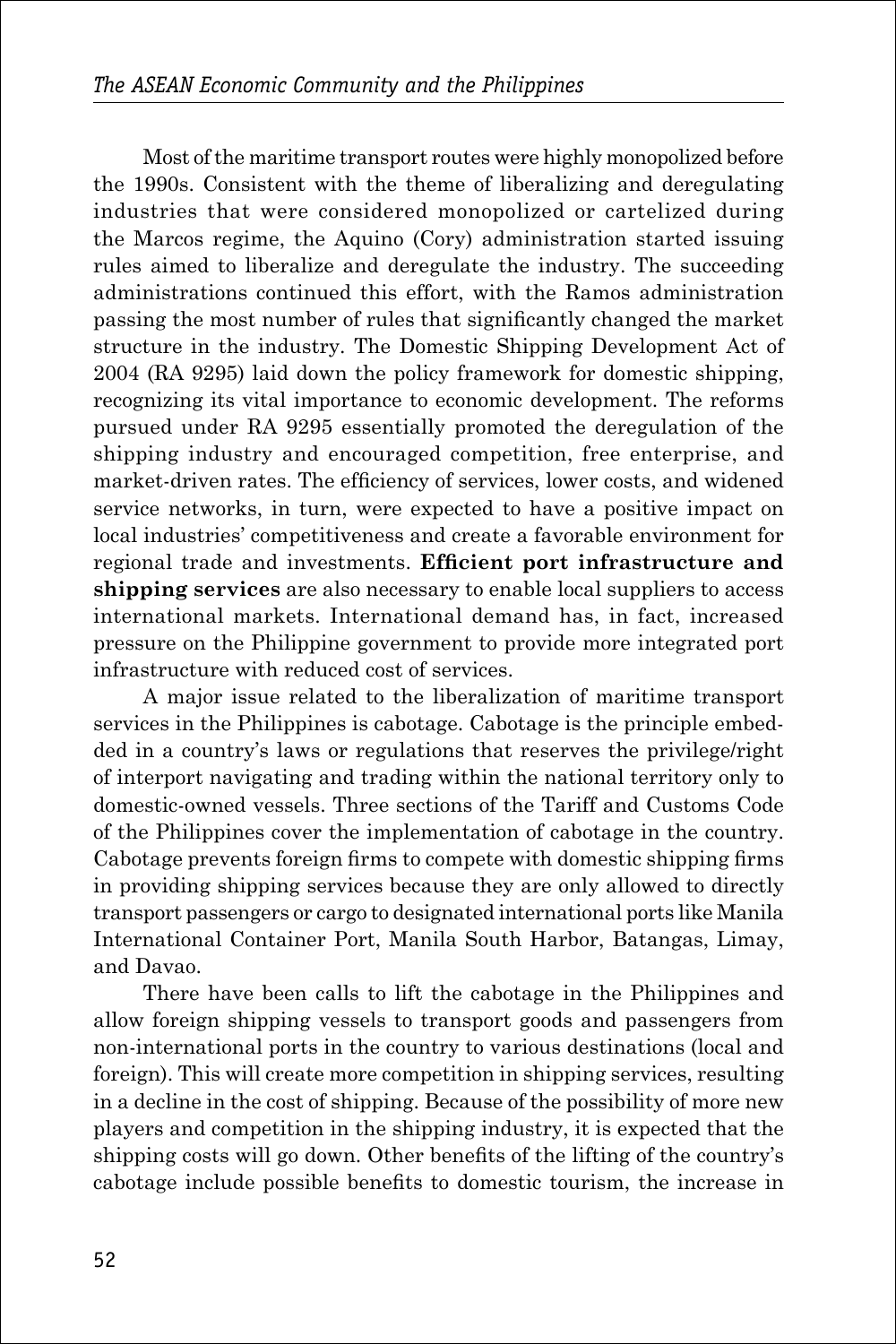Most of the maritime transport routes were highly monopolized before the 1990s. Consistent with the theme of liberalizing and deregulating industries that were considered monopolized or cartelized during the Marcos regime, the Aquino (Cory) administration started issuing rules aimed to liberalize and deregulate the industry. The succeeding administrations continued this effort, with the Ramos administration passing the most number of rules that significantly changed the market structure in the industry. The Domestic Shipping Development Act of 2004 (RA 9295) laid down the policy framework for domestic shipping, recognizing its vital importance to economic development. The reforms pursued under RA 9295 essentially promoted the deregulation of the shipping industry and encouraged competition, free enterprise, and market-driven rates. The efficiency of services, lower costs, and widened service networks, in turn, were expected to have a positive impact on local industries' competitiveness and create a favorable environment for regional trade and investments. **Efficient port infrastructure and shipping services** are also necessary to enable local suppliers to access international markets. International demand has, in fact, increased pressure on the Philippine government to provide more integrated port infrastructure with reduced cost of services.

A major issue related to the liberalization of maritime transport services in the Philippines is cabotage. Cabotage is the principle embedded in a country's laws or regulations that reserves the privilege/right of interport navigating and trading within the national territory only to domestic-owned vessels. Three sections of the Tariff and Customs Code of the Philippines cover the implementation of cabotage in the country. Cabotage prevents foreign firms to compete with domestic shipping firms in providing shipping services because they are only allowed to directly transport passengers or cargo to designated international ports like Manila International Container Port, Manila South Harbor, Batangas, Limay, and Davao.

There have been calls to lift the cabotage in the Philippines and allow foreign shipping vessels to transport goods and passengers from non-international ports in the country to various destinations (local and foreign). This will create more competition in shipping services, resulting in a decline in the cost of shipping. Because of the possibility of more new players and competition in the shipping industry, it is expected that the shipping costs will go down. Other benefits of the lifting of the country's cabotage include possible benefits to domestic tourism, the increase in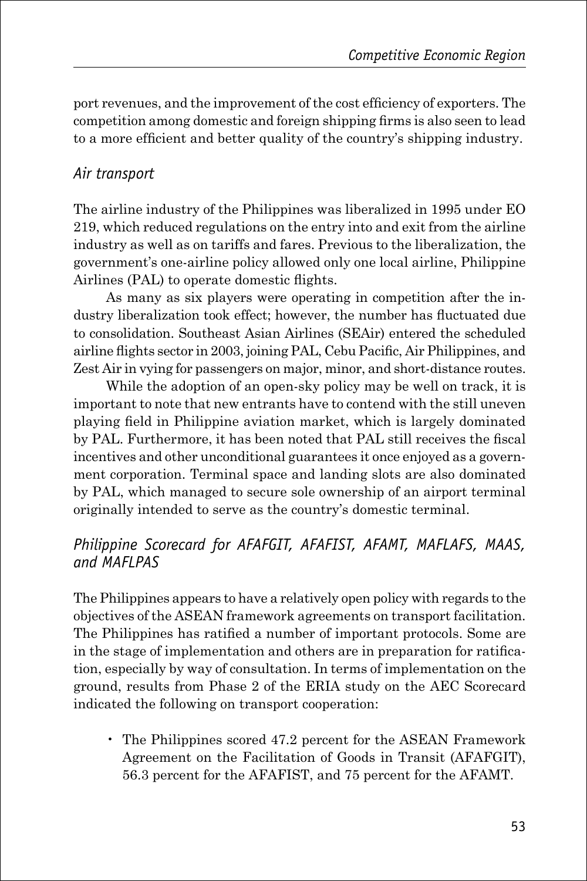port revenues, and the improvement of the cost efficiency of exporters. The competition among domestic and foreign shipping firms is also seen to lead to a more efficient and better quality of the country's shipping industry.

### *Air transport*

The airline industry of the Philippines was liberalized in 1995 under EO 219, which reduced regulations on the entry into and exit from the airline industry as well as on tariffs and fares. Previous to the liberalization, the government's one-airline policy allowed only one local airline, Philippine Airlines (PAL) to operate domestic flights.

As many as six players were operating in competition after the industry liberalization took effect; however, the number has fluctuated due to consolidation. Southeast Asian Airlines (SEAir) entered the scheduled airline flights sector in 2003, joining PAL, Cebu Pacific, Air Philippines, and Zest Air in vying for passengers on major, minor, and short-distance routes.

While the adoption of an open-sky policy may be well on track, it is important to note that new entrants have to contend with the still uneven playing field in Philippine aviation market, which is largely dominated by PAL. Furthermore, it has been noted that PAL still receives the fiscal incentives and other unconditional guarantees it once enjoyed as a government corporation. Terminal space and landing slots are also dominated by PAL, which managed to secure sole ownership of an airport terminal originally intended to serve as the country's domestic terminal.

### *Philippine Scorecard for AFAFGIT, AFAFIST, AFAMT, MAFLAFS, MAAS, and MAFLPAS*

The Philippines appears to have a relatively open policy with regards to the objectives of the ASEAN framework agreements on transport facilitation. The Philippines has ratified a number of important protocols. Some are in the stage of implementation and others are in preparation for ratification, especially by way of consultation. In terms of implementation on the ground, results from Phase 2 of the ERIA study on the AEC Scorecard indicated the following on transport cooperation:

- The Philippines scored 47.2 percent for the ASEAN Framework Agreement on the Facilitation of Goods in Transit (AFAFGIT), 56.3 percent for the AFAFIST, and 75 percent for the AFAMT.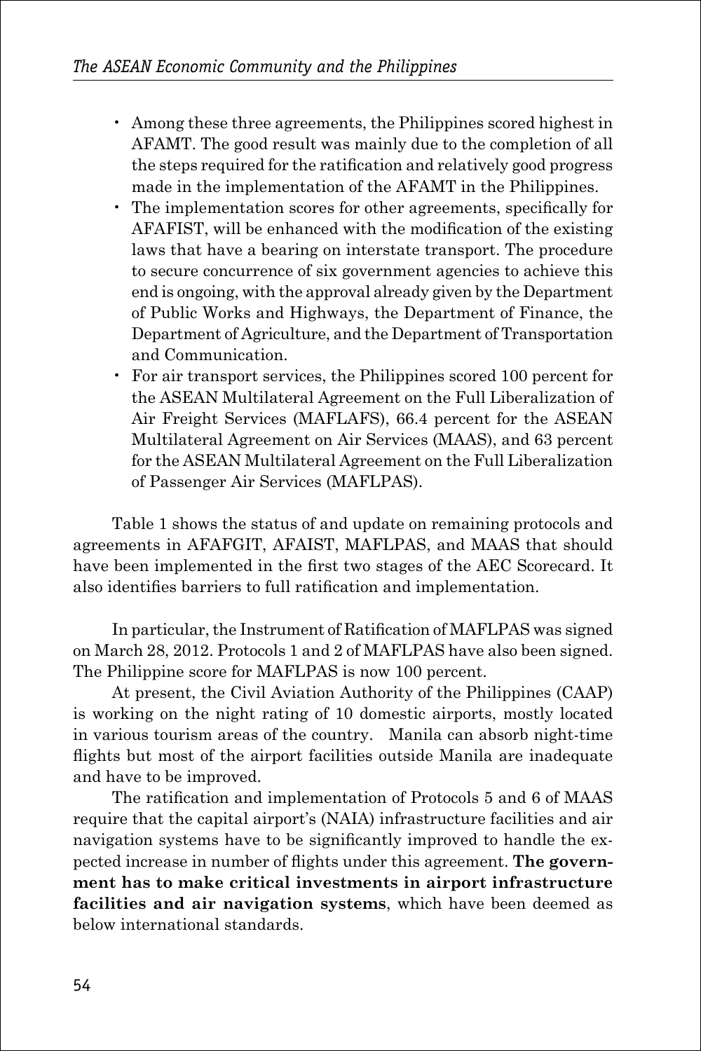- Among these three agreements, the Philippines scored highest in AFAMT. The good result was mainly due to the completion of all the steps required for the ratification and relatively good progress made in the implementation of the AFAMT in the Philippines.
- The implementation scores for other agreements, specifically for AFAFIST, will be enhanced with the modification of the existing laws that have a bearing on interstate transport. The procedure to secure concurrence of six government agencies to achieve this end is ongoing, with the approval already given by the Department of Public Works and Highways, the Department of Finance, the Department of Agriculture, and the Department of Transportation and Communication.
- For air transport services, the Philippines scored 100 percent for the ASEAN Multilateral Agreement on the Full Liberalization of Air Freight Services (MAFLAFS), 66.4 percent for the ASEAN Multilateral Agreement on Air Services (MAAS), and 63 percent for the ASEAN Multilateral Agreement on the Full Liberalization of Passenger Air Services (MAFLPAS).

Table 1 shows the status of and update on remaining protocols and agreements in AFAFGIT, AFAIST, MAFLPAS, and MAAS that should have been implemented in the first two stages of the AEC Scorecard. It also identifies barriers to full ratification and implementation.

In particular, the Instrument of Ratification of MAFLPAS was signed on March 28, 2012. Protocols 1 and 2 of MAFLPAS have also been signed. The Philippine score for MAFLPAS is now 100 percent.

At present, the Civil Aviation Authority of the Philippines (CAAP) is working on the night rating of 10 domestic airports, mostly located in various tourism areas of the country. Manila can absorb night-time flights but most of the airport facilities outside Manila are inadequate and have to be improved.

The ratification and implementation of Protocols 5 and 6 of MAAS require that the capital airport's (NAIA) infrastructure facilities and air navigation systems have to be significantly improved to handle the expected increase in number of flights under this agreement. **The government has to make critical investments in airport infrastructure facilities and air navigation systems**, which have been deemed as below international standards.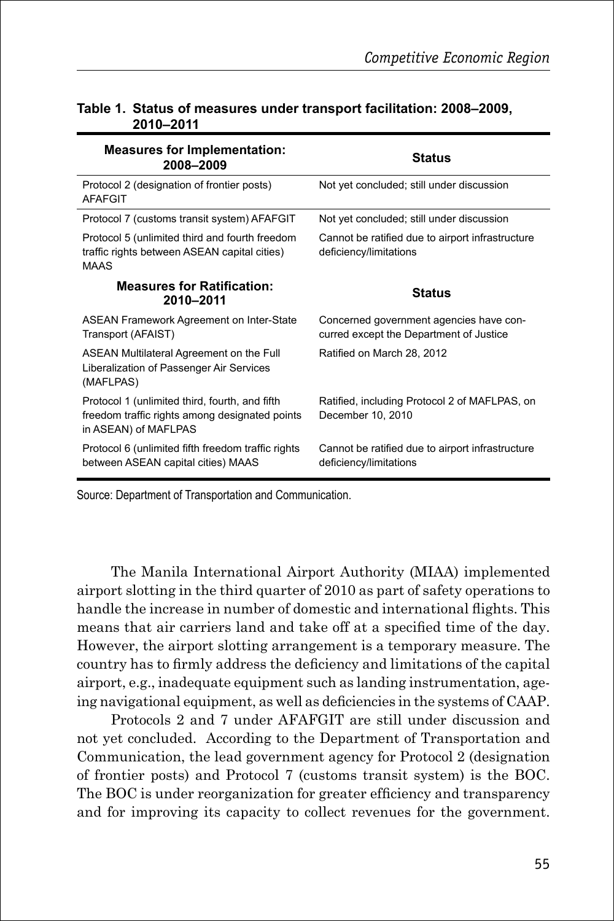**Table 1. Status of measures under transport facilitation: 2008–2009, 2010–2011**

| Measures for Implementation: 2008–2009 | Status |
|---|---|
| Protocol 2 (designation of frontier posts) AFAFGIT | Not yet concluded; still under discussion |
| Protocol 7 (customs transit system) AFAFGIT | Not yet concluded; still under discussion |
| Protocol 5 (unlimited third and fourth freedom traffic rights between ASEAN capital cities) MAAS | Cannot be ratified due to airport infrastructure deficiency/limitations |
| **Measures for Ratification: 2010–2011** | **Status** |
| ASEAN Framework Agreement on Inter-State Transport (AFAIST) | Concerned government agencies have concurred except the Department of Justice |
| ASEAN Multilateral Agreement on the Full Liberalization of Passenger Air Services (MAFLPAS) | Ratified on March 28, 2012 |
| Protocol 1 (unlimited third, fourth, and fifth freedom traffic rights among designated points in ASEAN) of MAFLPAS | Ratified, including Protocol 2 of MAFLPAS, on December 10, 2010 |
| Protocol 6 (unlimited fifth freedom traffic rights between ASEAN capital cities) MAAS | Cannot be ratified due to airport infrastructure deficiency/limitations |

Source: Department of Transportation and Communication.

The Manila International Airport Authority (MIAA) implemented airport slotting in the third quarter of 2010 as part of safety operations to handle the increase in number of domestic and international flights. This means that air carriers land and take off at a specified time of the day. However, the airport slotting arrangement is a temporary measure. The country has to firmly address the deficiency and limitations of the capital airport, e.g., inadequate equipment such as landing instrumentation, ageing navigational equipment, as well as deficiencies in the systems of CAAP.

Protocols 2 and 7 under AFAFGIT are still under discussion and not yet concluded. According to the Department of Transportation and Communication, the lead government agency for Protocol 2 (designation of frontier posts) and Protocol 7 (customs transit system) is the BOC. The BOC is under reorganization for greater efficiency and transparency and for improving its capacity to collect revenues for the government.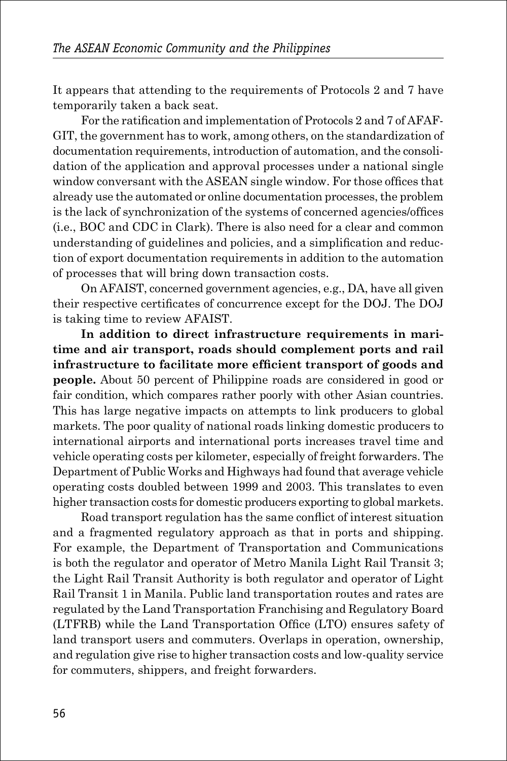It appears that attending to the requirements of Protocols 2 and 7 have temporarily taken a back seat.

For the ratification and implementation of Protocols 2 and 7 of AFAF-GIT, the government has to work, among others, on the standardization of documentation requirements, introduction of automation, and the consolidation of the application and approval processes under a national single window conversant with the ASEAN single window. For those offices that already use the automated or online documentation processes, the problem is the lack of synchronization of the systems of concerned agencies/offices (i.e., BOC and CDC in Clark). There is also need for a clear and common understanding of guidelines and policies, and a simplification and reduction of export documentation requirements in addition to the automation of processes that will bring down transaction costs.

On AFAIST, concerned government agencies, e.g., DA, have all given their respective certificates of concurrence except for the DOJ. The DOJ is taking time to review AFAIST.

**In addition to direct infrastructure requirements in maritime and air transport, roads should complement ports and rail infrastructure to facilitate more efficient transport of goods and people.** About 50 percent of Philippine roads are considered in good or fair condition, which compares rather poorly with other Asian countries. This has large negative impacts on attempts to link producers to global markets. The poor quality of national roads linking domestic producers to international airports and international ports increases travel time and vehicle operating costs per kilometer, especially of freight forwarders. The Department of Public Works and Highways had found that average vehicle operating costs doubled between 1999 and 2003. This translates to even higher transaction costs for domestic producers exporting to global markets.

Road transport regulation has the same conflict of interest situation and a fragmented regulatory approach as that in ports and shipping. For example, the Department of Transportation and Communications is both the regulator and operator of Metro Manila Light Rail Transit 3; the Light Rail Transit Authority is both regulator and operator of Light Rail Transit 1 in Manila. Public land transportation routes and rates are regulated by the Land Transportation Franchising and Regulatory Board (LTFRB) while the Land Transportation Office (LTO) ensures safety of land transport users and commuters. Overlaps in operation, ownership, and regulation give rise to higher transaction costs and low-quality service for commuters, shippers, and freight forwarders.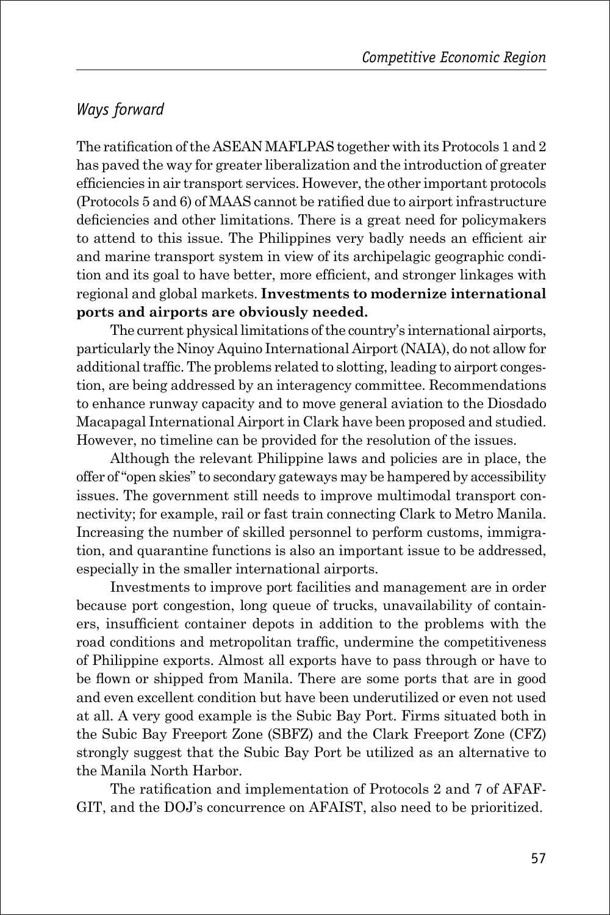## *Ways forward*

The ratification of the ASEAN MAFLPAS together with its Protocols 1 and 2 has paved the way for greater liberalization and the introduction of greater efficiencies in air transport services. However, the other important protocols (Protocols 5 and 6) of MAAS cannot be ratified due to airport infrastructure deficiencies and other limitations. There is a great need for policymakers to attend to this issue. The Philippines very badly needs an efficient air and marine transport system in view of its archipelagic geographic condition and its goal to have better, more efficient, and stronger linkages with regional and global markets. **Investments to modernize international ports and airports are obviously needed.**

The current physical limitations of the country's international airports, particularly the Ninoy Aquino International Airport (NAIA), do not allow for additional traffic. The problems related to slotting, leading to airport congestion, are being addressed by an interagency committee. Recommendations to enhance runway capacity and to move general aviation to the Diosdado Macapagal International Airport in Clark have been proposed and studied. However, no timeline can be provided for the resolution of the issues.

Although the relevant Philippine laws and policies are in place, the offer of "open skies" to secondary gateways may be hampered by accessibility issues. The government still needs to improve multimodal transport connectivity; for example, rail or fast train connecting Clark to Metro Manila. Increasing the number of skilled personnel to perform customs, immigration, and quarantine functions is also an important issue to be addressed, especially in the smaller international airports.

Investments to improve port facilities and management are in order because port congestion, long queue of trucks, unavailability of containers, insufficient container depots in addition to the problems with the road conditions and metropolitan traffic, undermine the competitiveness of Philippine exports. Almost all exports have to pass through or have to be flown or shipped from Manila. There are some ports that are in good and even excellent condition but have been underutilized or even not used at all. A very good example is the Subic Bay Port. Firms situated both in the Subic Bay Freeport Zone (SBFZ) and the Clark Freeport Zone (CFZ) strongly suggest that the Subic Bay Port be utilized as an alternative to the Manila North Harbor.

The ratification and implementation of Protocols 2 and 7 of AFAFGIT, and the DOJ's concurrence on AFAIST, also need to be prioritized.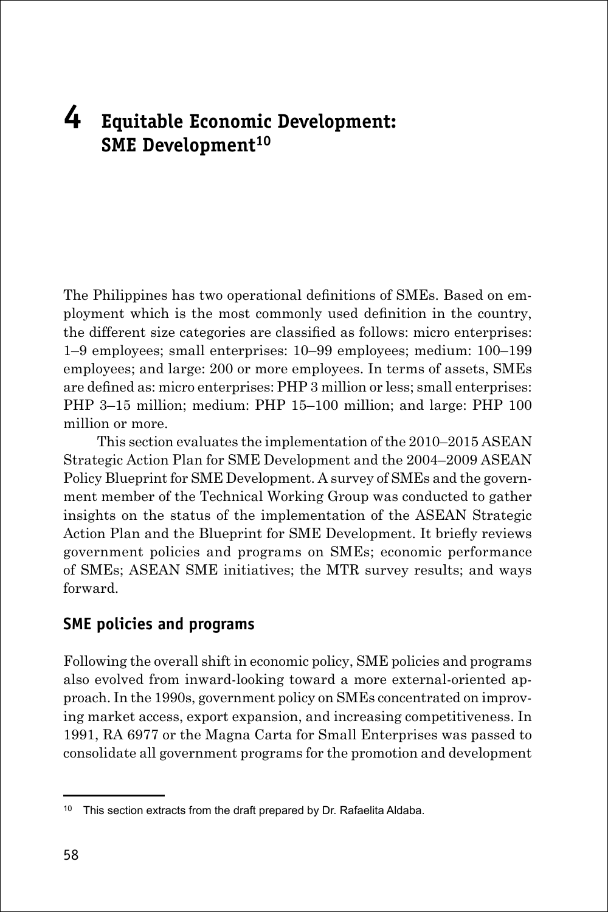# 4 Equitable Economic Development: SME Development[10]

The Philippines has two operational definitions of SMEs. Based on employment which is the most commonly used definition in the country, the different size categories are classified as follows: micro enterprises: 1–9 employees; small enterprises: 10–99 employees; medium: 100–199 employees; and large: 200 or more employees. In terms of assets, SMEs are defined as: micro enterprises: PHP 3 million or less; small enterprises: PHP 3–15 million; medium: PHP 15–100 million; and large: PHP 100 million or more.

This section evaluates the implementation of the 2010–2015 ASEAN Strategic Action Plan for SME Development and the 2004–2009 ASEAN Policy Blueprint for SME Development. A survey of SMEs and the government member of the Technical Working Group was conducted to gather insights on the status of the implementation of the ASEAN Strategic Action Plan and the Blueprint for SME Development. It briefly reviews government policies and programs on SMEs; economic performance of SMEs; ASEAN SME initiatives; the MTR survey results; and ways forward.

## SME policies and programs

Following the overall shift in economic policy, SME policies and programs also evolved from inward-looking toward a more external-oriented approach. In the 1990s, government policy on SMEs concentrated on improving market access, export expansion, and increasing competitiveness. In 1991, RA 6977 or the Magna Carta for Small Enterprises was passed to consolidate all government programs for the promotion and development

---

[10] This section extracts from the draft prepared by Dr. Rafaelita Aldaba.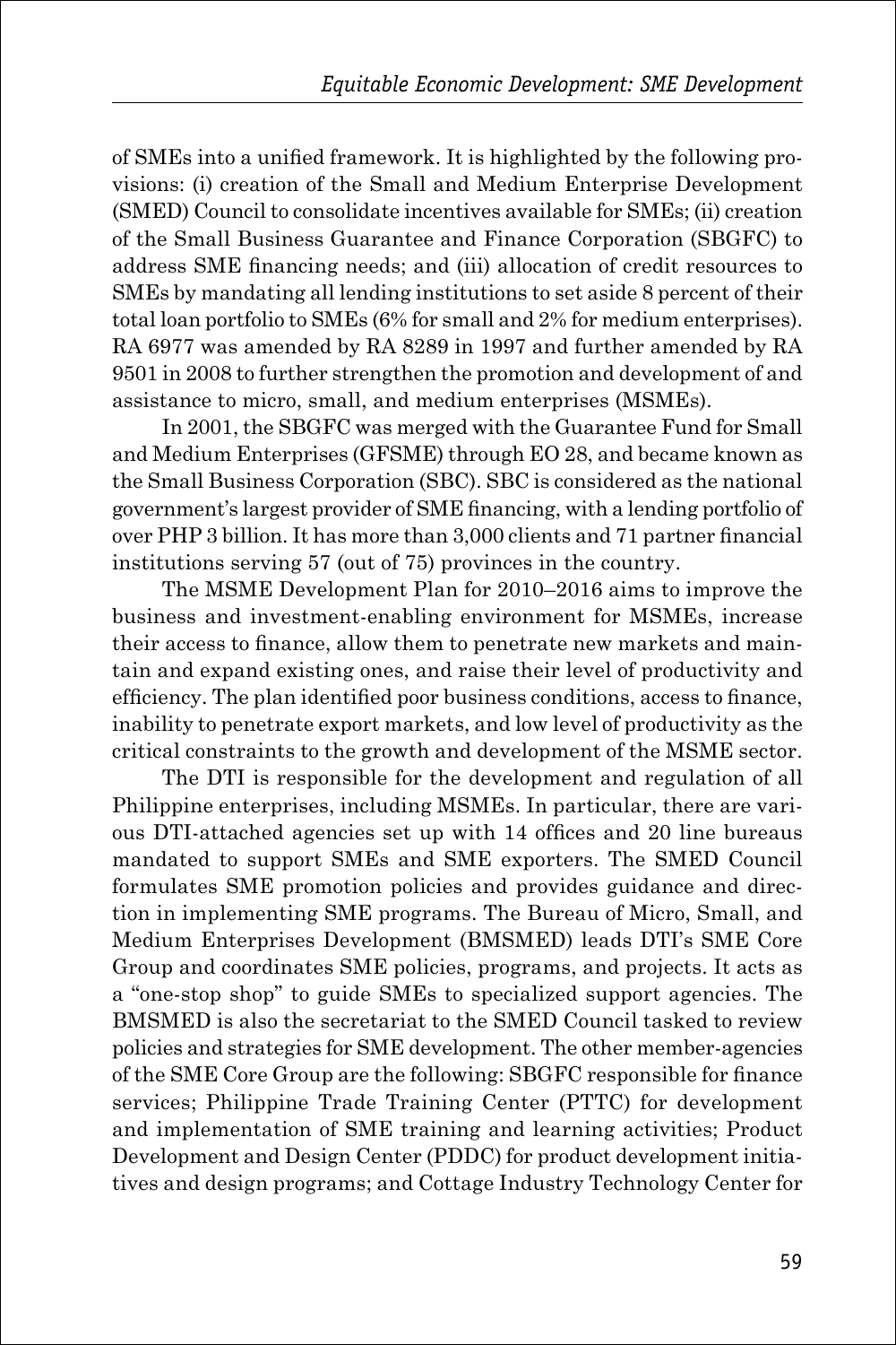of SMEs into a unified framework. It is highlighted by the following provisions: (i) creation of the Small and Medium Enterprise Development (SMED) Council to consolidate incentives available for SMEs; (ii) creation of the Small Business Guarantee and Finance Corporation (SBGFC) to address SME financing needs; and (iii) allocation of credit resources to SMEs by mandating all lending institutions to set aside 8 percent of their total loan portfolio to SMEs (6% for small and 2% for medium enterprises). RA 6977 was amended by RA 8289 in 1997 and further amended by RA 9501 in 2008 to further strengthen the promotion and development of and assistance to micro, small, and medium enterprises (MSMEs).

In 2001, the SBGFC was merged with the Guarantee Fund for Small and Medium Enterprises (GFSME) through EO 28, and became known as the Small Business Corporation (SBC). SBC is considered as the national government's largest provider of SME financing, with a lending portfolio of over PHP 3 billion. It has more than 3,000 clients and 71 partner financial institutions serving 57 (out of 75) provinces in the country.

The MSME Development Plan for 2010–2016 aims to improve the business and investment-enabling environment for MSMEs, increase their access to finance, allow them to penetrate new markets and maintain and expand existing ones, and raise their level of productivity and efficiency. The plan identified poor business conditions, access to finance, inability to penetrate export markets, and low level of productivity as the critical constraints to the growth and development of the MSME sector.

The DTI is responsible for the development and regulation of all Philippine enterprises, including MSMEs. In particular, there are various DTI-attached agencies set up with 14 offices and 20 line bureaus mandated to support SMEs and SME exporters. The SMED Council formulates SME promotion policies and provides guidance and direction in implementing SME programs. The Bureau of Micro, Small, and Medium Enterprises Development (BMSMED) leads DTI's SME Core Group and coordinates SME policies, programs, and projects. It acts as a "one-stop shop" to guide SMEs to specialized support agencies. The BMSMED is also the secretariat to the SMED Council tasked to review policies and strategies for SME development. The other member-agencies of the SME Core Group are the following: SBGFC responsible for finance services; Philippine Trade Training Center (PTTC) for development and implementation of SME training and learning activities; Product Development and Design Center (PDDC) for product development initiatives and design programs; and Cottage Industry Technology Center for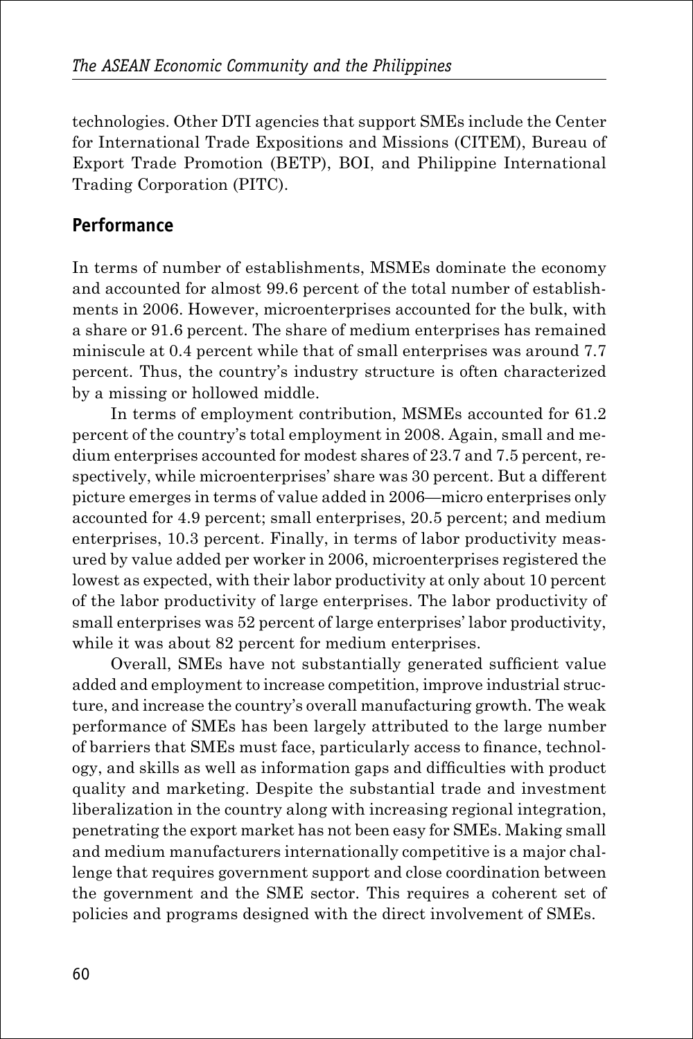technologies. Other DTI agencies that support SMEs include the Center for International Trade Expositions and Missions (CITEM), Bureau of Export Trade Promotion (BETP), BOI, and Philippine International Trading Corporation (PITC).

## Performance

In terms of number of establishments, MSMEs dominate the economy and accounted for almost 99.6 percent of the total number of establishments in 2006. However, microenterprises accounted for the bulk, with a share or 91.6 percent. The share of medium enterprises has remained miniscule at 0.4 percent while that of small enterprises was around 7.7 percent. Thus, the country's industry structure is often characterized by a missing or hollowed middle.

In terms of employment contribution, MSMEs accounted for 61.2 percent of the country's total employment in 2008. Again, small and medium enterprises accounted for modest shares of 23.7 and 7.5 percent, respectively, while microenterprises' share was 30 percent. But a different picture emerges in terms of value added in 2006—micro enterprises only accounted for 4.9 percent; small enterprises, 20.5 percent; and medium enterprises, 10.3 percent. Finally, in terms of labor productivity measured by value added per worker in 2006, microenterprises registered the lowest as expected, with their labor productivity at only about 10 percent of the labor productivity of large enterprises. The labor productivity of small enterprises was 52 percent of large enterprises' labor productivity, while it was about 82 percent for medium enterprises.

Overall, SMEs have not substantially generated sufficient value added and employment to increase competition, improve industrial structure, and increase the country's overall manufacturing growth. The weak performance of SMEs has been largely attributed to the large number of barriers that SMEs must face, particularly access to finance, technology, and skills as well as information gaps and difficulties with product quality and marketing. Despite the substantial trade and investment liberalization in the country along with increasing regional integration, penetrating the export market has not been easy for SMEs. Making small and medium manufacturers internationally competitive is a major challenge that requires government support and close coordination between the government and the SME sector. This requires a coherent set of policies and programs designed with the direct involvement of SMEs.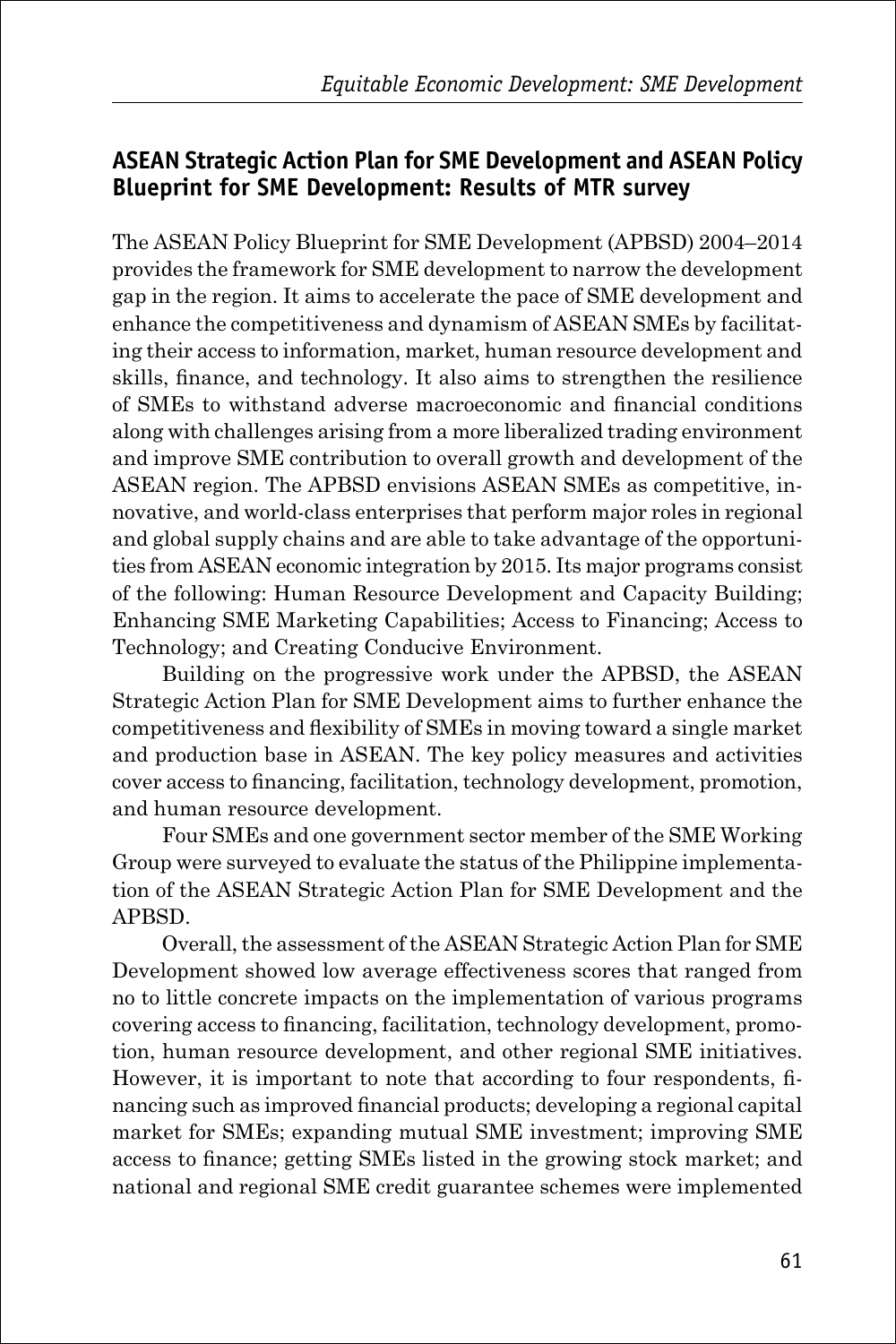## ASEAN Strategic Action Plan for SME Development and ASEAN Policy Blueprint for SME Development: Results of MTR survey

The ASEAN Policy Blueprint for SME Development (APBSD) 2004–2014 provides the framework for SME development to narrow the development gap in the region. It aims to accelerate the pace of SME development and enhance the competitiveness and dynamism of ASEAN SMEs by facilitating their access to information, market, human resource development and skills, finance, and technology. It also aims to strengthen the resilience of SMEs to withstand adverse macroeconomic and financial conditions along with challenges arising from a more liberalized trading environment and improve SME contribution to overall growth and development of the ASEAN region. The APBSD envisions ASEAN SMEs as competitive, innovative, and world-class enterprises that perform major roles in regional and global supply chains and are able to take advantage of the opportunities from ASEAN economic integration by 2015. Its major programs consist of the following: Human Resource Development and Capacity Building; Enhancing SME Marketing Capabilities; Access to Financing; Access to Technology; and Creating Conducive Environment.

Building on the progressive work under the APBSD, the ASEAN Strategic Action Plan for SME Development aims to further enhance the competitiveness and flexibility of SMEs in moving toward a single market and production base in ASEAN. The key policy measures and activities cover access to financing, facilitation, technology development, promotion, and human resource development.

Four SMEs and one government sector member of the SME Working Group were surveyed to evaluate the status of the Philippine implementation of the ASEAN Strategic Action Plan for SME Development and the APBSD.

Overall, the assessment of the ASEAN Strategic Action Plan for SME Development showed low average effectiveness scores that ranged from no to little concrete impacts on the implementation of various programs covering access to financing, facilitation, technology development, promotion, human resource development, and other regional SME initiatives. However, it is important to note that according to four respondents, financing such as improved financial products; developing a regional capital market for SMEs; expanding mutual SME investment; improving SME access to finance; getting SMEs listed in the growing stock market; and national and regional SME credit guarantee schemes were implemented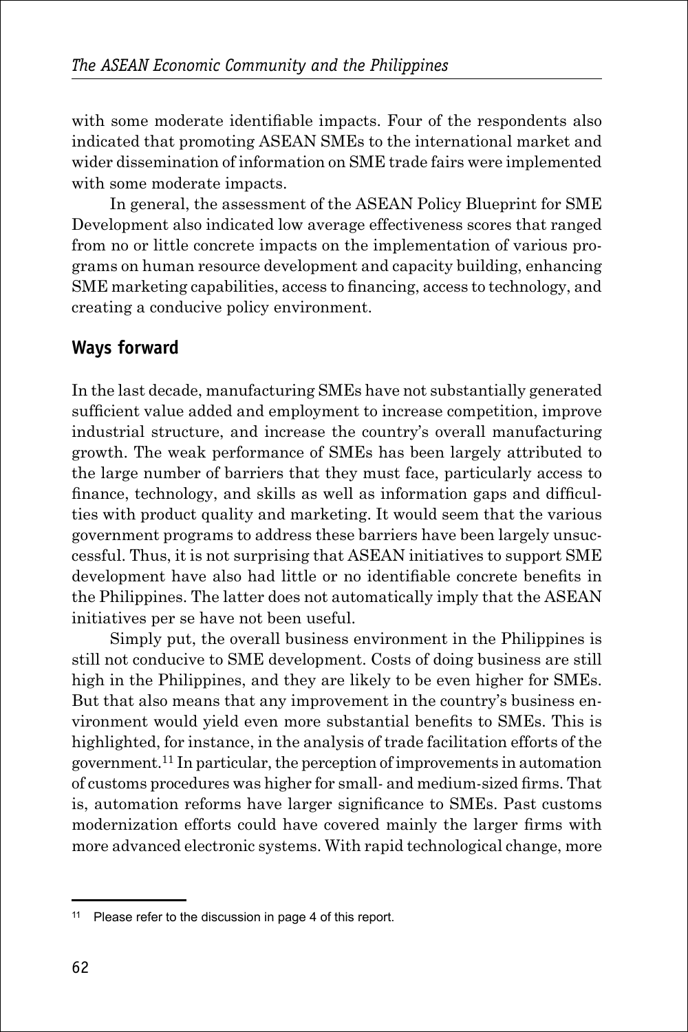with some moderate identifiable impacts. Four of the respondents also indicated that promoting ASEAN SMEs to the international market and wider dissemination of information on SME trade fairs were implemented with some moderate impacts.

In general, the assessment of the ASEAN Policy Blueprint for SME Development also indicated low average effectiveness scores that ranged from no or little concrete impacts on the implementation of various programs on human resource development and capacity building, enhancing SME marketing capabilities, access to financing, access to technology, and creating a conducive policy environment.

## Ways forward

In the last decade, manufacturing SMEs have not substantially generated sufficient value added and employment to increase competition, improve industrial structure, and increase the country's overall manufacturing growth. The weak performance of SMEs has been largely attributed to the large number of barriers that they must face, particularly access to finance, technology, and skills as well as information gaps and difficulties with product quality and marketing. It would seem that the various government programs to address these barriers have been largely unsuccessful. Thus, it is not surprising that ASEAN initiatives to support SME development have also had little or no identifiable concrete benefits in the Philippines. The latter does not automatically imply that the ASEAN initiatives per se have not been useful.

Simply put, the overall business environment in the Philippines is still not conducive to SME development. Costs of doing business are still high in the Philippines, and they are likely to be even higher for SMEs. But that also means that any improvement in the country's business environment would yield even more substantial benefits to SMEs. This is highlighted, for instance, in the analysis of trade facilitation efforts of the government.[11] In particular, the perception of improvements in automation of customs procedures was higher for small- and medium-sized firms. That is, automation reforms have larger significance to SMEs. Past customs modernization efforts could have covered mainly the larger firms with more advanced electronic systems. With rapid technological change, more

[11] Please refer to the discussion in page 4 of this report.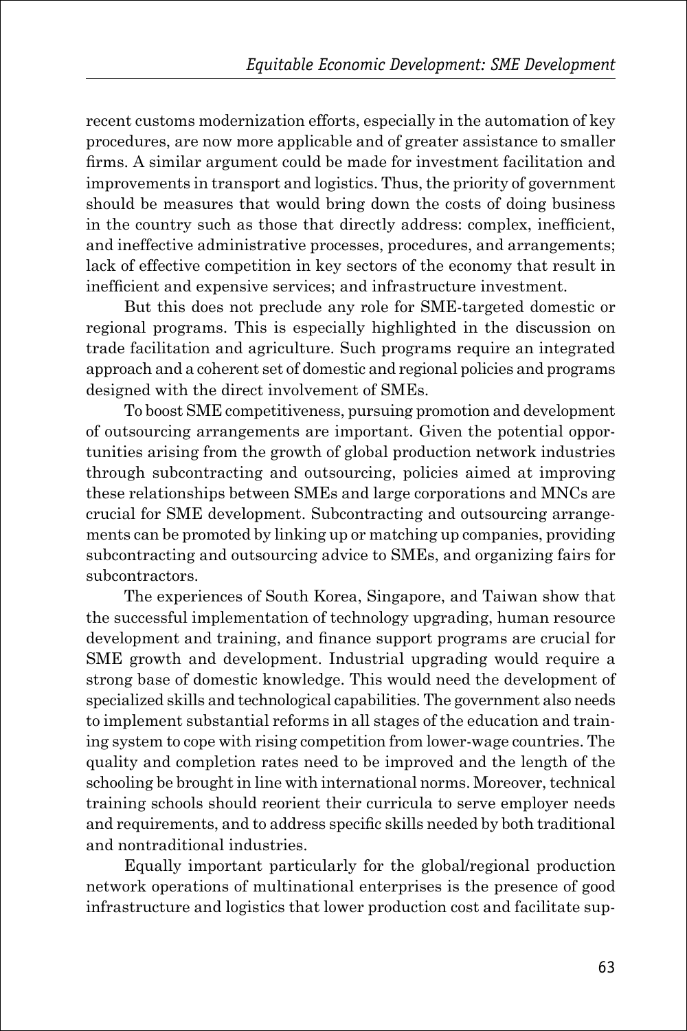recent customs modernization efforts, especially in the automation of key procedures, are now more applicable and of greater assistance to smaller firms. A similar argument could be made for investment facilitation and improvements in transport and logistics. Thus, the priority of government should be measures that would bring down the costs of doing business in the country such as those that directly address: complex, inefficient, and ineffective administrative processes, procedures, and arrangements; lack of effective competition in key sectors of the economy that result in inefficient and expensive services; and infrastructure investment.

But this does not preclude any role for SME-targeted domestic or regional programs. This is especially highlighted in the discussion on trade facilitation and agriculture. Such programs require an integrated approach and a coherent set of domestic and regional policies and programs designed with the direct involvement of SMEs.

To boost SME competitiveness, pursuing promotion and development of outsourcing arrangements are important. Given the potential opportunities arising from the growth of global production network industries through subcontracting and outsourcing, policies aimed at improving these relationships between SMEs and large corporations and MNCs are crucial for SME development. Subcontracting and outsourcing arrangements can be promoted by linking up or matching up companies, providing subcontracting and outsourcing advice to SMEs, and organizing fairs for subcontractors.

The experiences of South Korea, Singapore, and Taiwan show that the successful implementation of technology upgrading, human resource development and training, and finance support programs are crucial for SME growth and development. Industrial upgrading would require a strong base of domestic knowledge. This would need the development of specialized skills and technological capabilities. The government also needs to implement substantial reforms in all stages of the education and training system to cope with rising competition from lower-wage countries. The quality and completion rates need to be improved and the length of the schooling be brought in line with international norms. Moreover, technical training schools should reorient their curricula to serve employer needs and requirements, and to address specific skills needed by both traditional and nontraditional industries.

Equally important particularly for the global/regional production network operations of multinational enterprises is the presence of good infrastructure and logistics that lower production cost and facilitate sup-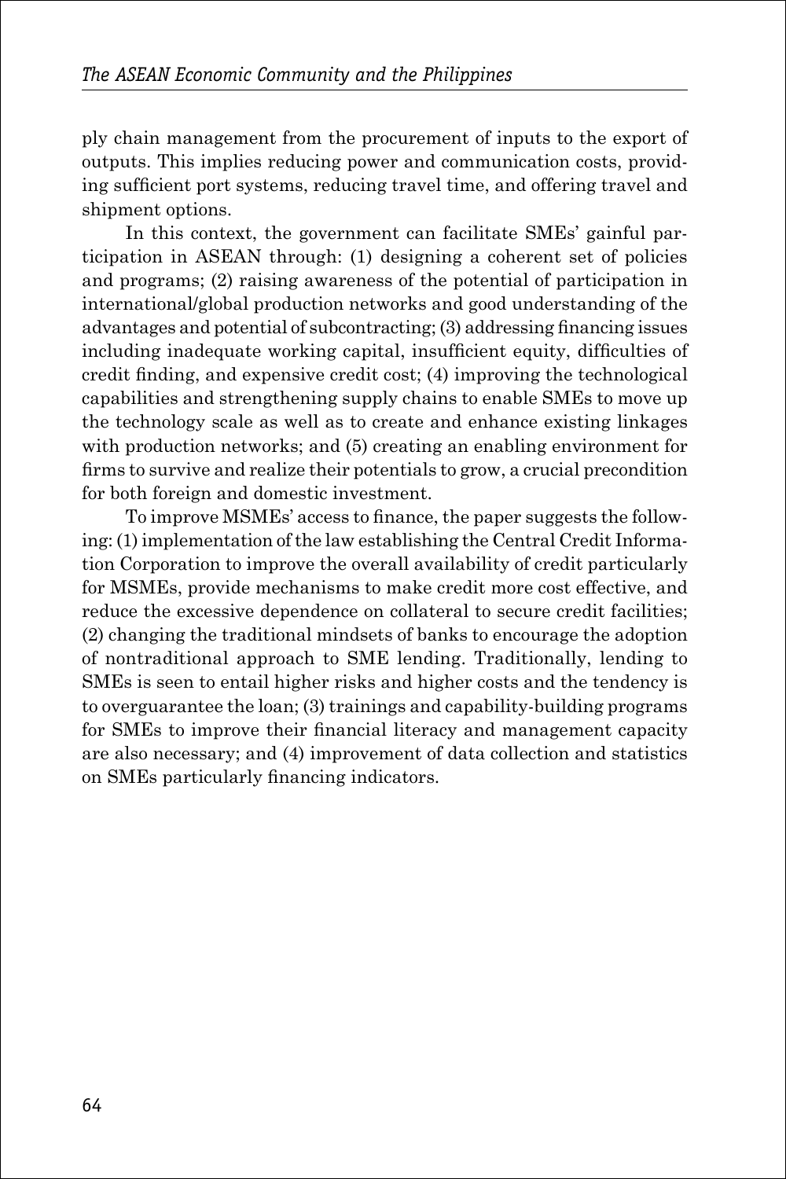ply chain management from the procurement of inputs to the export of outputs. This implies reducing power and communication costs, providing sufficient port systems, reducing travel time, and offering travel and shipment options.

In this context, the government can facilitate SMEs' gainful participation in ASEAN through: (1) designing a coherent set of policies and programs; (2) raising awareness of the potential of participation in international/global production networks and good understanding of the advantages and potential of subcontracting; (3) addressing financing issues including inadequate working capital, insufficient equity, difficulties of credit finding, and expensive credit cost; (4) improving the technological capabilities and strengthening supply chains to enable SMEs to move up the technology scale as well as to create and enhance existing linkages with production networks; and (5) creating an enabling environment for firms to survive and realize their potentials to grow, a crucial precondition for both foreign and domestic investment.

To improve MSMEs' access to finance, the paper suggests the following: (1) implementation of the law establishing the Central Credit Information Corporation to improve the overall availability of credit particularly for MSMEs, provide mechanisms to make credit more cost effective, and reduce the excessive dependence on collateral to secure credit facilities; (2) changing the traditional mindsets of banks to encourage the adoption of nontraditional approach to SME lending. Traditionally, lending to SMEs is seen to entail higher risks and higher costs and the tendency is to overguarantee the loan; (3) trainings and capability-building programs for SMEs to improve their financial literacy and management capacity are also necessary; and (4) improvement of data collection and statistics on SMEs particularly financing indicators.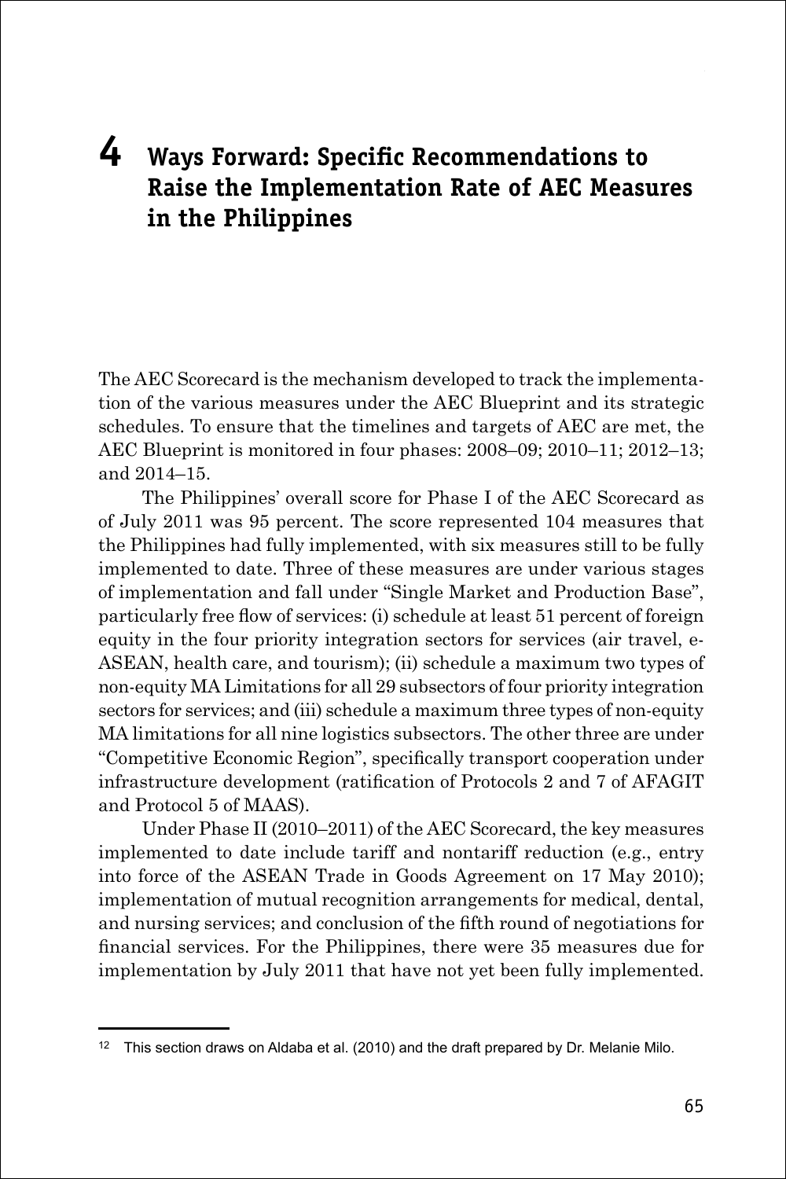# 4 Ways Forward: Specific Recommendations to Raise the Implementation Rate of AEC Measures in the Philippines

The AEC Scorecard is the mechanism developed to track the implementation of the various measures under the AEC Blueprint and its strategic schedules. To ensure that the timelines and targets of AEC are met, the AEC Blueprint is monitored in four phases: 2008–09; 2010–11; 2012–13; and 2014–15.

The Philippines' overall score for Phase I of the AEC Scorecard as of July 2011 was 95 percent. The score represented 104 measures that the Philippines had fully implemented, with six measures still to be fully implemented to date. Three of these measures are under various stages of implementation and fall under "Single Market and Production Base", particularly free flow of services: (i) schedule at least 51 percent of foreign equity in the four priority integration sectors for services (air travel, e-ASEAN, health care, and tourism); (ii) schedule a maximum two types of non-equity MA Limitations for all 29 subsectors of four priority integration sectors for services; and (iii) schedule a maximum three types of non-equity MA limitations for all nine logistics subsectors. The other three are under "Competitive Economic Region", specifically transport cooperation under infrastructure development (ratification of Protocols 2 and 7 of AFAGIT and Protocol 5 of MAAS).

Under Phase II (2010–2011) of the AEC Scorecard, the key measures implemented to date include tariff and nontariff reduction (e.g., entry into force of the ASEAN Trade in Goods Agreement on 17 May 2010); implementation of mutual recognition arrangements for medical, dental, and nursing services; and conclusion of the fifth round of negotiations for financial services. For the Philippines, there were 35 measures due for implementation by July 2011 that have not yet been fully implemented.

---

[12] This section draws on Aldaba et al. (2010) and the draft prepared by Dr. Melanie Milo.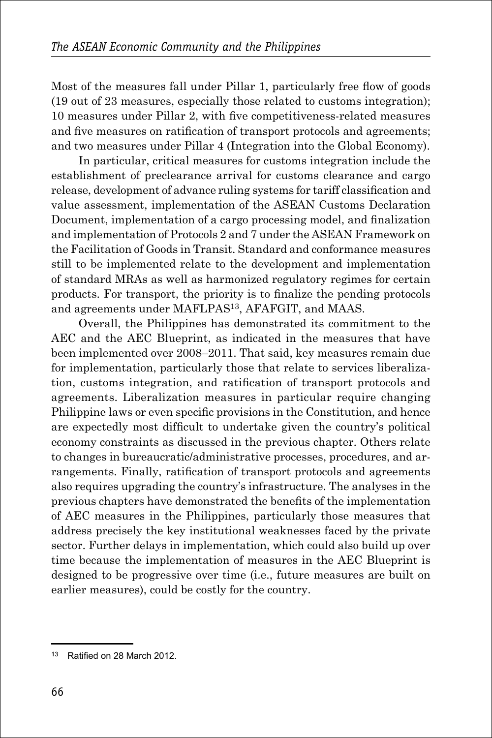Most of the measures fall under Pillar 1, particularly free flow of goods (19 out of 23 measures, especially those related to customs integration); 10 measures under Pillar 2, with five competitiveness-related measures and five measures on ratification of transport protocols and agreements; and two measures under Pillar 4 (Integration into the Global Economy).

In particular, critical measures for customs integration include the establishment of preclearance arrival for customs clearance and cargo release, development of advance ruling systems for tariff classification and value assessment, implementation of the ASEAN Customs Declaration Document, implementation of a cargo processing model, and finalization and implementation of Protocols 2 and 7 under the ASEAN Framework on the Facilitation of Goods in Transit. Standard and conformance measures still to be implemented relate to the development and implementation of standard MRAs as well as harmonized regulatory regimes for certain products. For transport, the priority is to finalize the pending protocols and agreements under MAFLPAS[13], AFAFGIT, and MAAS.

Overall, the Philippines has demonstrated its commitment to the AEC and the AEC Blueprint, as indicated in the measures that have been implemented over 2008–2011. That said, key measures remain due for implementation, particularly those that relate to services liberalization, customs integration, and ratification of transport protocols and agreements. Liberalization measures in particular require changing Philippine laws or even specific provisions in the Constitution, and hence are expectedly most difficult to undertake given the country's political economy constraints as discussed in the previous chapter. Others relate to changes in bureaucratic/administrative processes, procedures, and arrangements. Finally, ratification of transport protocols and agreements also requires upgrading the country's infrastructure. The analyses in the previous chapters have demonstrated the benefits of the implementation of AEC measures in the Philippines, particularly those measures that address precisely the key institutional weaknesses faced by the private sector. Further delays in implementation, which could also build up over time because the implementation of measures in the AEC Blueprint is designed to be progressive over time (i.e., future measures are built on earlier measures), could be costly for the country.

[13] Ratified on 28 March 2012.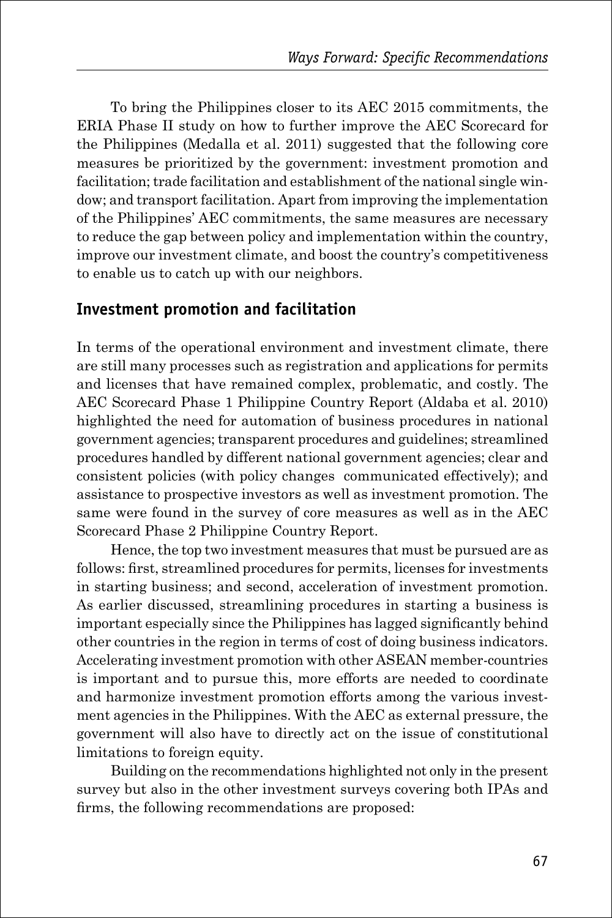To bring the Philippines closer to its AEC 2015 commitments, the ERIA Phase II study on how to further improve the AEC Scorecard for the Philippines (Medalla et al. 2011) suggested that the following core measures be prioritized by the government: investment promotion and facilitation; trade facilitation and establishment of the national single window; and transport facilitation. Apart from improving the implementation of the Philippines' AEC commitments, the same measures are necessary to reduce the gap between policy and implementation within the country, improve our investment climate, and boost the country's competitiveness to enable us to catch up with our neighbors.

## Investment promotion and facilitation

In terms of the operational environment and investment climate, there are still many processes such as registration and applications for permits and licenses that have remained complex, problematic, and costly. The AEC Scorecard Phase 1 Philippine Country Report (Aldaba et al. 2010) highlighted the need for automation of business procedures in national government agencies; transparent procedures and guidelines; streamlined procedures handled by different national government agencies; clear and consistent policies (with policy changes communicated effectively); and assistance to prospective investors as well as investment promotion. The same were found in the survey of core measures as well as in the AEC Scorecard Phase 2 Philippine Country Report.

Hence, the top two investment measures that must be pursued are as follows: first, streamlined procedures for permits, licenses for investments in starting business; and second, acceleration of investment promotion. As earlier discussed, streamlining procedures in starting a business is important especially since the Philippines has lagged significantly behind other countries in the region in terms of cost of doing business indicators. Accelerating investment promotion with other ASEAN member-countries is important and to pursue this, more efforts are needed to coordinate and harmonize investment promotion efforts among the various investment agencies in the Philippines. With the AEC as external pressure, the government will also have to directly act on the issue of constitutional limitations to foreign equity.

Building on the recommendations highlighted not only in the present survey but also in the other investment surveys covering both IPAs and firms, the following recommendations are proposed: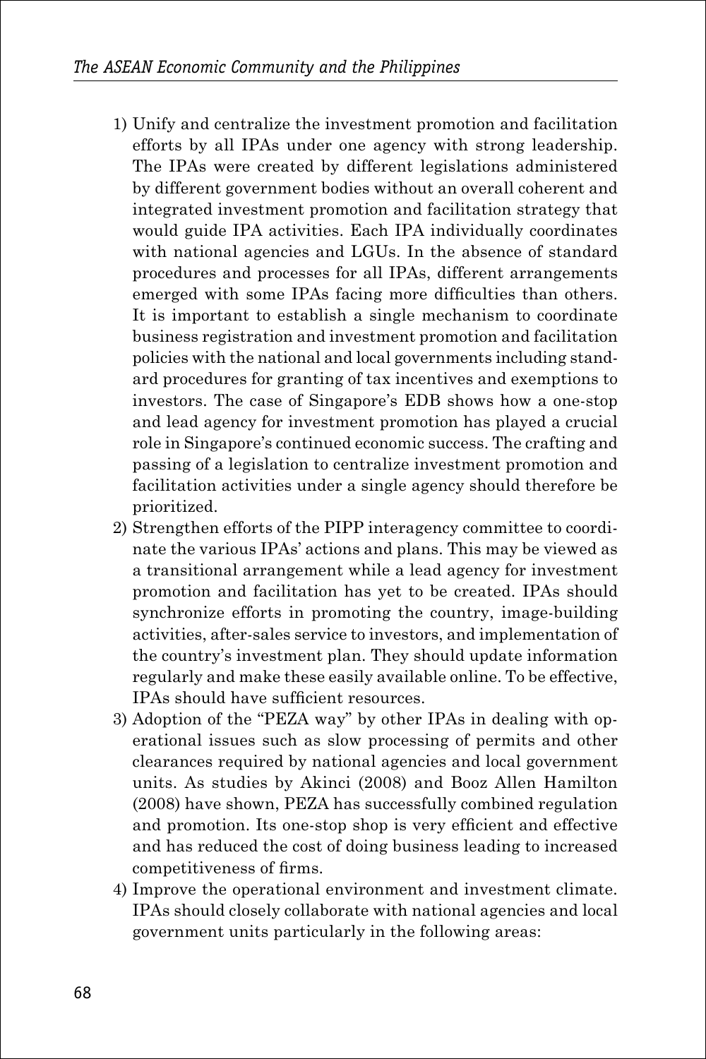1) Unify and centralize the investment promotion and facilitation efforts by all IPAs under one agency with strong leadership. The IPAs were created by different legislations administered by different government bodies without an overall coherent and integrated investment promotion and facilitation strategy that would guide IPA activities. Each IPA individually coordinates with national agencies and LGUs. In the absence of standard procedures and processes for all IPAs, different arrangements emerged with some IPAs facing more difficulties than others. It is important to establish a single mechanism to coordinate business registration and investment promotion and facilitation policies with the national and local governments including standard procedures for granting of tax incentives and exemptions to investors. The case of Singapore's EDB shows how a one-stop and lead agency for investment promotion has played a crucial role in Singapore's continued economic success. The crafting and passing of a legislation to centralize investment promotion and facilitation activities under a single agency should therefore be prioritized.
2) Strengthen efforts of the PIPP interagency committee to coordinate the various IPAs' actions and plans. This may be viewed as a transitional arrangement while a lead agency for investment promotion and facilitation has yet to be created. IPAs should synchronize efforts in promoting the country, image-building activities, after-sales service to investors, and implementation of the country's investment plan. They should update information regularly and make these easily available online. To be effective, IPAs should have sufficient resources.
3) Adoption of the "PEZA way" by other IPAs in dealing with operational issues such as slow processing of permits and other clearances required by national agencies and local government units. As studies by Akinci (2008) and Booz Allen Hamilton (2008) have shown, PEZA has successfully combined regulation and promotion. Its one-stop shop is very efficient and effective and has reduced the cost of doing business leading to increased competitiveness of firms.
4) Improve the operational environment and investment climate. IPAs should closely collaborate with national agencies and local government units particularly in the following areas: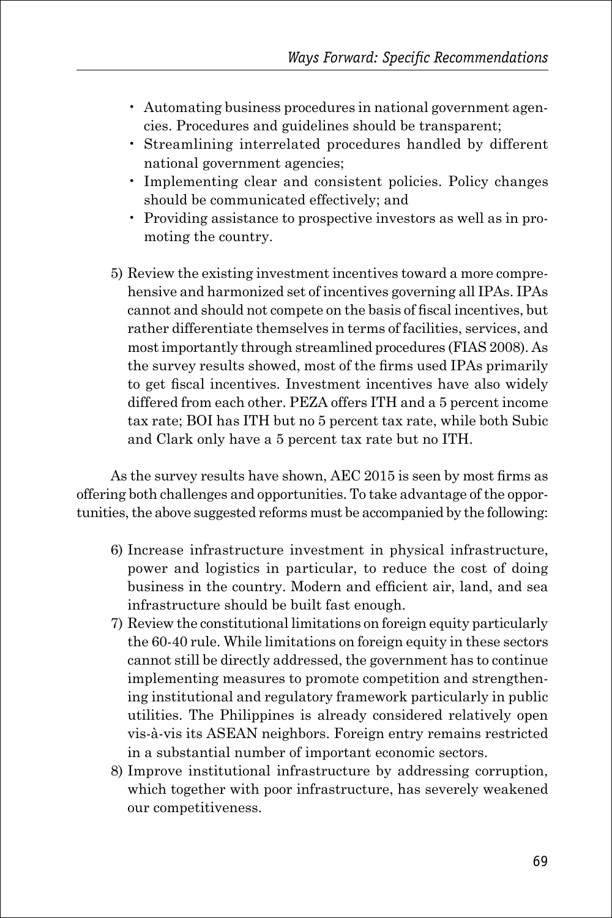- Automating business procedures in national government agencies. Procedures and guidelines should be transparent;
- Streamlining interrelated procedures handled by different national government agencies;
- Implementing clear and consistent policies. Policy changes should be communicated effectively; and
- Providing assistance to prospective investors as well as in promoting the country.

5) Review the existing investment incentives toward a more comprehensive and harmonized set of incentives governing all IPAs. IPAs cannot and should not compete on the basis of fiscal incentives, but rather differentiate themselves in terms of facilities, services, and most importantly through streamlined procedures (FIAS 2008). As the survey results showed, most of the firms used IPAs primarily to get fiscal incentives. Investment incentives have also widely differed from each other. PEZA offers ITH and a 5 percent income tax rate; BOI has ITH but no 5 percent tax rate, while both Subic and Clark only have a 5 percent tax rate but no ITH.

As the survey results have shown, AEC 2015 is seen by most firms as offering both challenges and opportunities. To take advantage of the opportunities, the above suggested reforms must be accompanied by the following:

6) Increase infrastructure investment in physical infrastructure, power and logistics in particular, to reduce the cost of doing business in the country. Modern and efficient air, land, and sea infrastructure should be built fast enough.
7) Review the constitutional limitations on foreign equity particularly the 60-40 rule. While limitations on foreign equity in these sectors cannot still be directly addressed, the government has to continue implementing measures to promote competition and strengthening institutional and regulatory framework particularly in public utilities. The Philippines is already considered relatively open vis-à-vis its ASEAN neighbors. Foreign entry remains restricted in a substantial number of important economic sectors.
8) Improve institutional infrastructure by addressing corruption, which together with poor infrastructure, has severely weakened our competitiveness.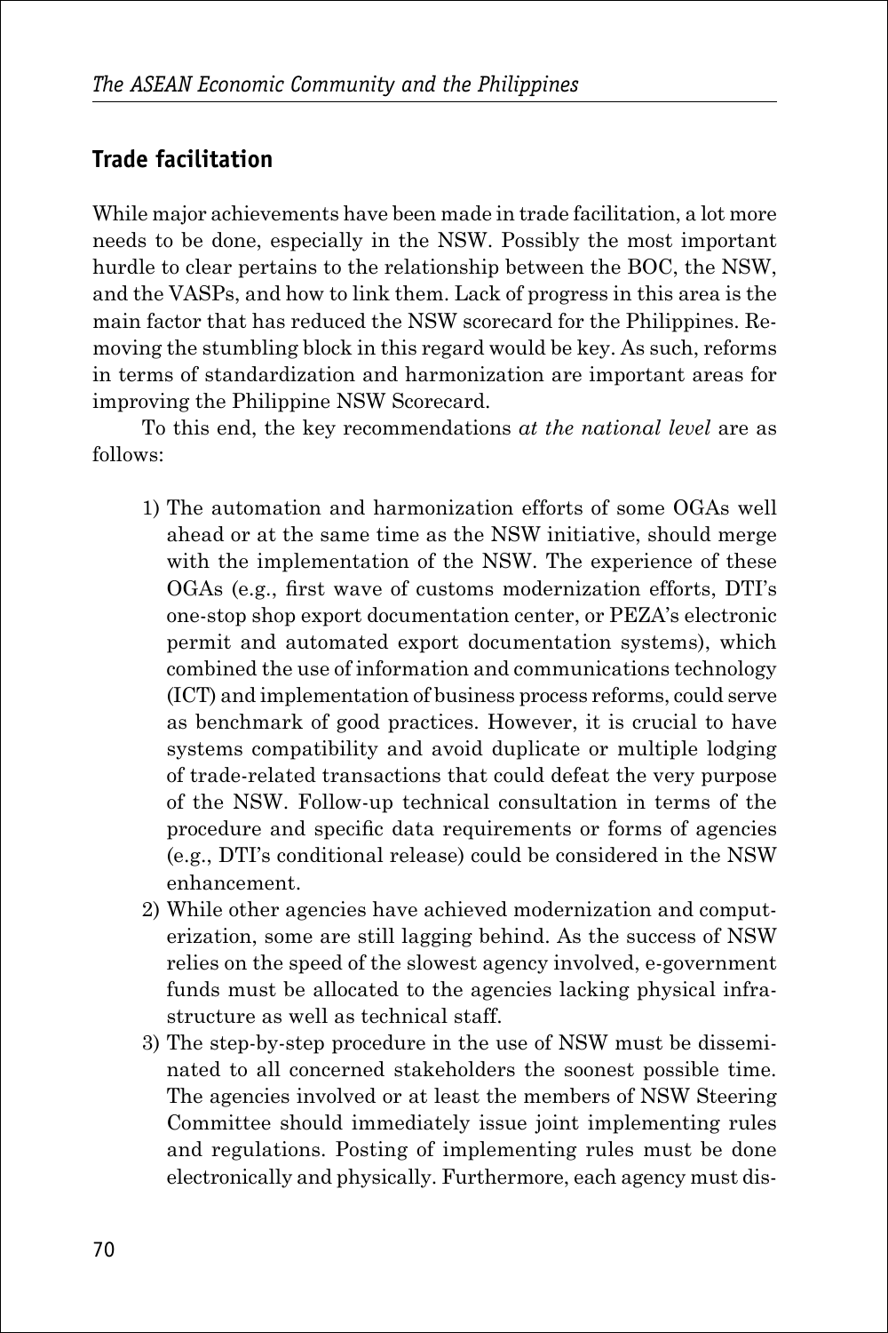## Trade facilitation

While major achievements have been made in trade facilitation, a lot more needs to be done, especially in the NSW. Possibly the most important hurdle to clear pertains to the relationship between the BOC, the NSW, and the VASPs, and how to link them. Lack of progress in this area is the main factor that has reduced the NSW scorecard for the Philippines. Removing the stumbling block in this regard would be key. As such, reforms in terms of standardization and harmonization are important areas for improving the Philippine NSW Scorecard.

To this end, the key recommendations *at the national level* are as follows:

1) The automation and harmonization efforts of some OGAs well ahead or at the same time as the NSW initiative, should merge with the implementation of the NSW. The experience of these OGAs (e.g., first wave of customs modernization efforts, DTI's one-stop shop export documentation center, or PEZA's electronic permit and automated export documentation systems), which combined the use of information and communications technology (ICT) and implementation of business process reforms, could serve as benchmark of good practices. However, it is crucial to have systems compatibility and avoid duplicate or multiple lodging of trade-related transactions that could defeat the very purpose of the NSW. Follow-up technical consultation in terms of the procedure and specific data requirements or forms of agencies (e.g., DTI's conditional release) could be considered in the NSW enhancement.
2) While other agencies have achieved modernization and computerization, some are still lagging behind. As the success of NSW relies on the speed of the slowest agency involved, e-government funds must be allocated to the agencies lacking physical infrastructure as well as technical staff.
3) The step-by-step procedure in the use of NSW must be disseminated to all concerned stakeholders the soonest possible time. The agencies involved or at least the members of NSW Steering Committee should immediately issue joint implementing rules and regulations. Posting of implementing rules must be done electronically and physically. Furthermore, each agency must dis-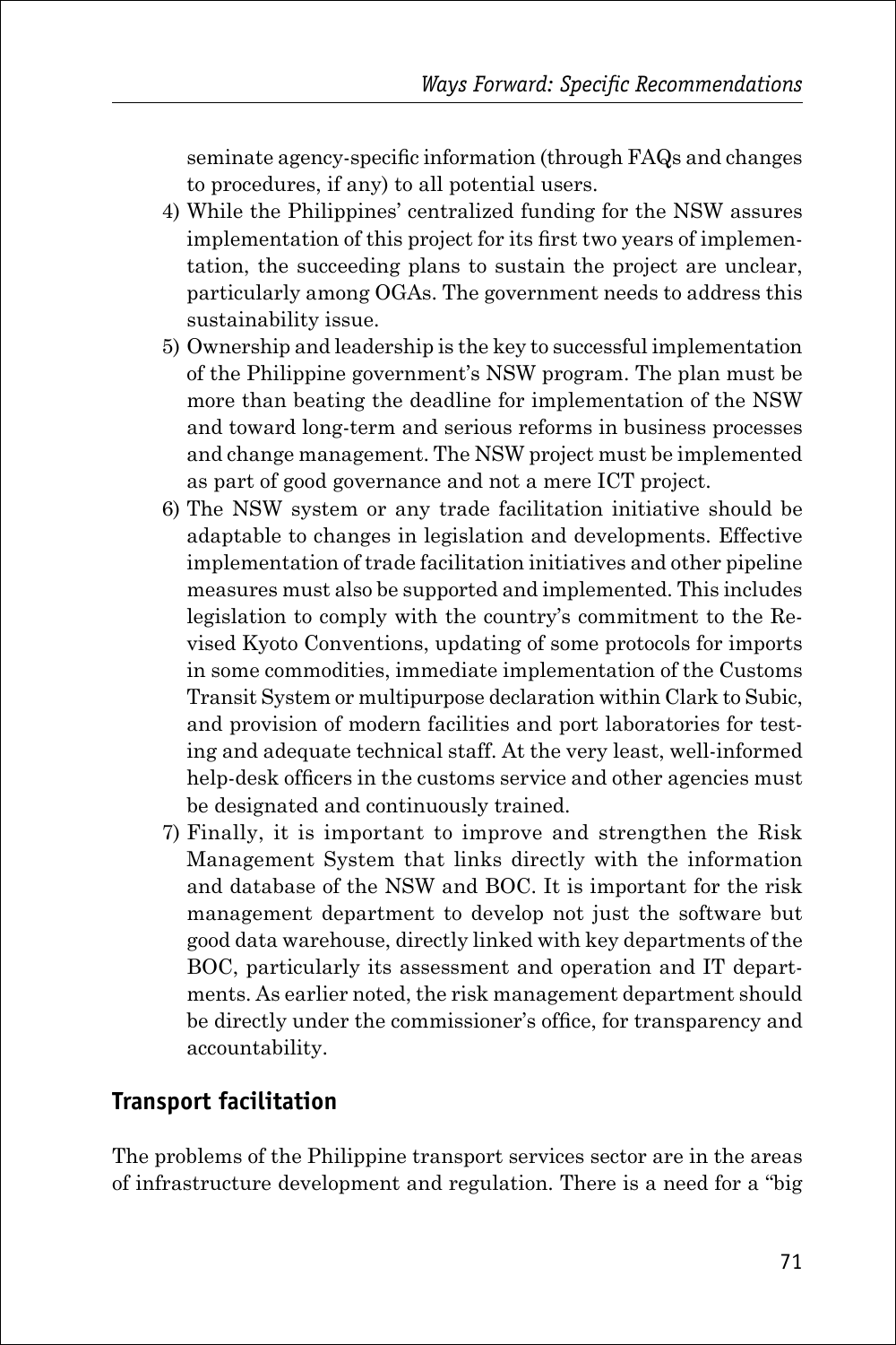seminate agency-specific information (through FAQs and changes to procedures, if any) to all potential users.

4) While the Philippines' centralized funding for the NSW assures implementation of this project for its first two years of implementation, the succeeding plans to sustain the project are unclear, particularly among OGAs. The government needs to address this sustainability issue.
5) Ownership and leadership is the key to successful implementation of the Philippine government's NSW program. The plan must be more than beating the deadline for implementation of the NSW and toward long-term and serious reforms in business processes and change management. The NSW project must be implemented as part of good governance and not a mere ICT project.
6) The NSW system or any trade facilitation initiative should be adaptable to changes in legislation and developments. Effective implementation of trade facilitation initiatives and other pipeline measures must also be supported and implemented. This includes legislation to comply with the country's commitment to the Revised Kyoto Conventions, updating of some protocols for imports in some commodities, immediate implementation of the Customs Transit System or multipurpose declaration within Clark to Subic, and provision of modern facilities and port laboratories for testing and adequate technical staff. At the very least, well-informed help-desk officers in the customs service and other agencies must be designated and continuously trained.
7) Finally, it is important to improve and strengthen the Risk Management System that links directly with the information and database of the NSW and BOC. It is important for the risk management department to develop not just the software but good data warehouse, directly linked with key departments of the BOC, particularly its assessment and operation and IT departments. As earlier noted, the risk management department should be directly under the commissioner's office, for transparency and accountability.

## Transport facilitation

The problems of the Philippine transport services sector are in the areas of infrastructure development and regulation. There is a need for a "big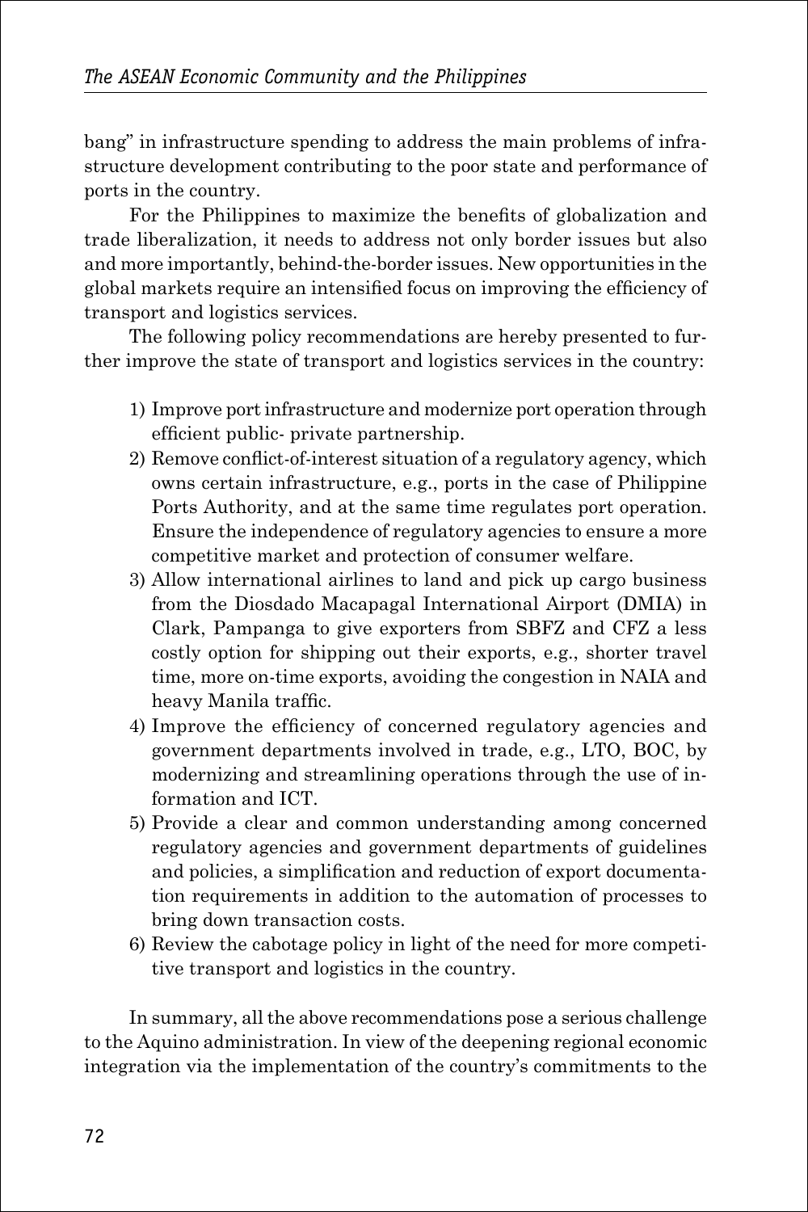bang" in infrastructure spending to address the main problems of infrastructure development contributing to the poor state and performance of ports in the country.

For the Philippines to maximize the benefits of globalization and trade liberalization, it needs to address not only border issues but also and more importantly, behind-the-border issues. New opportunities in the global markets require an intensified focus on improving the efficiency of transport and logistics services.

The following policy recommendations are hereby presented to further improve the state of transport and logistics services in the country:

1) Improve port infrastructure and modernize port operation through efficient public- private partnership.
2) Remove conflict-of-interest situation of a regulatory agency, which owns certain infrastructure, e.g., ports in the case of Philippine Ports Authority, and at the same time regulates port operation. Ensure the independence of regulatory agencies to ensure a more competitive market and protection of consumer welfare.
3) Allow international airlines to land and pick up cargo business from the Diosdado Macapagal International Airport (DMIA) in Clark, Pampanga to give exporters from SBFZ and CFZ a less costly option for shipping out their exports, e.g., shorter travel time, more on-time exports, avoiding the congestion in NAIA and heavy Manila traffic.
4) Improve the efficiency of concerned regulatory agencies and government departments involved in trade, e.g., LTO, BOC, by modernizing and streamlining operations through the use of information and ICT.
5) Provide a clear and common understanding among concerned regulatory agencies and government departments of guidelines and policies, a simplification and reduction of export documentation requirements in addition to the automation of processes to bring down transaction costs.
6) Review the cabotage policy in light of the need for more competitive transport and logistics in the country.

In summary, all the above recommendations pose a serious challenge to the Aquino administration. In view of the deepening regional economic integration via the implementation of the country's commitments to the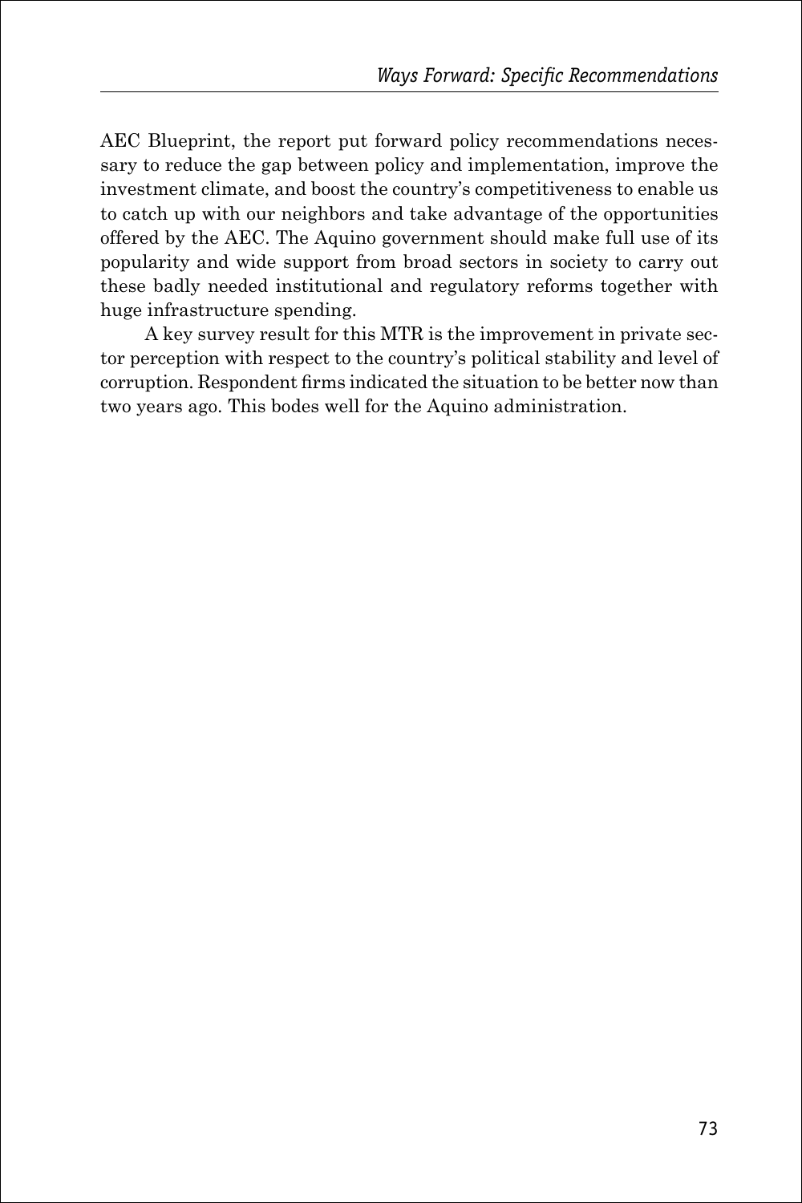AEC Blueprint, the report put forward policy recommendations necessary to reduce the gap between policy and implementation, improve the investment climate, and boost the country's competitiveness to enable us to catch up with our neighbors and take advantage of the opportunities offered by the AEC. The Aquino government should make full use of its popularity and wide support from broad sectors in society to carry out these badly needed institutional and regulatory reforms together with huge infrastructure spending.

A key survey result for this MTR is the improvement in private sector perception with respect to the country's political stability and level of corruption. Respondent firms indicated the situation to be better now than two years ago. This bodes well for the Aquino administration.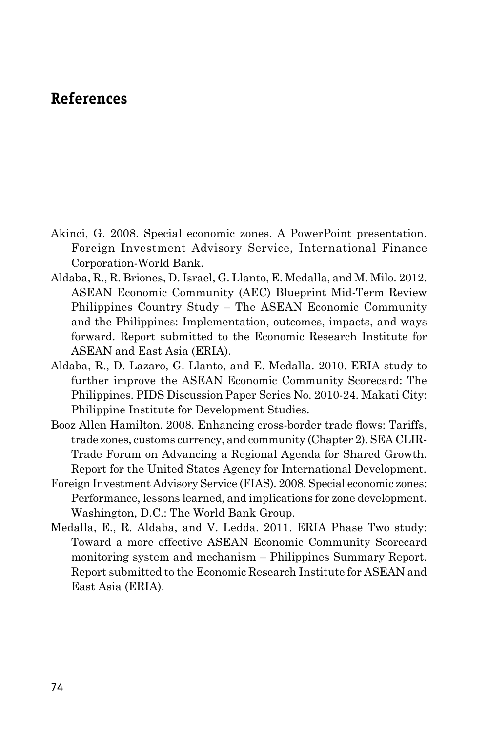## References

Akinci, G. 2008. Special economic zones. A PowerPoint presentation. Foreign Investment Advisory Service, International Finance Corporation-World Bank.

Aldaba, R., R. Briones, D. Israel, G. Llanto, E. Medalla, and M. Milo. 2012. ASEAN Economic Community (AEC) Blueprint Mid-Term Review Philippines Country Study – The ASEAN Economic Community and the Philippines: Implementation, outcomes, impacts, and ways forward. Report submitted to the Economic Research Institute for ASEAN and East Asia (ERIA).

Aldaba, R., D. Lazaro, G. Llanto, and E. Medalla. 2010. ERIA study to further improve the ASEAN Economic Community Scorecard: The Philippines. PIDS Discussion Paper Series No. 2010-24. Makati City: Philippine Institute for Development Studies.

Booz Allen Hamilton. 2008. Enhancing cross-border trade flows: Tariffs, trade zones, customs currency, and community (Chapter 2). SEA CLIR-Trade Forum on Advancing a Regional Agenda for Shared Growth. Report for the United States Agency for International Development.

Foreign Investment Advisory Service (FIAS). 2008. Special economic zones: Performance, lessons learned, and implications for zone development. Washington, D.C.: The World Bank Group.

Medalla, E., R. Aldaba, and V. Ledda. 2011. ERIA Phase Two study: Toward a more effective ASEAN Economic Community Scorecard monitoring system and mechanism – Philippines Summary Report. Report submitted to the Economic Research Institute for ASEAN and East Asia (ERIA).